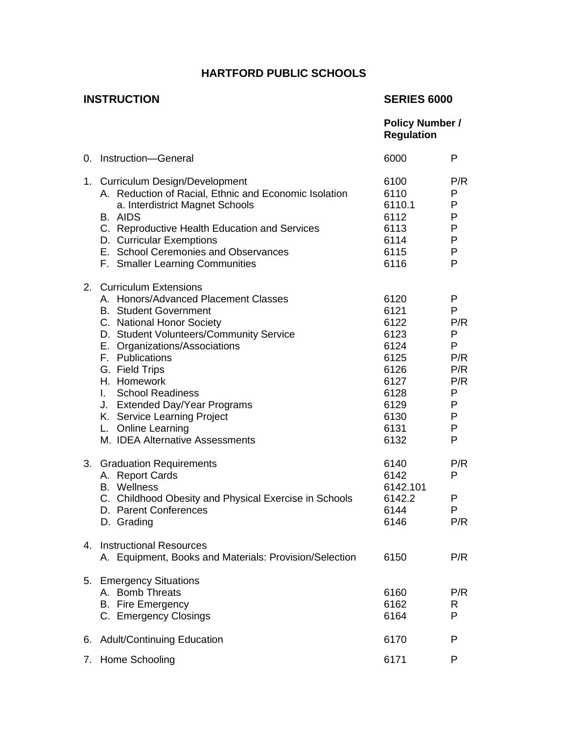# HARTFORD PUBLIC SCHOOLS

| **INSTRUCTION** | **SERIES 6000** | |
|---|---|---|
| | **Policy Number / Regulation** | |
| 0. Instruction—General | 6000 | P |
| 1. Curriculum Design/Development | 6100 | P/R |
|     A. Reduction of Racial, Ethnic and Economic Isolation | 6110 | P |
|         a. Interdistrict Magnet Schools | 6110.1 | P |
|     B. AIDS | 6112 | P |
|     C. Reproductive Health Education and Services | 6113 | P |
|     D. Curricular Exemptions | 6114 | P |
|     E. School Ceremonies and Observances | 6115 | P |
|     F. Smaller Learning Communities | 6116 | P |
| 2. Curriculum Extensions | | |
|     A. Honors/Advanced Placement Classes | 6120 | P |
|     B. Student Government | 6121 | P |
|     C. National Honor Society | 6122 | P/R |
|     D. Student Volunteers/Community Service | 6123 | P |
|     E. Organizations/Associations | 6124 | P |
|     F. Publications | 6125 | P/R |
|     G. Field Trips | 6126 | P/R |
|     H. Homework | 6127 | P/R |
|     I. School Readiness | 6128 | P |
|     J. Extended Day/Year Programs | 6129 | P |
|     K. Service Learning Project | 6130 | P |
|     L. Online Learning | 6131 | P |
|     M. IDEA Alternative Assessments | 6132 | P |
| 3. Graduation Requirements | 6140 | P/R |
|     A. Report Cards | 6142 | P |
|     B. Wellness | 6142.101 | |
|     C. Childhood Obesity and Physical Exercise in Schools | 6142.2 | P |
|     D. Parent Conferences | 6144 | P |
|     D. Grading | 6146 | P/R |
| 4. Instructional Resources | | |
|     A. Equipment, Books and Materials: Provision/Selection | 6150 | P/R |
| 5. Emergency Situations | | |
|     A. Bomb Threats | 6160 | P/R |
|     B. Fire Emergency | 6162 | R |
|     C. Emergency Closings | 6164 | P |
| 6. Adult/Continuing Education | 6170 | P |
| 7. Home Schooling | 6171 | P |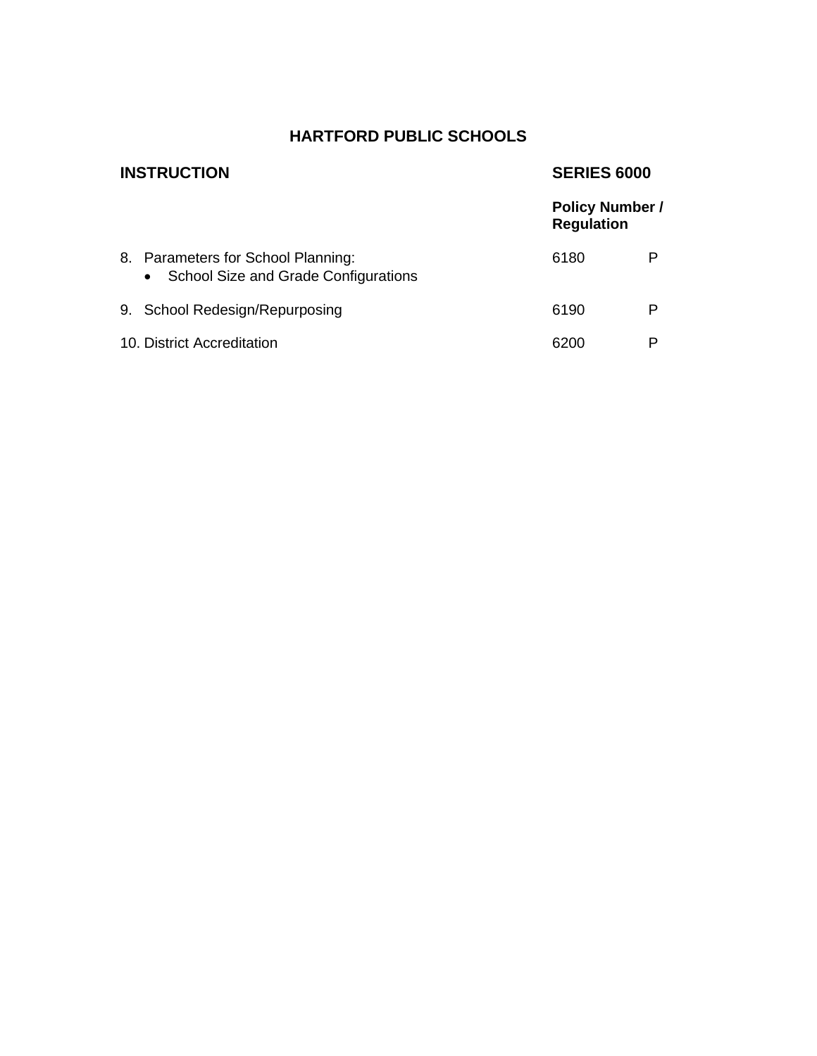**HARTFORD PUBLIC SCHOOLS**

| **INSTRUCTION** | **SERIES 6000** | |
|---|---|---|
| | **Policy Number / Regulation** | |
| 8. Parameters for School Planning:<br>• School Size and Grade Configurations | 6180 | P |
| 9. School Redesign/Repurposing | 6190 | P |
| 10. District Accreditation | 6200 | P |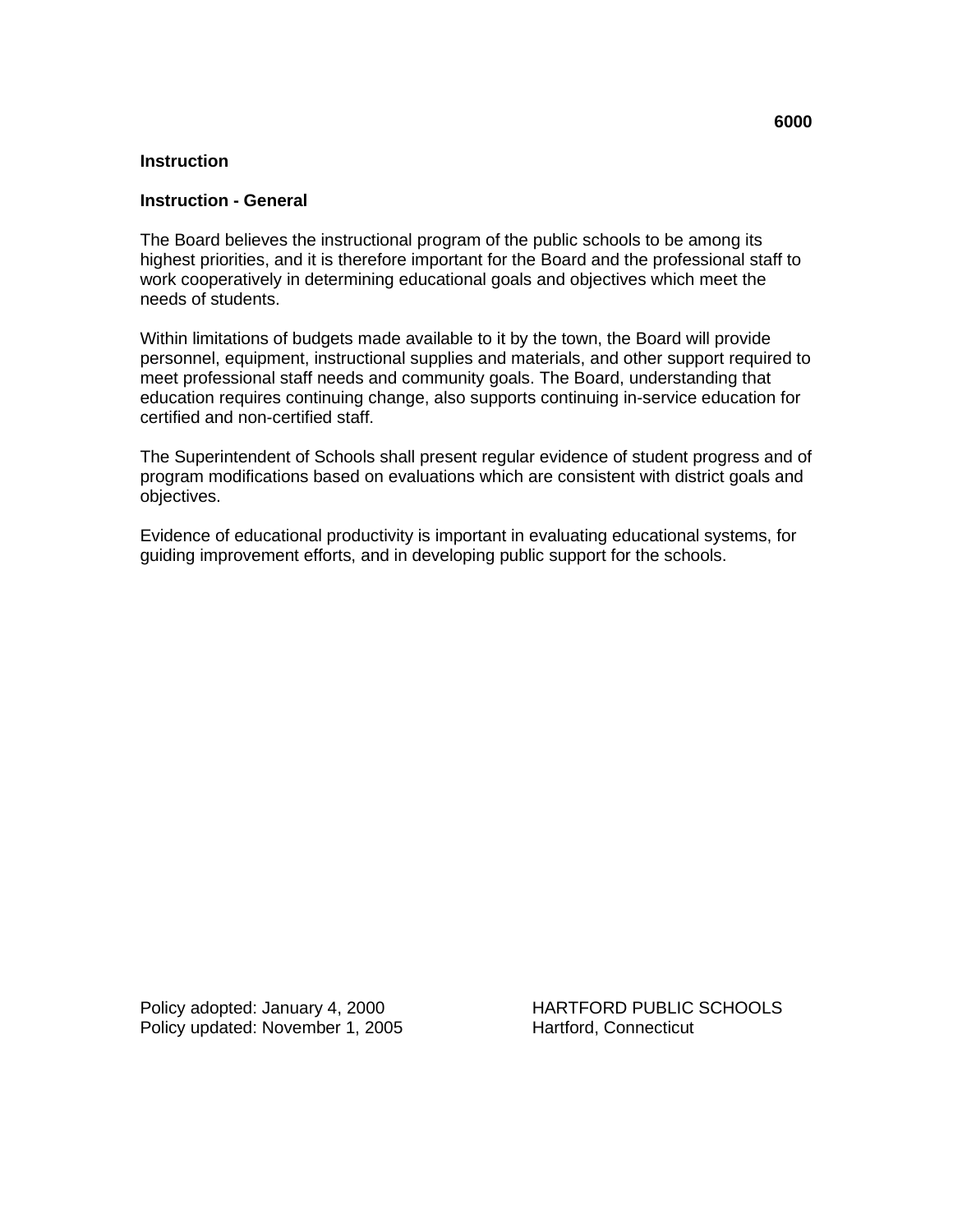**6000**

**Instruction**

**Instruction - General**

The Board believes the instructional program of the public schools to be among its highest priorities, and it is therefore important for the Board and the professional staff to work cooperatively in determining educational goals and objectives which meet the needs of students.

Within limitations of budgets made available to it by the town, the Board will provide personnel, equipment, instructional supplies and materials, and other support required to meet professional staff needs and community goals. The Board, understanding that education requires continuing change, also supports continuing in-service education for certified and non-certified staff.

The Superintendent of Schools shall present regular evidence of student progress and of program modifications based on evaluations which are consistent with district goals and objectives.

Evidence of educational productivity is important in evaluating educational systems, for guiding improvement efforts, and in developing public support for the schools.

Policy adopted: January 4, 2000
Policy updated: November 1, 2005

HARTFORD PUBLIC SCHOOLS
Hartford, Connecticut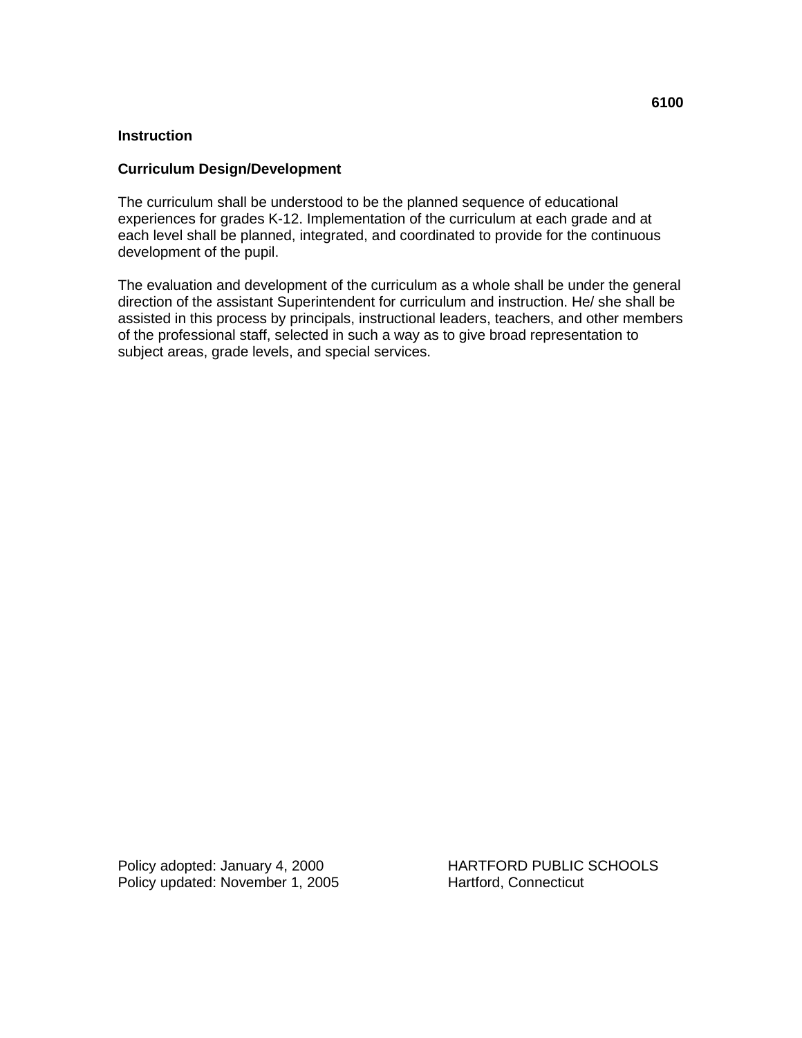**6100**

## Instruction

### Curriculum Design/Development

The curriculum shall be understood to be the planned sequence of educational experiences for grades K-12. Implementation of the curriculum at each grade and at each level shall be planned, integrated, and coordinated to provide for the continuous development of the pupil.

The evaluation and development of the curriculum as a whole shall be under the general direction of the assistant Superintendent for curriculum and instruction. He/ she shall be assisted in this process by principals, instructional leaders, teachers, and other members of the professional staff, selected in such a way as to give broad representation to subject areas, grade levels, and special services.

Policy adopted: January 4, 2000
Policy updated: November 1, 2005

HARTFORD PUBLIC SCHOOLS
Hartford, Connecticut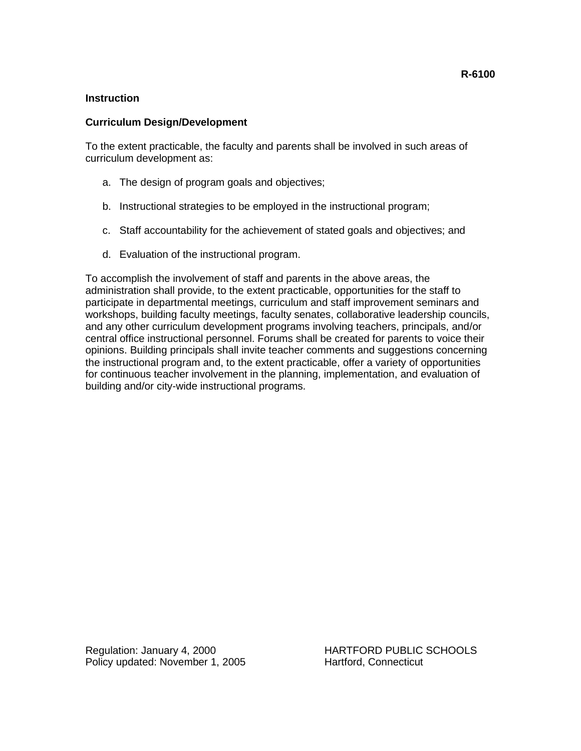**R-6100**

## Instruction

### Curriculum Design/Development

To the extent practicable, the faculty and parents shall be involved in such areas of curriculum development as:

a. The design of program goals and objectives;

b. Instructional strategies to be employed in the instructional program;

c. Staff accountability for the achievement of stated goals and objectives; and

d. Evaluation of the instructional program.

To accomplish the involvement of staff and parents in the above areas, the administration shall provide, to the extent practicable, opportunities for the staff to participate in departmental meetings, curriculum and staff improvement seminars and workshops, building faculty meetings, faculty senates, collaborative leadership councils, and any other curriculum development programs involving teachers, principals, and/or central office instructional personnel. Forums shall be created for parents to voice their opinions. Building principals shall invite teacher comments and suggestions concerning the instructional program and, to the extent practicable, offer a variety of opportunities for continuous teacher involvement in the planning, implementation, and evaluation of building and/or city-wide instructional programs.

Regulation: January 4, 2000
Policy updated: November 1, 2005

HARTFORD PUBLIC SCHOOLS
Hartford, Connecticut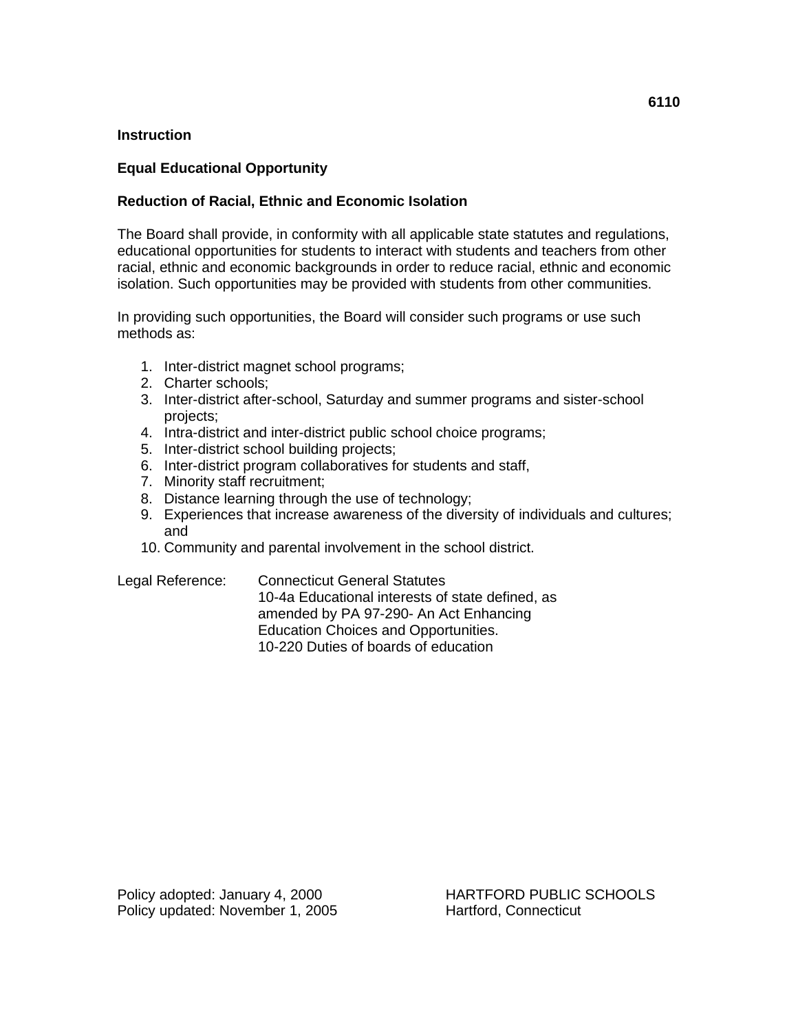**6110**

**Instruction**

**Equal Educational Opportunity**

**Reduction of Racial, Ethnic and Economic Isolation**

The Board shall provide, in conformity with all applicable state statutes and regulations, educational opportunities for students to interact with students and teachers from other racial, ethnic and economic backgrounds in order to reduce racial, ethnic and economic isolation. Such opportunities may be provided with students from other communities.

In providing such opportunities, the Board will consider such programs or use such methods as:

1. Inter-district magnet school programs;
2. Charter schools;
3. Inter-district after-school, Saturday and summer programs and sister-school projects;
4. Intra-district and inter-district public school choice programs;
5. Inter-district school building projects;
6. Inter-district program collaboratives for students and staff,
7. Minority staff recruitment;
8. Distance learning through the use of technology;
9. Experiences that increase awareness of the diversity of individuals and cultures; and
10. Community and parental involvement in the school district.

Legal Reference: Connecticut General Statutes
10-4a Educational interests of state defined, as amended by PA 97-290- An Act Enhancing Education Choices and Opportunities.
10-220 Duties of boards of education

Policy adopted: January 4, 2000
Policy updated: November 1, 2005

HARTFORD PUBLIC SCHOOLS
Hartford, Connecticut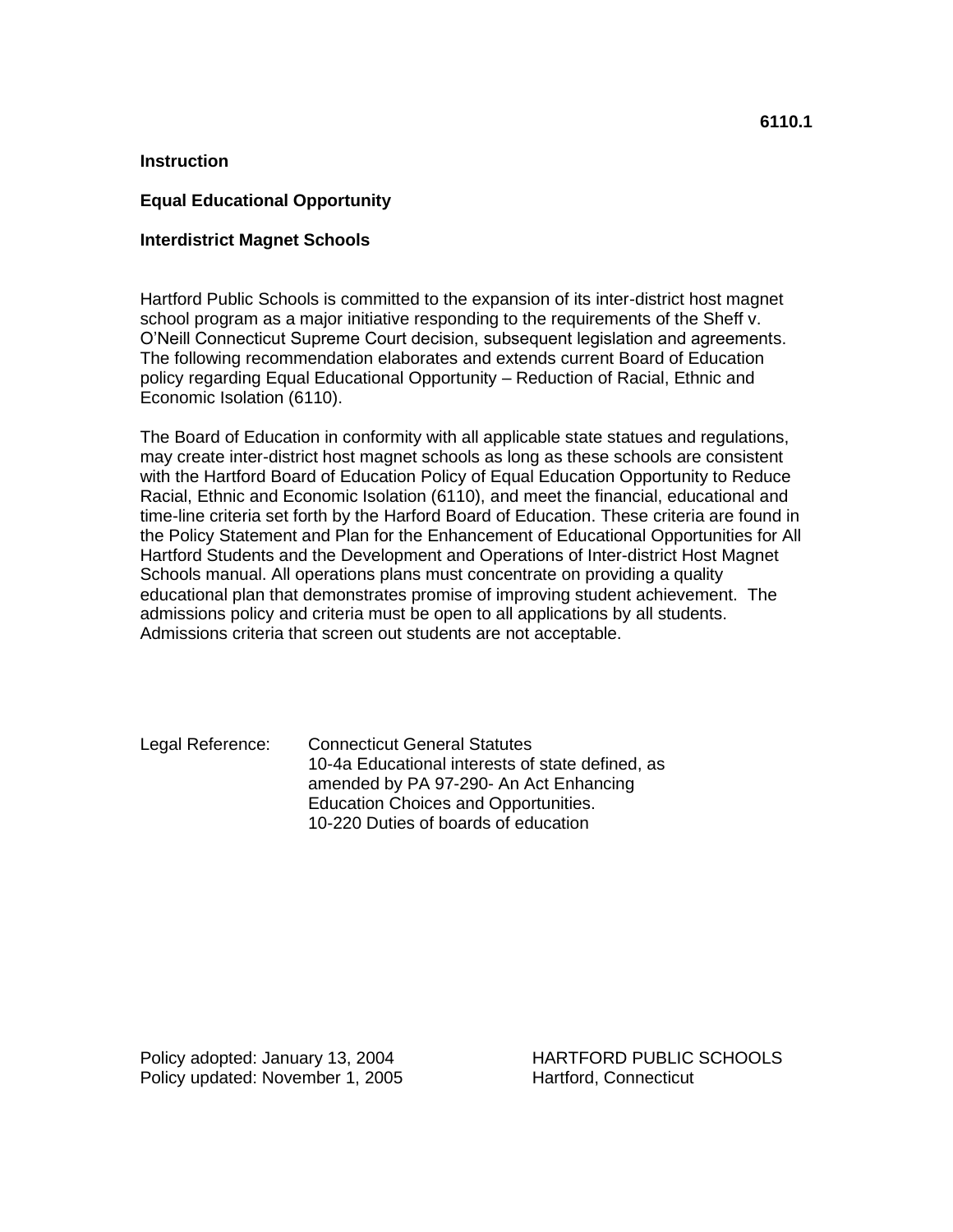**6110.1**

**Instruction**

**Equal Educational Opportunity**

**Interdistrict Magnet Schools**

Hartford Public Schools is committed to the expansion of its inter-district host magnet school program as a major initiative responding to the requirements of the Sheff v. O'Neill Connecticut Supreme Court decision, subsequent legislation and agreements. The following recommendation elaborates and extends current Board of Education policy regarding Equal Educational Opportunity – Reduction of Racial, Ethnic and Economic Isolation (6110).

The Board of Education in conformity with all applicable state statues and regulations, may create inter-district host magnet schools as long as these schools are consistent with the Hartford Board of Education Policy of Equal Education Opportunity to Reduce Racial, Ethnic and Economic Isolation (6110), and meet the financial, educational and time-line criteria set forth by the Harford Board of Education. These criteria are found in the Policy Statement and Plan for the Enhancement of Educational Opportunities for All Hartford Students and the Development and Operations of Inter-district Host Magnet Schools manual. All operations plans must concentrate on providing a quality educational plan that demonstrates promise of improving student achievement. The admissions policy and criteria must be open to all applications by all students. Admissions criteria that screen out students are not acceptable.

Legal Reference: Connecticut General Statutes
10-4a Educational interests of state defined, as amended by PA 97-290- An Act Enhancing Education Choices and Opportunities.
10-220 Duties of boards of education

Policy adopted: January 13, 2004
Policy updated: November 1, 2005

HARTFORD PUBLIC SCHOOLS
Hartford, Connecticut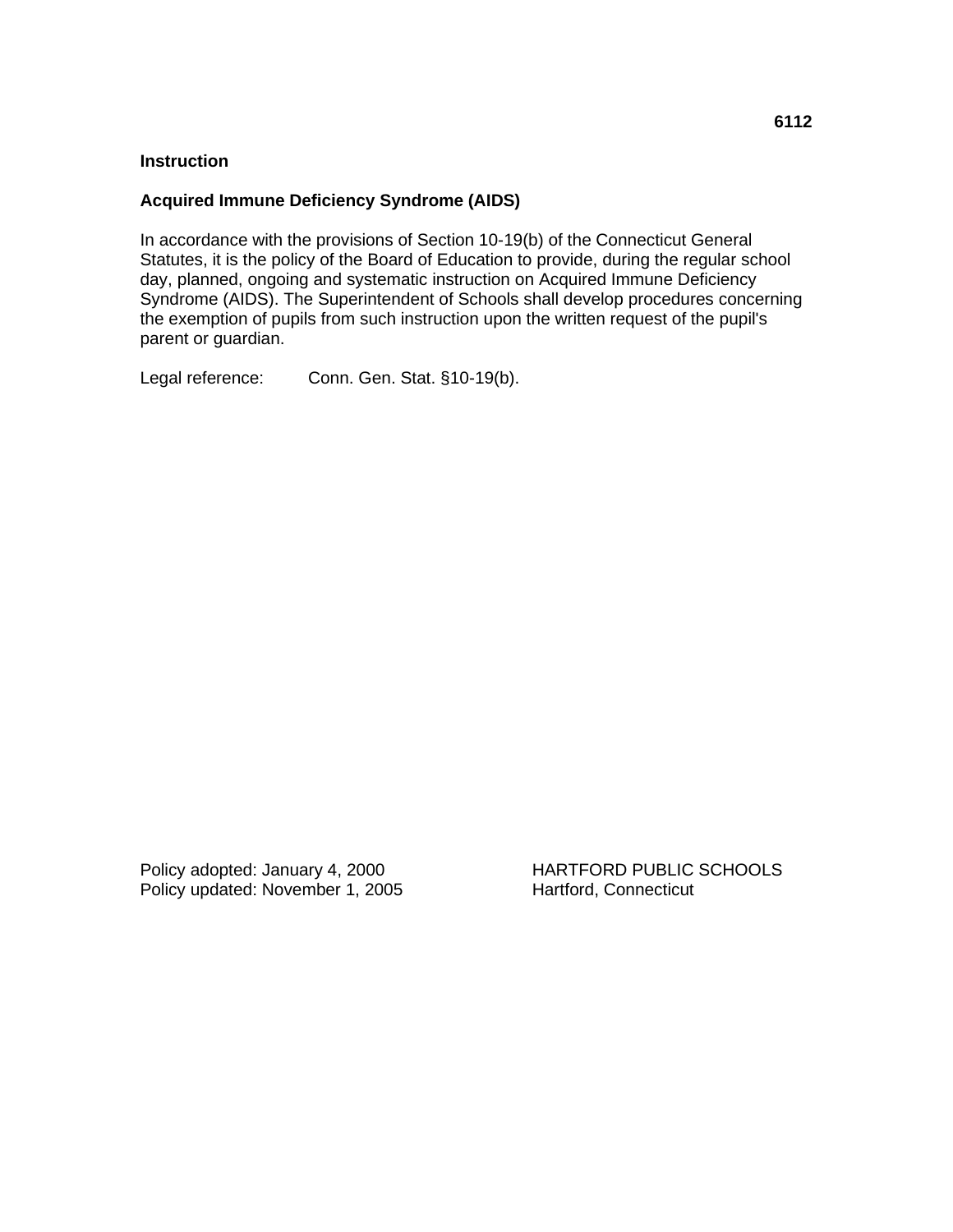**6112**

**Instruction**

**Acquired Immune Deficiency Syndrome (AIDS)**

In accordance with the provisions of Section 10-19(b) of the Connecticut General Statutes, it is the policy of the Board of Education to provide, during the regular school day, planned, ongoing and systematic instruction on Acquired Immune Deficiency Syndrome (AIDS). The Superintendent of Schools shall develop procedures concerning the exemption of pupils from such instruction upon the written request of the pupil's parent or guardian.

Legal reference: Conn. Gen. Stat. §10-19(b).

Policy adopted: January 4, 2000
Policy updated: November 1, 2005

HARTFORD PUBLIC SCHOOLS
Hartford, Connecticut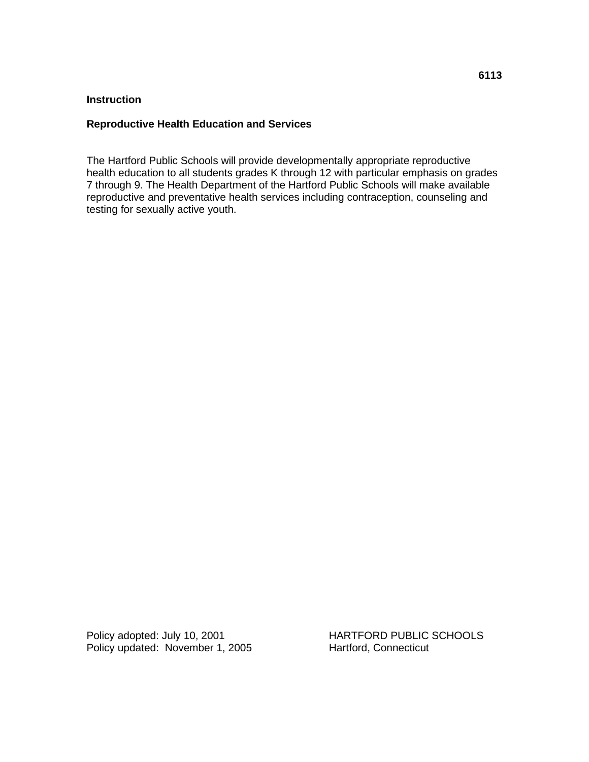**6113**

**Instruction**

**Reproductive Health Education and Services**

The Hartford Public Schools will provide developmentally appropriate reproductive health education to all students grades K through 12 with particular emphasis on grades 7 through 9. The Health Department of the Hartford Public Schools will make available reproductive and preventative health services including contraception, counseling and testing for sexually active youth.

Policy adopted: July 10, 2001
Policy updated: November 1, 2005

HARTFORD PUBLIC SCHOOLS
Hartford, Connecticut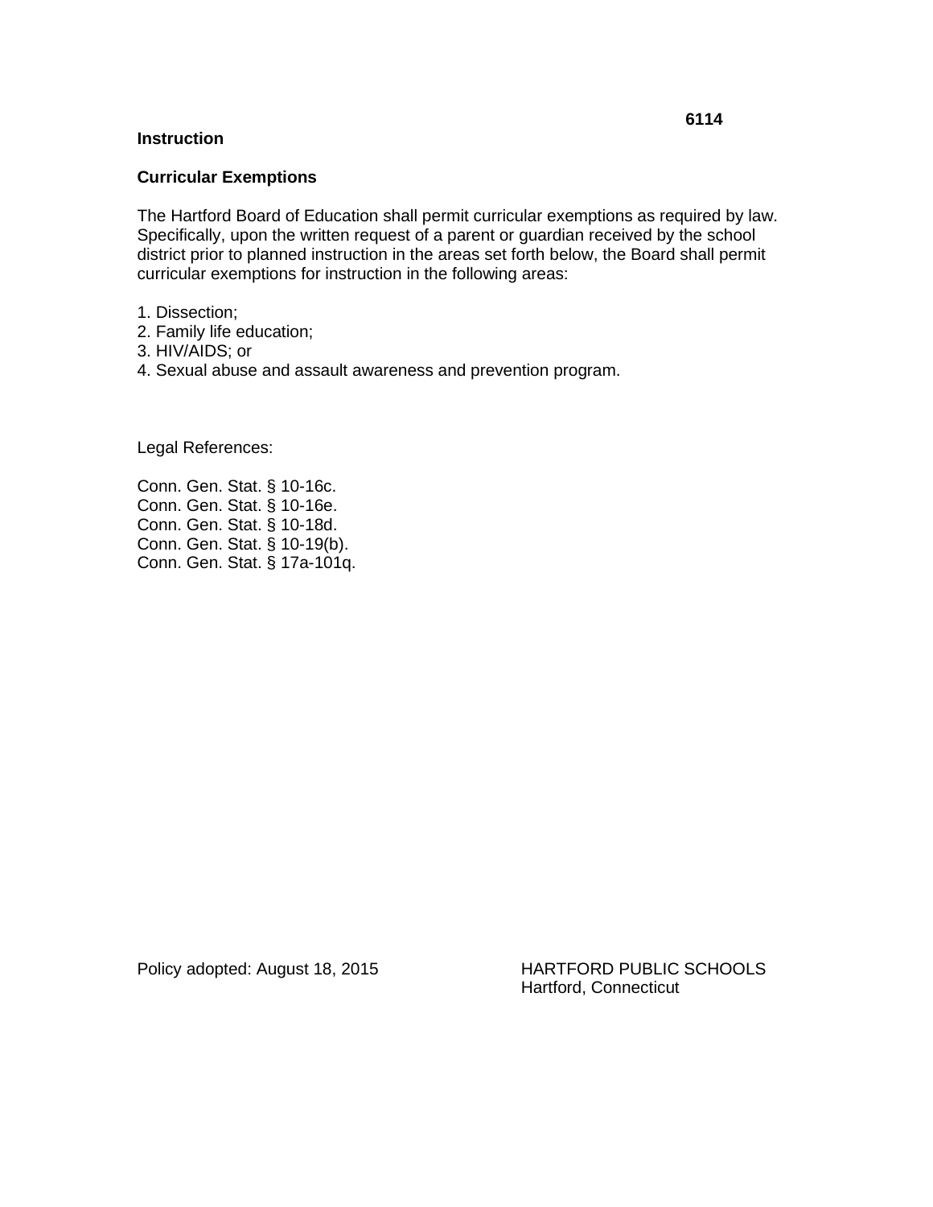**6114**

**Instruction**

## Curricular Exemptions

The Hartford Board of Education shall permit curricular exemptions as required by law. Specifically, upon the written request of a parent or guardian received by the school district prior to planned instruction in the areas set forth below, the Board shall permit curricular exemptions for instruction in the following areas:

1. Dissection;
2. Family life education;
3. HIV/AIDS; or
4. Sexual abuse and assault awareness and prevention program.

Legal References:

Conn. Gen. Stat. § 10-16c.
Conn. Gen. Stat. § 10-16e.
Conn. Gen. Stat. § 10-18d.
Conn. Gen. Stat. § 10-19(b).
Conn. Gen. Stat. § 17a-101q.

Policy adopted: August 18, 2015

HARTFORD PUBLIC SCHOOLS
Hartford, Connecticut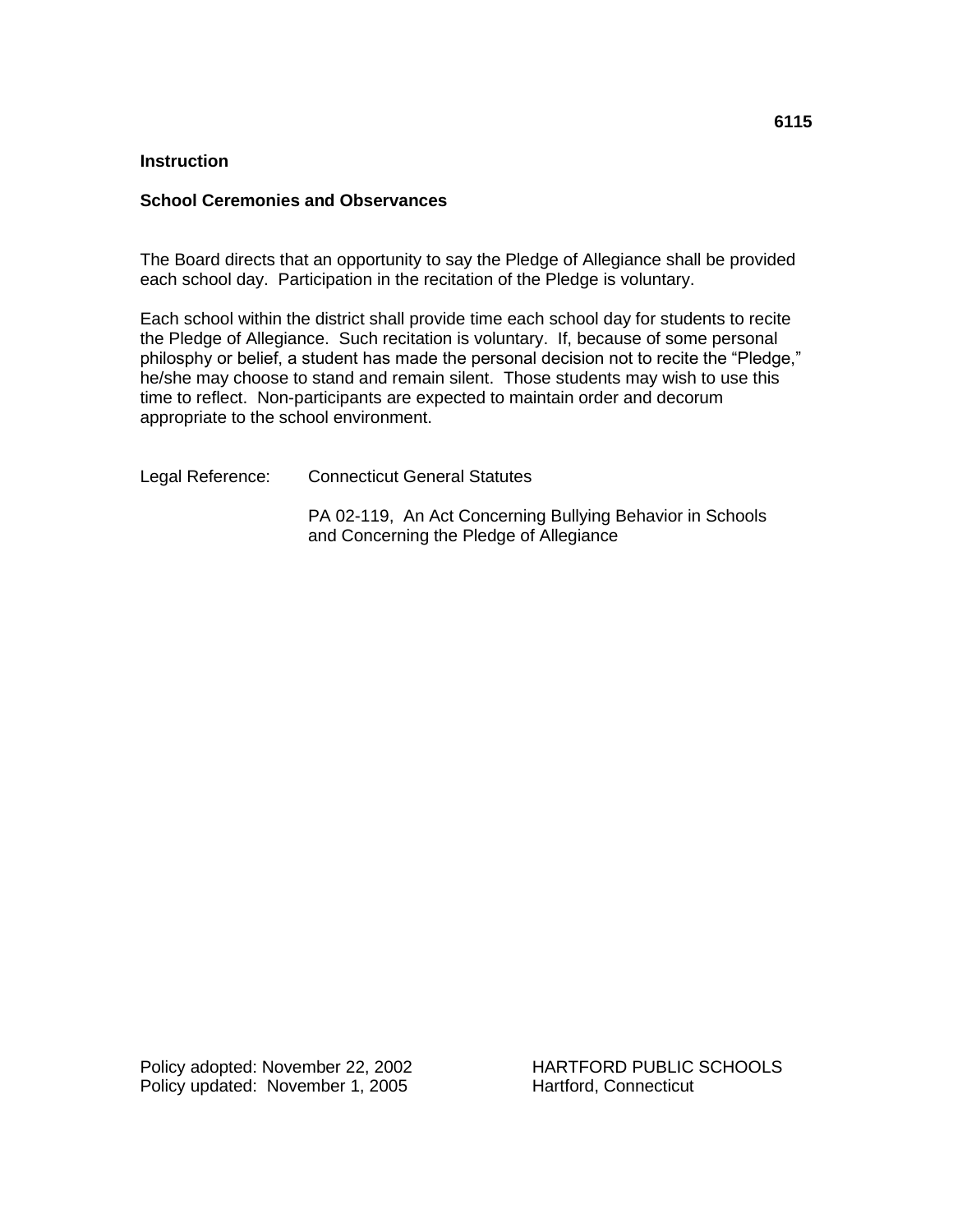**6115**

**Instruction**

**School Ceremonies and Observances**

The Board directs that an opportunity to say the Pledge of Allegiance shall be provided each school day. Participation in the recitation of the Pledge is voluntary.

Each school within the district shall provide time each school day for students to recite the Pledge of Allegiance. Such recitation is voluntary. If, because of some personal philosphy or belief, a student has made the personal decision not to recite the "Pledge," he/she may choose to stand and remain silent. Those students may wish to use this time to reflect. Non-participants are expected to maintain order and decorum appropriate to the school environment.

Legal Reference: Connecticut General Statutes

PA 02-119, An Act Concerning Bullying Behavior in Schools and Concerning the Pledge of Allegiance

Policy adopted: November 22, 2002
Policy updated: November 1, 2005

HARTFORD PUBLIC SCHOOLS
Hartford, Connecticut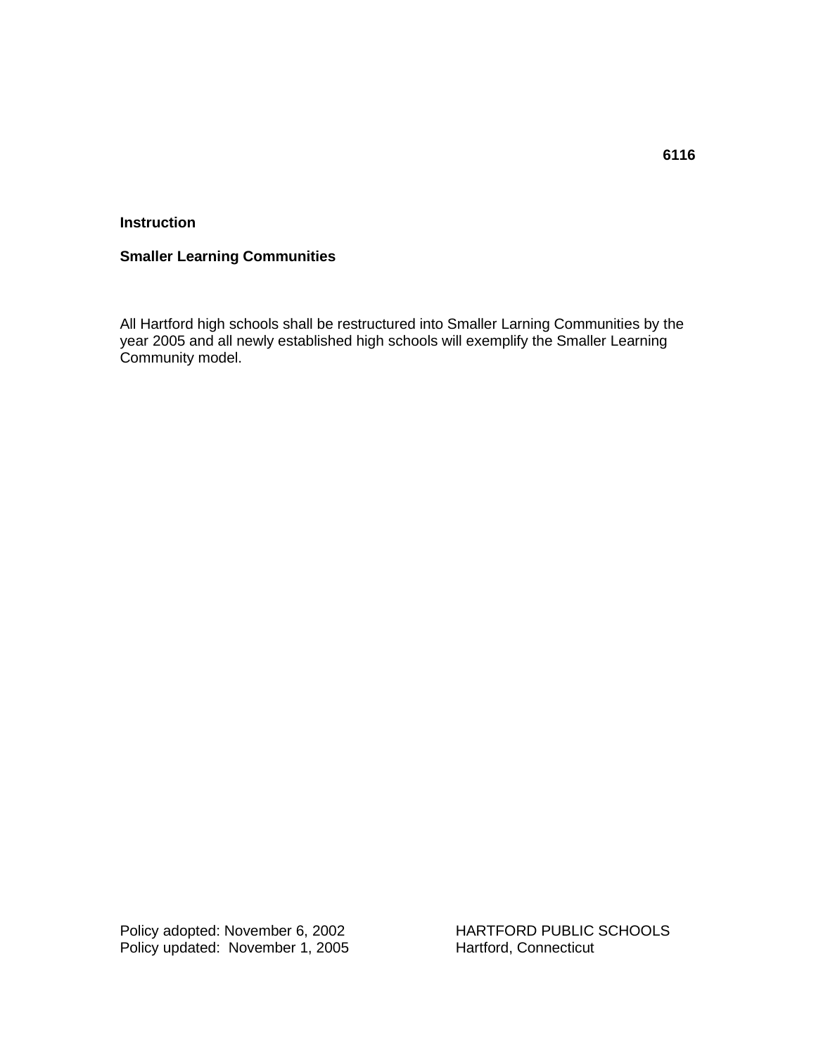**6116**

**Instruction**

**Smaller Learning Communities**

All Hartford high schools shall be restructured into Smaller Larning Communities by the year 2005 and all newly established high schools will exemplify the Smaller Learning Community model.

Policy adopted: November 6, 2002
Policy updated: November 1, 2005

HARTFORD PUBLIC SCHOOLS
Hartford, Connecticut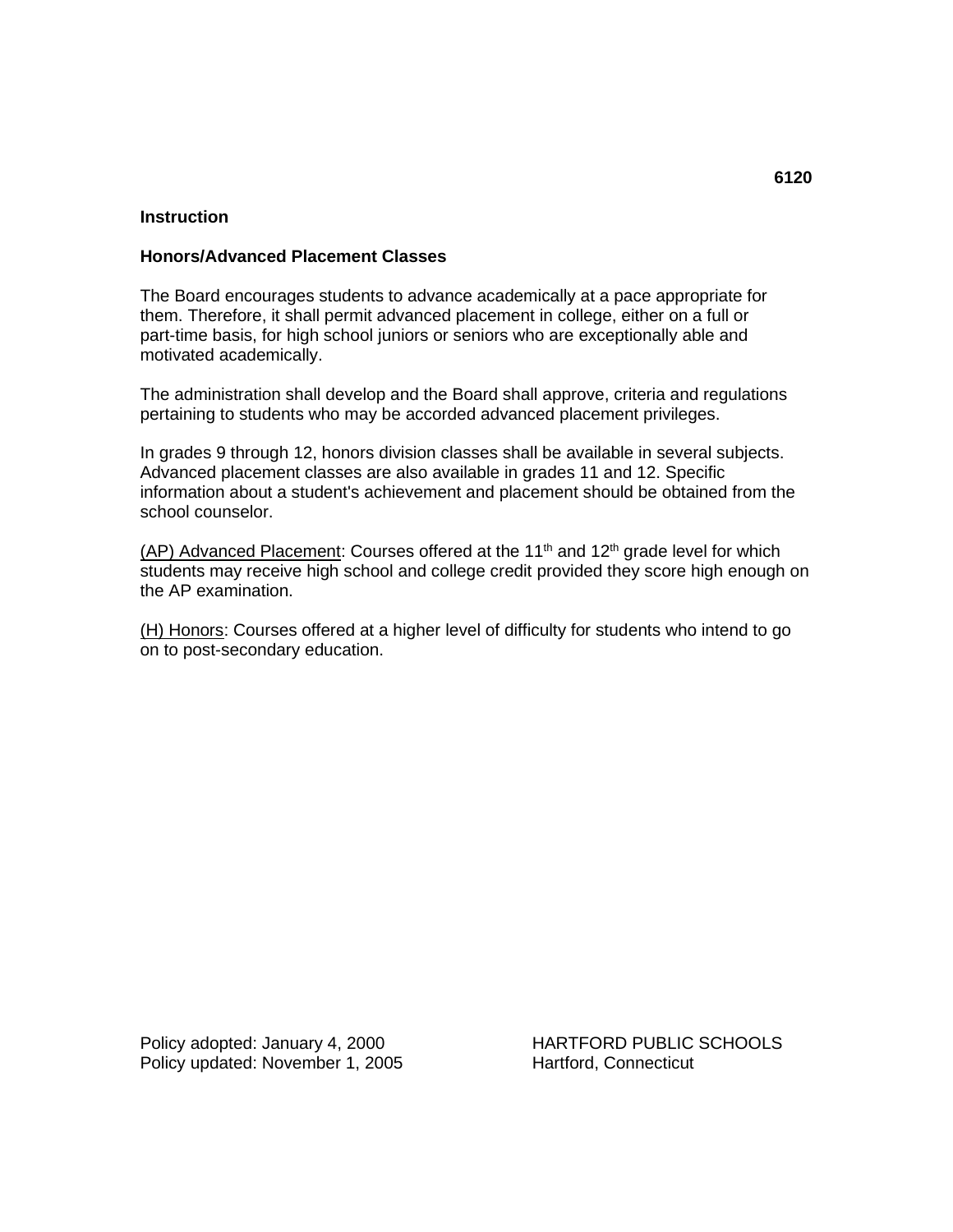6120

**Instruction**

## Honors/Advanced Placement Classes

The Board encourages students to advance academically at a pace appropriate for them. Therefore, it shall permit advanced placement in college, either on a full or part-time basis, for high school juniors or seniors who are exceptionally able and motivated academically.

The administration shall develop and the Board shall approve, criteria and regulations pertaining to students who may be accorded advanced placement privileges.

In grades 9 through 12, honors division classes shall be available in several subjects. Advanced placement classes are also available in grades 11 and 12. Specific information about a student's achievement and placement should be obtained from the school counselor.

<u>(AP) Advanced Placement</u>: Courses offered at the 11th and 12th grade level for which students may receive high school and college credit provided they score high enough on the AP examination.

<u>(H) Honors</u>: Courses offered at a higher level of difficulty for students who intend to go on to post-secondary education.

Policy adopted: January 4, 2000
Policy updated: November 1, 2005

HARTFORD PUBLIC SCHOOLS
Hartford, Connecticut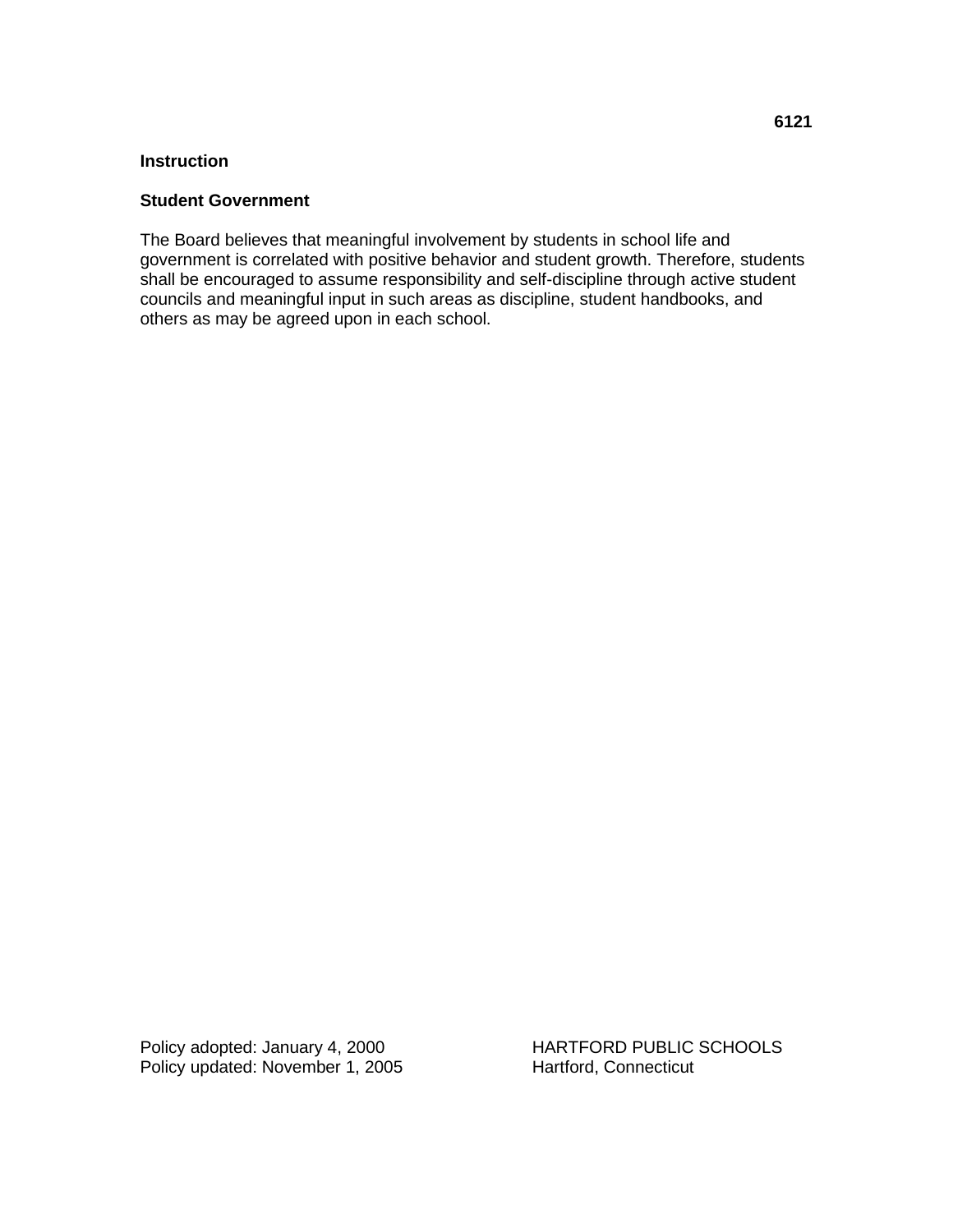**6121**

**Instruction**

**Student Government**

The Board believes that meaningful involvement by students in school life and government is correlated with positive behavior and student growth. Therefore, students shall be encouraged to assume responsibility and self-discipline through active student councils and meaningful input in such areas as discipline, student handbooks, and others as may be agreed upon in each school.

Policy adopted: January 4, 2000
Policy updated: November 1, 2005

HARTFORD PUBLIC SCHOOLS
Hartford, Connecticut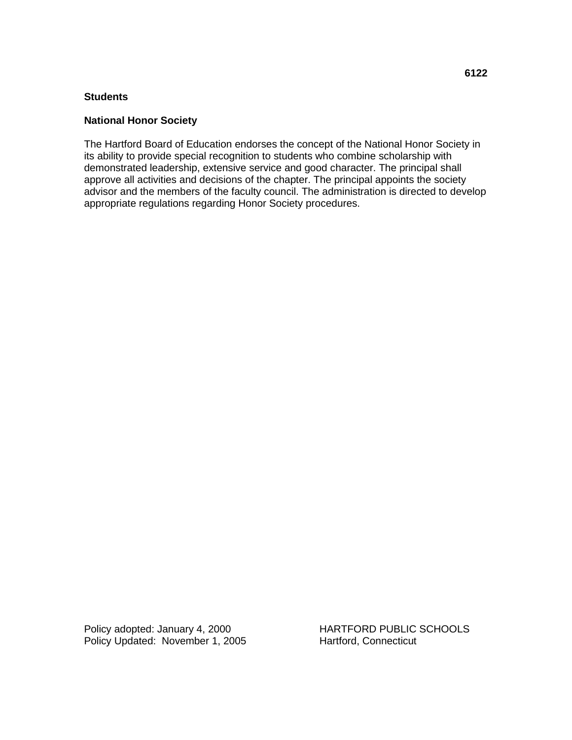**6122**

**Students**

**National Honor Society**

The Hartford Board of Education endorses the concept of the National Honor Society in its ability to provide special recognition to students who combine scholarship with demonstrated leadership, extensive service and good character. The principal shall approve all activities and decisions of the chapter. The principal appoints the society advisor and the members of the faculty council. The administration is directed to develop appropriate regulations regarding Honor Society procedures.

Policy adopted: January 4, 2000
Policy Updated: November 1, 2005

HARTFORD PUBLIC SCHOOLS
Hartford, Connecticut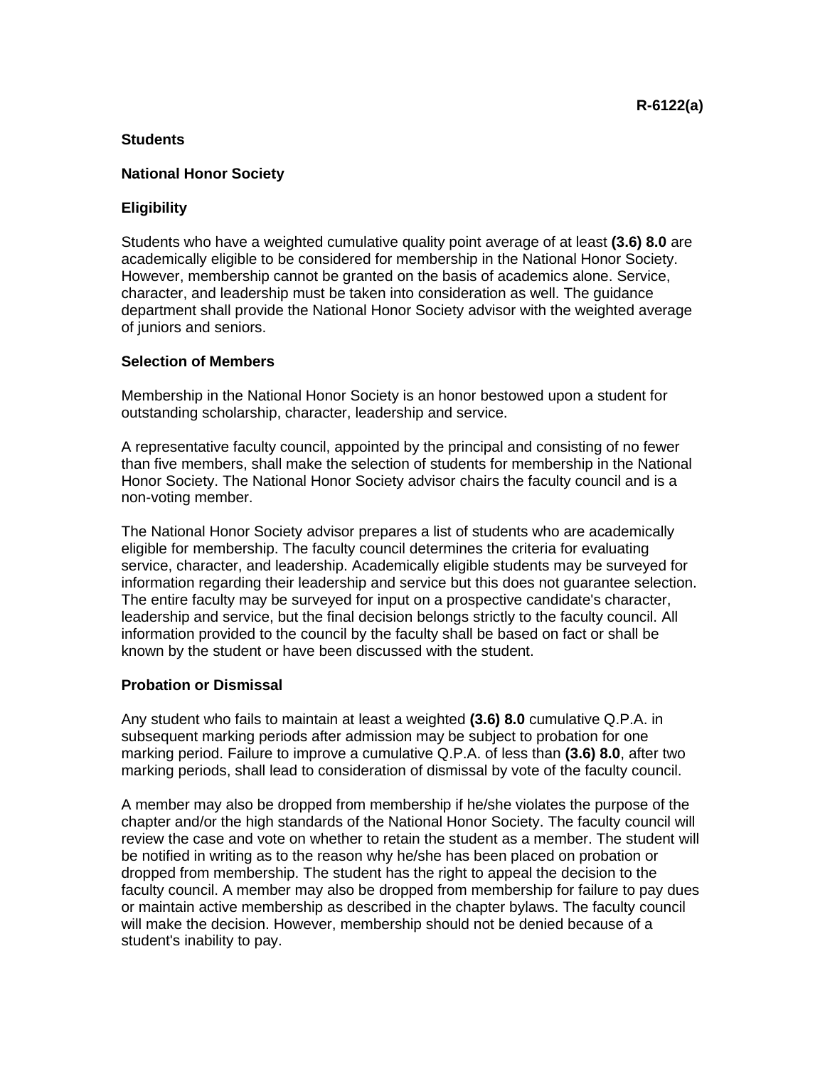**R-6122(a)**

**Students**

**National Honor Society**

**Eligibility**

Students who have a weighted cumulative quality point average of at least **(3.6) 8.0** are academically eligible to be considered for membership in the National Honor Society. However, membership cannot be granted on the basis of academics alone. Service, character, and leadership must be taken into consideration as well. The guidance department shall provide the National Honor Society advisor with the weighted average of juniors and seniors.

**Selection of Members**

Membership in the National Honor Society is an honor bestowed upon a student for outstanding scholarship, character, leadership and service.

A representative faculty council, appointed by the principal and consisting of no fewer than five members, shall make the selection of students for membership in the National Honor Society. The National Honor Society advisor chairs the faculty council and is a non-voting member.

The National Honor Society advisor prepares a list of students who are academically eligible for membership. The faculty council determines the criteria for evaluating service, character, and leadership. Academically eligible students may be surveyed for information regarding their leadership and service but this does not guarantee selection. The entire faculty may be surveyed for input on a prospective candidate's character, leadership and service, but the final decision belongs strictly to the faculty council. All information provided to the council by the faculty shall be based on fact or shall be known by the student or have been discussed with the student.

**Probation or Dismissal**

Any student who fails to maintain at least a weighted **(3.6) 8.0** cumulative Q.P.A. in subsequent marking periods after admission may be subject to probation for one marking period. Failure to improve a cumulative Q.P.A. of less than **(3.6) 8.0**, after two marking periods, shall lead to consideration of dismissal by vote of the faculty council.

A member may also be dropped from membership if he/she violates the purpose of the chapter and/or the high standards of the National Honor Society. The faculty council will review the case and vote on whether to retain the student as a member. The student will be notified in writing as to the reason why he/she has been placed on probation or dropped from membership. The student has the right to appeal the decision to the faculty council. A member may also be dropped from membership for failure to pay dues or maintain active membership as described in the chapter bylaws. The faculty council will make the decision. However, membership should not be denied because of a student's inability to pay.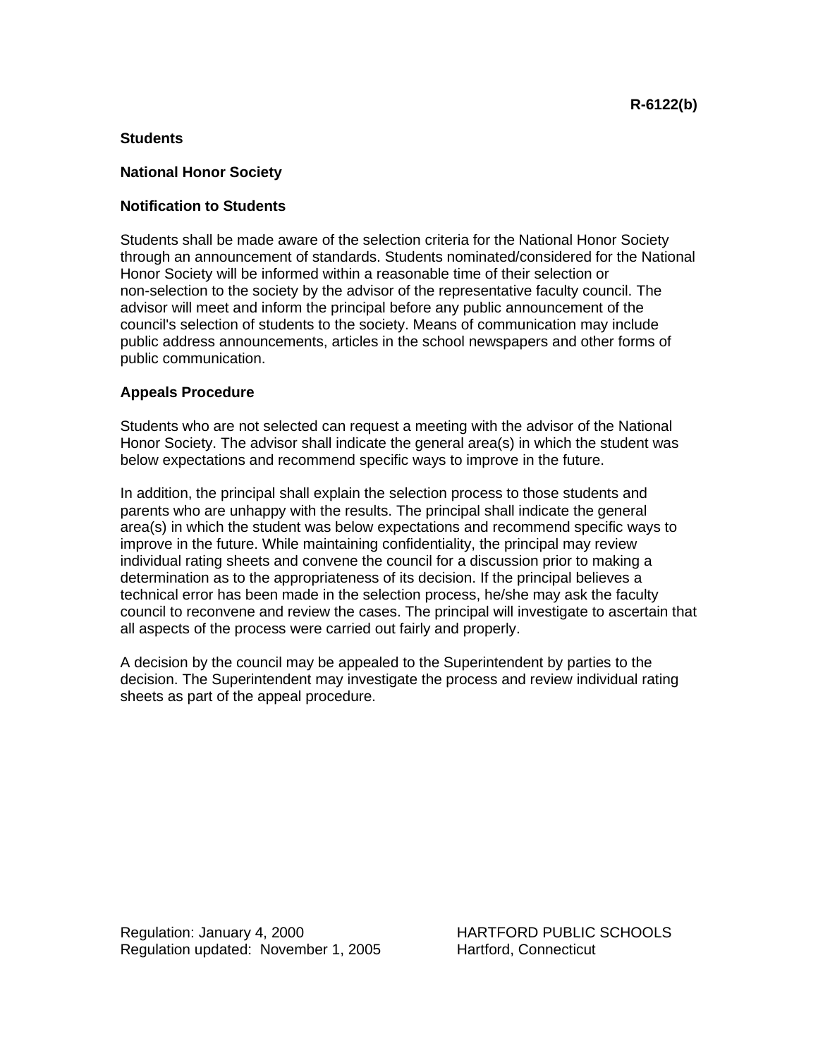**R-6122(b)**

**Students**

**National Honor Society**

**Notification to Students**

Students shall be made aware of the selection criteria for the National Honor Society through an announcement of standards. Students nominated/considered for the National Honor Society will be informed within a reasonable time of their selection or non-selection to the society by the advisor of the representative faculty council. The advisor will meet and inform the principal before any public announcement of the council's selection of students to the society. Means of communication may include public address announcements, articles in the school newspapers and other forms of public communication.

**Appeals Procedure**

Students who are not selected can request a meeting with the advisor of the National Honor Society. The advisor shall indicate the general area(s) in which the student was below expectations and recommend specific ways to improve in the future.

In addition, the principal shall explain the selection process to those students and parents who are unhappy with the results. The principal shall indicate the general area(s) in which the student was below expectations and recommend specific ways to improve in the future. While maintaining confidentiality, the principal may review individual rating sheets and convene the council for a discussion prior to making a determination as to the appropriateness of its decision. If the principal believes a technical error has been made in the selection process, he/she may ask the faculty council to reconvene and review the cases. The principal will investigate to ascertain that all aspects of the process were carried out fairly and properly.

A decision by the council may be appealed to the Superintendent by parties to the decision. The Superintendent may investigate the process and review individual rating sheets as part of the appeal procedure.

Regulation: January 4, 2000
Regulation updated: November 1, 2005

HARTFORD PUBLIC SCHOOLS
Hartford, Connecticut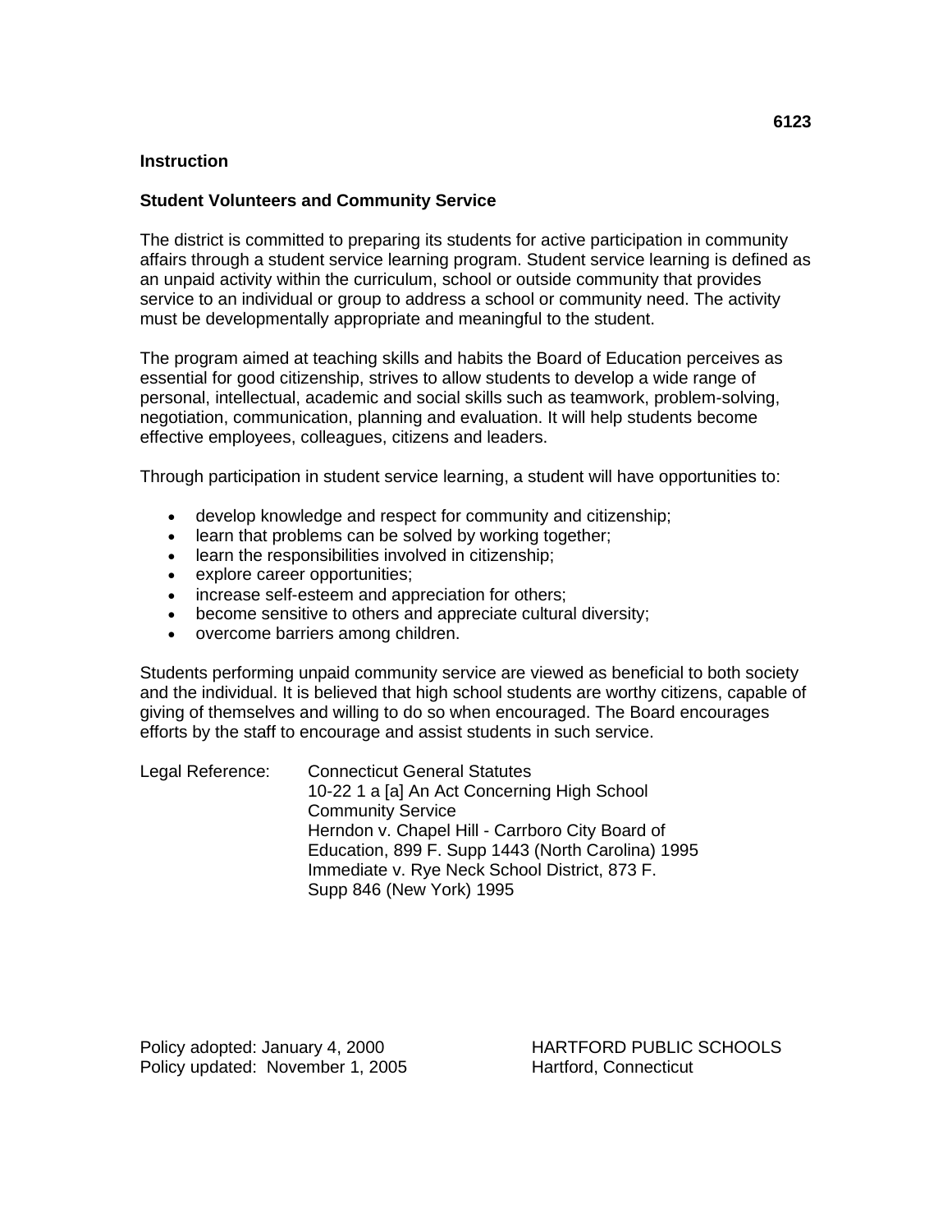6123

**Instruction**

## Student Volunteers and Community Service

The district is committed to preparing its students for active participation in community affairs through a student service learning program. Student service learning is defined as an unpaid activity within the curriculum, school or outside community that provides service to an individual or group to address a school or community need. The activity must be developmentally appropriate and meaningful to the student.

The program aimed at teaching skills and habits the Board of Education perceives as essential for good citizenship, strives to allow students to develop a wide range of personal, intellectual, academic and social skills such as teamwork, problem-solving, negotiation, communication, planning and evaluation. It will help students become effective employees, colleagues, citizens and leaders.

Through participation in student service learning, a student will have opportunities to:

- develop knowledge and respect for community and citizenship;
- learn that problems can be solved by working together;
- learn the responsibilities involved in citizenship;
- explore career opportunities;
- increase self-esteem and appreciation for others;
- become sensitive to others and appreciate cultural diversity;
- overcome barriers among children.

Students performing unpaid community service are viewed as beneficial to both society and the individual. It is believed that high school students are worthy citizens, capable of giving of themselves and willing to do so when encouraged. The Board encourages efforts by the staff to encourage and assist students in such service.

Legal Reference: Connecticut General Statutes
10-22 1 a [a] An Act Concerning High School Community Service
Herndon v. Chapel Hill - Carrboro City Board of Education, 899 F. Supp 1443 (North Carolina) 1995
Immediate v. Rye Neck School District, 873 F. Supp 846 (New York) 1995

Policy adopted: January 4, 2000
Policy updated: November 1, 2005

HARTFORD PUBLIC SCHOOLS
Hartford, Connecticut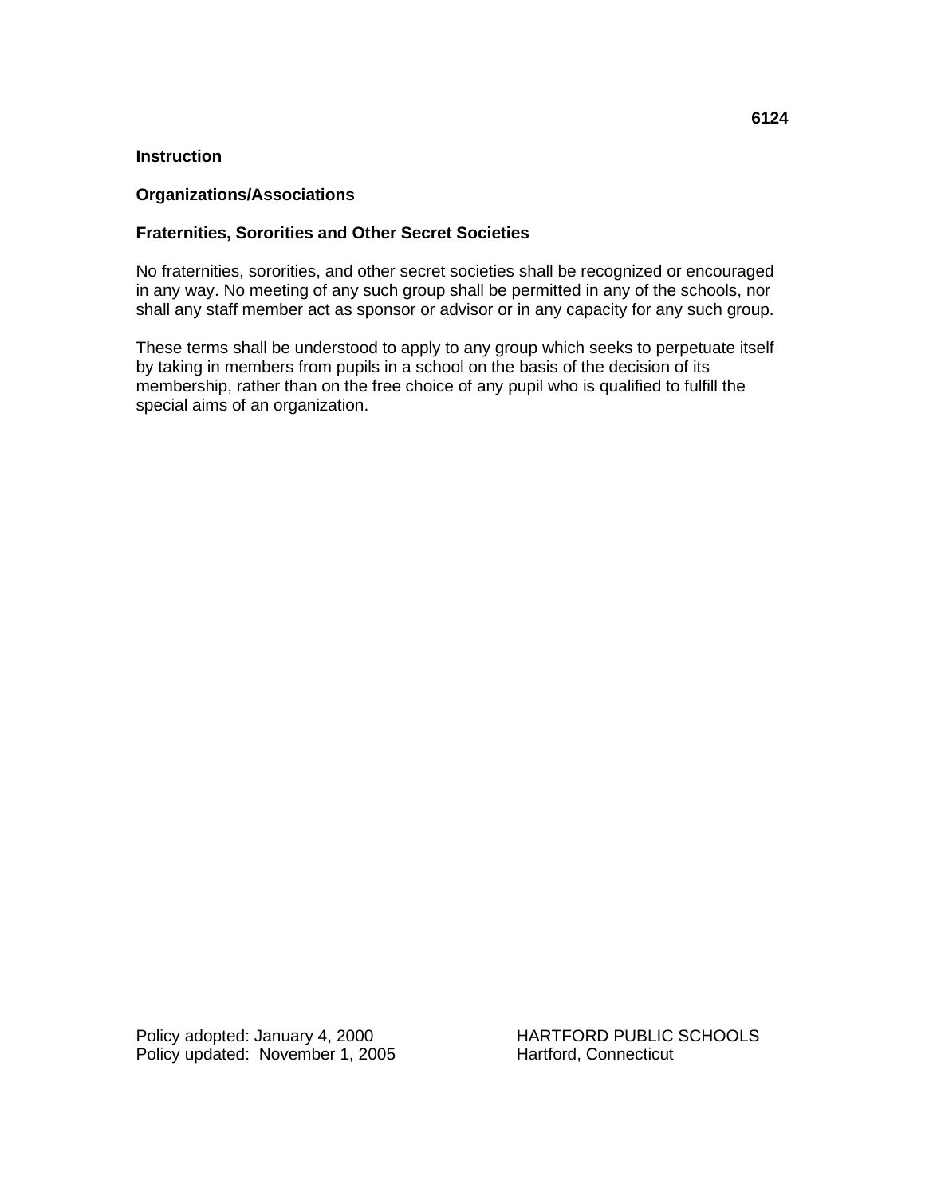**6124**

**Instruction**

**Organizations/Associations**

**Fraternities, Sororities and Other Secret Societies**

No fraternities, sororities, and other secret societies shall be recognized or encouraged in any way. No meeting of any such group shall be permitted in any of the schools, nor shall any staff member act as sponsor or advisor or in any capacity for any such group.

These terms shall be understood to apply to any group which seeks to perpetuate itself by taking in members from pupils in a school on the basis of the decision of its membership, rather than on the free choice of any pupil who is qualified to fulfill the special aims of an organization.

Policy adopted: January 4, 2000
Policy updated: November 1, 2005

HARTFORD PUBLIC SCHOOLS
Hartford, Connecticut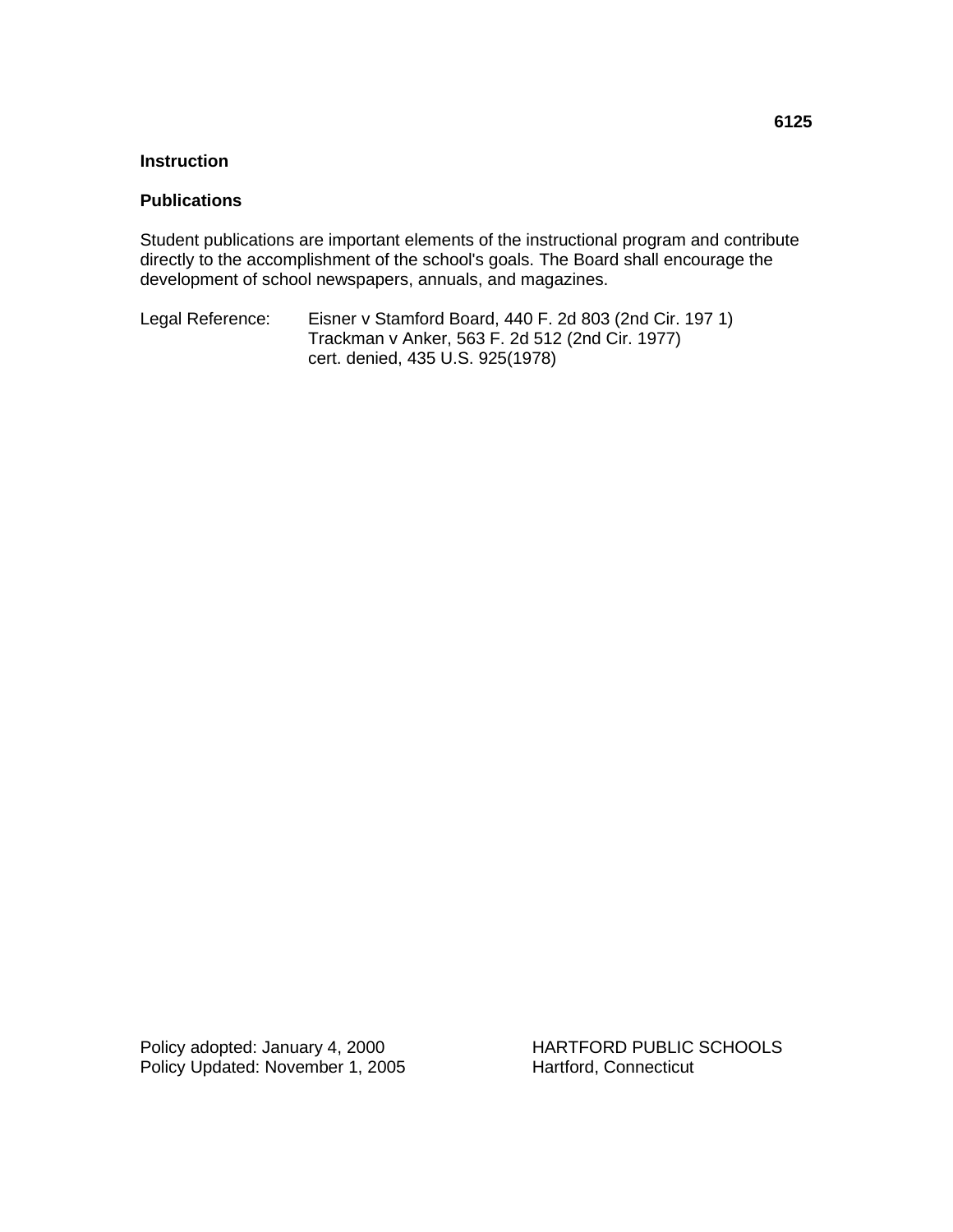**6125**

**Instruction**

**Publications**

Student publications are important elements of the instructional program and contribute directly to the accomplishment of the school's goals. The Board shall encourage the development of school newspapers, annuals, and magazines.

Legal Reference: Eisner v Stamford Board, 440 F. 2d 803 (2nd Cir. 197 1)
Trackman v Anker, 563 F. 2d 512 (2nd Cir. 1977)
cert. denied, 435 U.S. 925(1978)

Policy adopted: January 4, 2000
Policy Updated: November 1, 2005

HARTFORD PUBLIC SCHOOLS
Hartford, Connecticut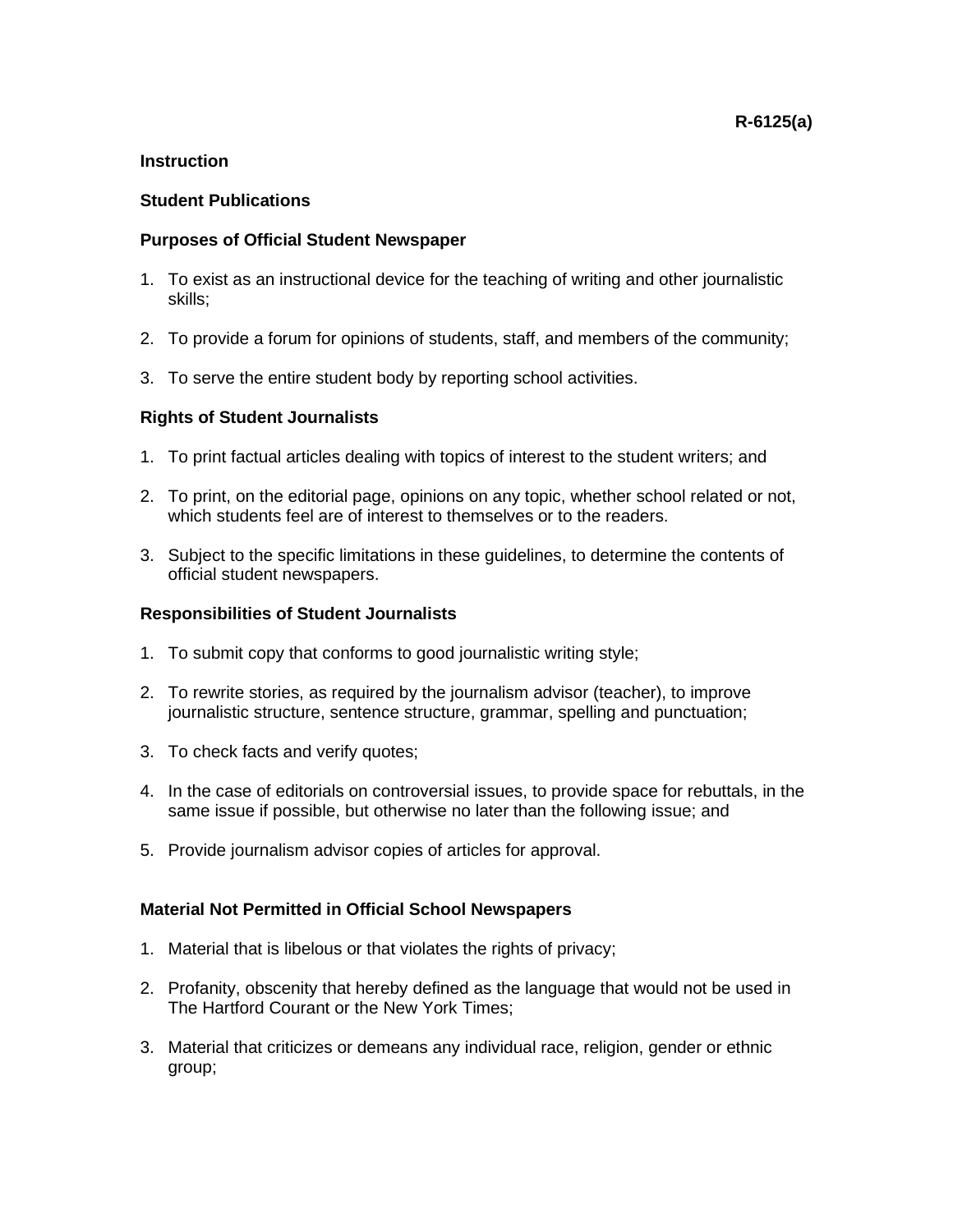R-6125(a)

**Instruction**

**Student Publications**

**Purposes of Official Student Newspaper**

1. To exist as an instructional device for the teaching of writing and other journalistic skills;

2. To provide a forum for opinions of students, staff, and members of the community;

3. To serve the entire student body by reporting school activities.

**Rights of Student Journalists**

1. To print factual articles dealing with topics of interest to the student writers; and

2. To print, on the editorial page, opinions on any topic, whether school related or not, which students feel are of interest to themselves or to the readers.

3. Subject to the specific limitations in these guidelines, to determine the contents of official student newspapers.

**Responsibilities of Student Journalists**

1. To submit copy that conforms to good journalistic writing style;

2. To rewrite stories, as required by the journalism advisor (teacher), to improve journalistic structure, sentence structure, grammar, spelling and punctuation;

3. To check facts and verify quotes;

4. In the case of editorials on controversial issues, to provide space for rebuttals, in the same issue if possible, but otherwise no later than the following issue; and

5. Provide journalism advisor copies of articles for approval.

**Material Not Permitted in Official School Newspapers**

1. Material that is libelous or that violates the rights of privacy;

2. Profanity, obscenity that hereby defined as the language that would not be used in The Hartford Courant or the New York Times;

3. Material that criticizes or demeans any individual race, religion, gender or ethnic group;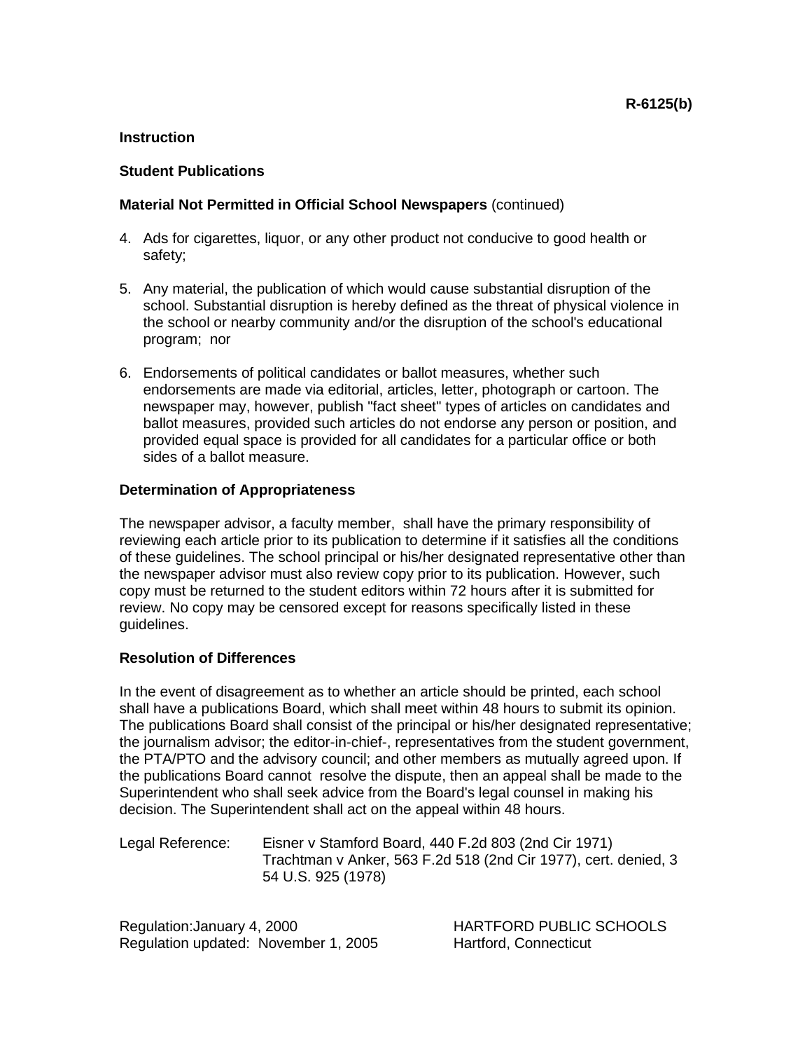R-6125(b)

**Instruction**

**Student Publications**

**Material Not Permitted in Official School Newspapers** (continued)

4. Ads for cigarettes, liquor, or any other product not conducive to good health or safety;

5. Any material, the publication of which would cause substantial disruption of the school. Substantial disruption is hereby defined as the threat of physical violence in the school or nearby community and/or the disruption of the school's educational program; nor

6. Endorsements of political candidates or ballot measures, whether such endorsements are made via editorial, articles, letter, photograph or cartoon. The newspaper may, however, publish "fact sheet" types of articles on candidates and ballot measures, provided such articles do not endorse any person or position, and provided equal space is provided for all candidates for a particular office or both sides of a ballot measure.

**Determination of Appropriateness**

The newspaper advisor, a faculty member, shall have the primary responsibility of reviewing each article prior to its publication to determine if it satisfies all the conditions of these guidelines. The school principal or his/her designated representative other than the newspaper advisor must also review copy prior to its publication. However, such copy must be returned to the student editors within 72 hours after it is submitted for review. No copy may be censored except for reasons specifically listed in these guidelines.

**Resolution of Differences**

In the event of disagreement as to whether an article should be printed, each school shall have a publications Board, which shall meet within 48 hours to submit its opinion. The publications Board shall consist of the principal or his/her designated representative; the journalism advisor; the editor-in-chief-, representatives from the student government, the PTA/PTO and the advisory council; and other members as mutually agreed upon. If the publications Board cannot resolve the dispute, then an appeal shall be made to the Superintendent who shall seek advice from the Board's legal counsel in making his decision. The Superintendent shall act on the appeal within 48 hours.

Legal Reference: Eisner v Stamford Board, 440 F.2d 803 (2nd Cir 1971)
Trachtman v Anker, 563 F.2d 518 (2nd Cir 1977), cert. denied, 3 54 U.S. 925 (1978)

Regulation:January 4, 2000
Regulation updated: November 1, 2005

HARTFORD PUBLIC SCHOOLS
Hartford, Connecticut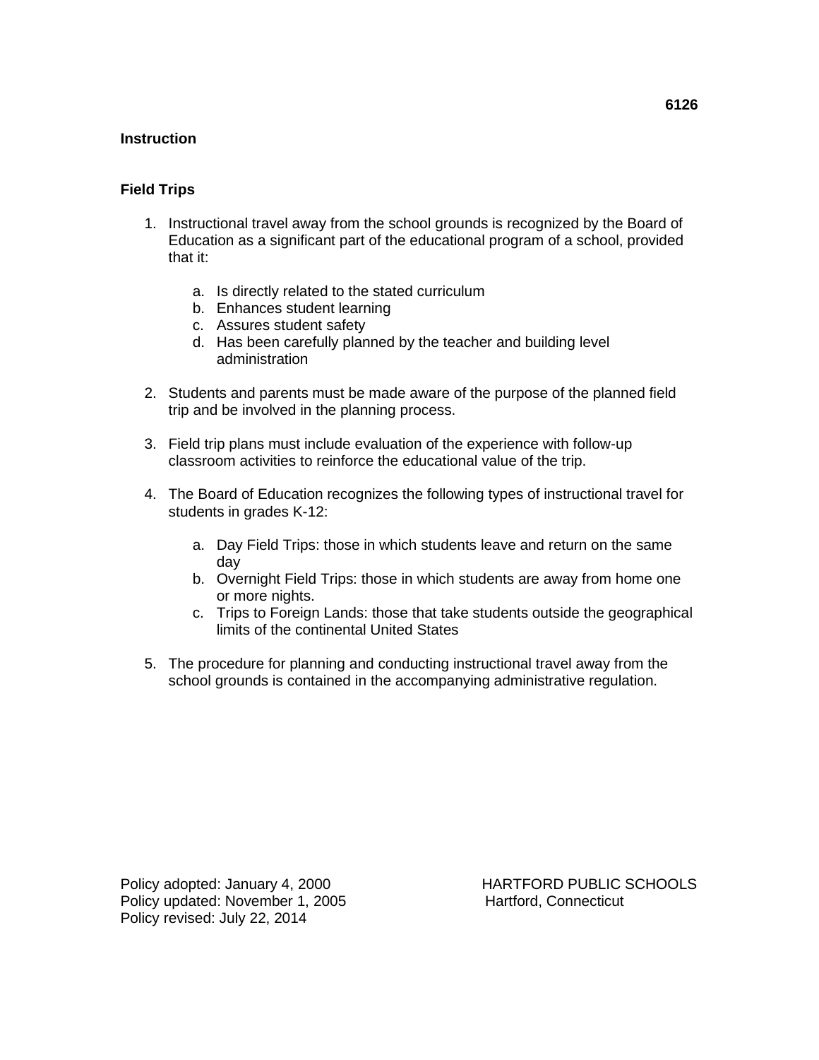**6126**

**Instruction**

## Field Trips

1. Instructional travel away from the school grounds is recognized by the Board of Education as a significant part of the educational program of a school, provided that it:

   a. Is directly related to the stated curriculum
   b. Enhances student learning
   c. Assures student safety
   d. Has been carefully planned by the teacher and building level administration

2. Students and parents must be made aware of the purpose of the planned field trip and be involved in the planning process.

3. Field trip plans must include evaluation of the experience with follow-up classroom activities to reinforce the educational value of the trip.

4. The Board of Education recognizes the following types of instructional travel for students in grades K-12:

   a. Day Field Trips: those in which students leave and return on the same day
   b. Overnight Field Trips: those in which students are away from home one or more nights.
   c. Trips to Foreign Lands: those that take students outside the geographical limits of the continental United States

5. The procedure for planning and conducting instructional travel away from the school grounds is contained in the accompanying administrative regulation.

Policy adopted: January 4, 2000
Policy updated: November 1, 2005
Policy revised: July 22, 2014

HARTFORD PUBLIC SCHOOLS
Hartford, Connecticut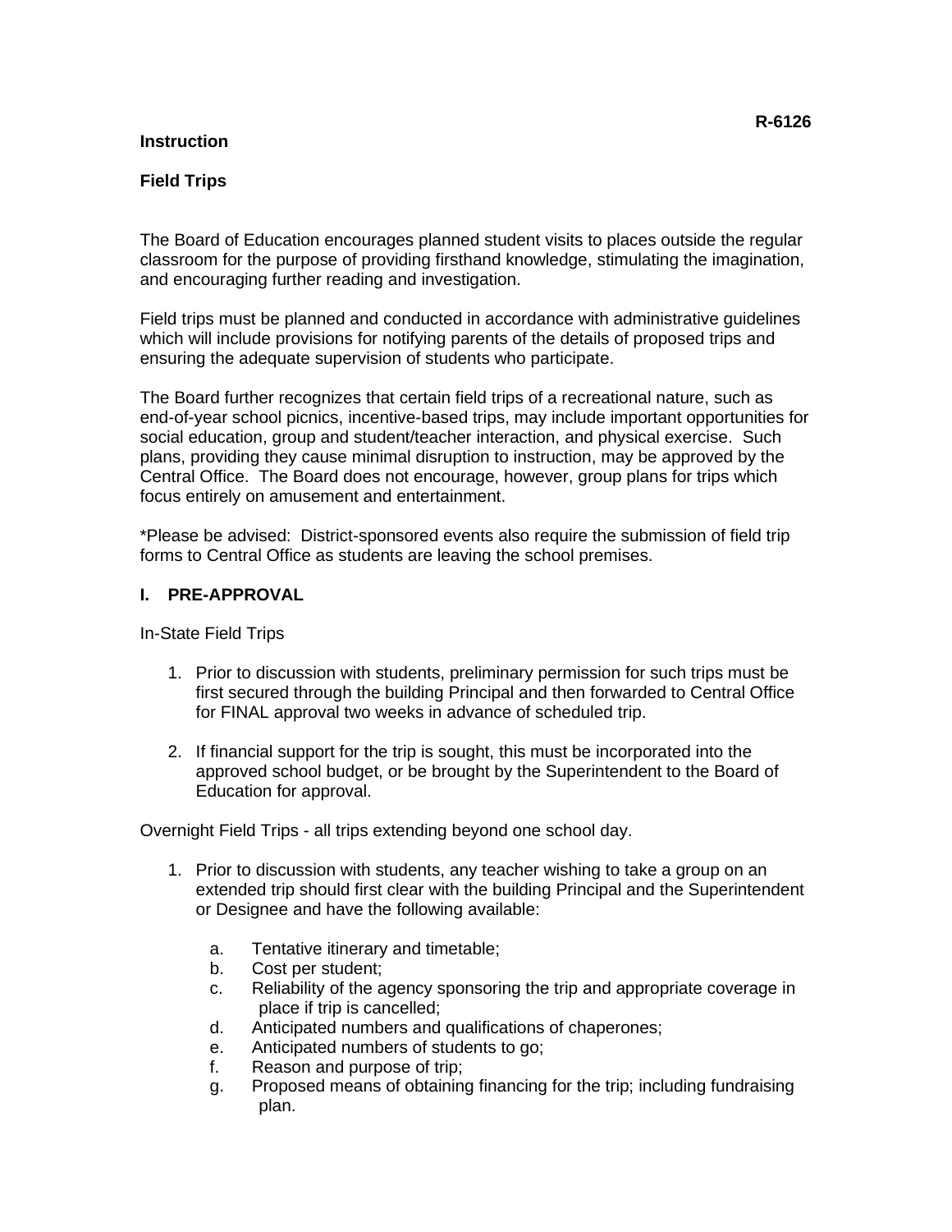R-6126

**Instruction**

**Field Trips**

The Board of Education encourages planned student visits to places outside the regular classroom for the purpose of providing firsthand knowledge, stimulating the imagination, and encouraging further reading and investigation.

Field trips must be planned and conducted in accordance with administrative guidelines which will include provisions for notifying parents of the details of proposed trips and ensuring the adequate supervision of students who participate.

The Board further recognizes that certain field trips of a recreational nature, such as end-of-year school picnics, incentive-based trips, may include important opportunities for social education, group and student/teacher interaction, and physical exercise. Such plans, providing they cause minimal disruption to instruction, may be approved by the Central Office. The Board does not encourage, however, group plans for trips which focus entirely on amusement and entertainment.

*Please be advised: District-sponsored events also require the submission of field trip forms to Central Office as students are leaving the school premises.

## I. PRE-APPROVAL

In-State Field Trips

1. Prior to discussion with students, preliminary permission for such trips must be first secured through the building Principal and then forwarded to Central Office for FINAL approval two weeks in advance of scheduled trip.

2. If financial support for the trip is sought, this must be incorporated into the approved school budget, or be brought by the Superintendent to the Board of Education for approval.

Overnight Field Trips - all trips extending beyond one school day.

1. Prior to discussion with students, any teacher wishing to take a group on an extended trip should first clear with the building Principal and the Superintendent or Designee and have the following available:

   a. Tentative itinerary and timetable;
   b. Cost per student;
   c. Reliability of the agency sponsoring the trip and appropriate coverage in place if trip is cancelled;
   d. Anticipated numbers and qualifications of chaperones;
   e. Anticipated numbers of students to go;
   f. Reason and purpose of trip;
   g. Proposed means of obtaining financing for the trip; including fundraising plan.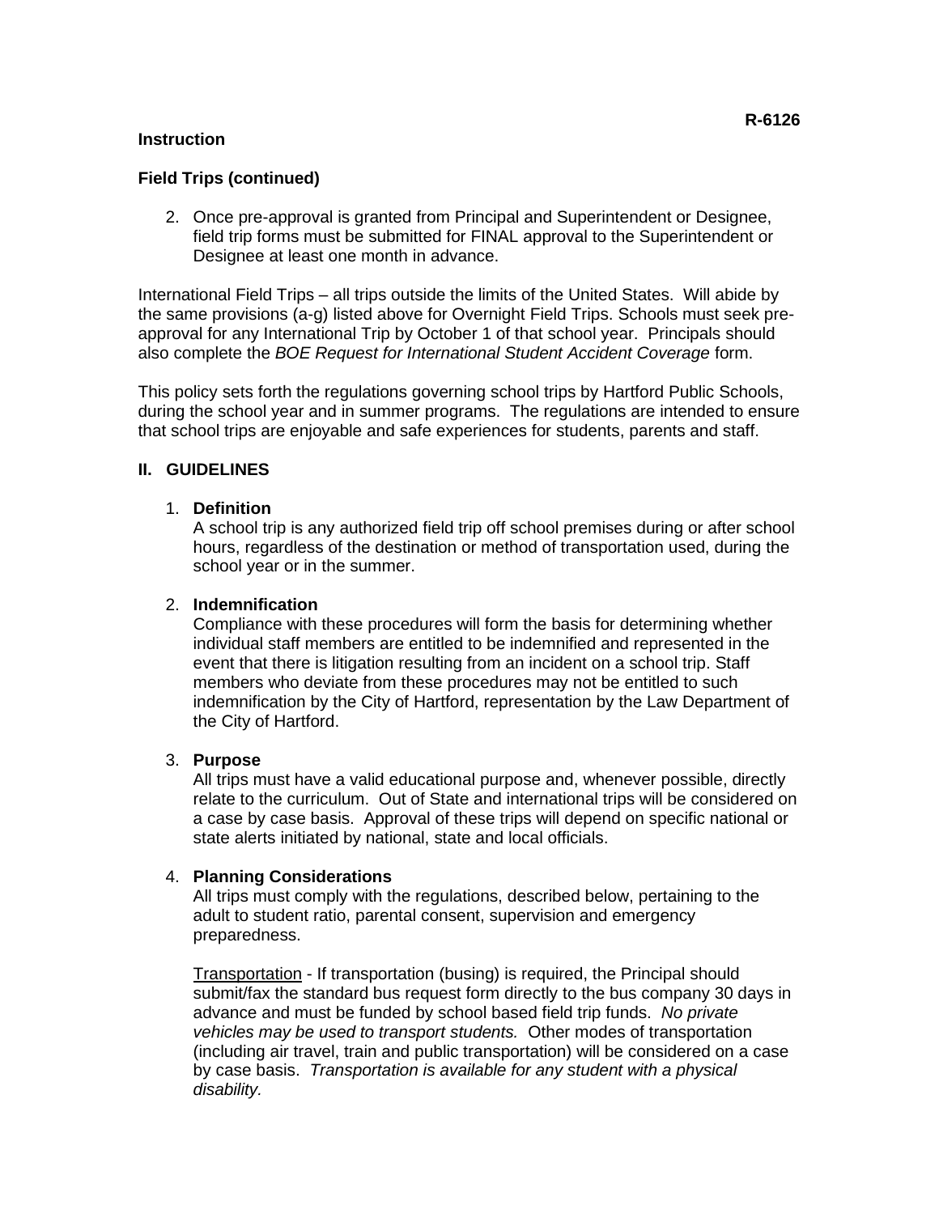**Instruction**

**Field Trips (continued)**

2. Once pre-approval is granted from Principal and Superintendent or Designee, field trip forms must be submitted for FINAL approval to the Superintendent or Designee at least one month in advance.

International Field Trips – all trips outside the limits of the United States. Will abide by the same provisions (a-g) listed above for Overnight Field Trips. Schools must seek pre-approval for any International Trip by October 1 of that school year. Principals should also complete the *BOE Request for International Student Accident Coverage* form.

This policy sets forth the regulations governing school trips by Hartford Public Schools, during the school year and in summer programs. The regulations are intended to ensure that school trips are enjoyable and safe experiences for students, parents and staff.

## II. GUIDELINES

1. **Definition**
   A school trip is any authorized field trip off school premises during or after school hours, regardless of the destination or method of transportation used, during the school year or in the summer.

2. **Indemnification**
   Compliance with these procedures will form the basis for determining whether individual staff members are entitled to be indemnified and represented in the event that there is litigation resulting from an incident on a school trip. Staff members who deviate from these procedures may not be entitled to such indemnification by the City of Hartford, representation by the Law Department of the City of Hartford.

3. **Purpose**
   All trips must have a valid educational purpose and, whenever possible, directly relate to the curriculum. Out of State and international trips will be considered on a case by case basis. Approval of these trips will depend on specific national or state alerts initiated by national, state and local officials.

4. **Planning Considerations**
   All trips must comply with the regulations, described below, pertaining to the adult to student ratio, parental consent, supervision and emergency preparedness.

   <u>Transportation</u> - If transportation (busing) is required, the Principal should submit/fax the standard bus request form directly to the bus company 30 days in advance and must be funded by school based field trip funds. *No private vehicles may be used to transport students.* Other modes of transportation (including air travel, train and public transportation) will be considered on a case by case basis. *Transportation is available for any student with a physical disability.*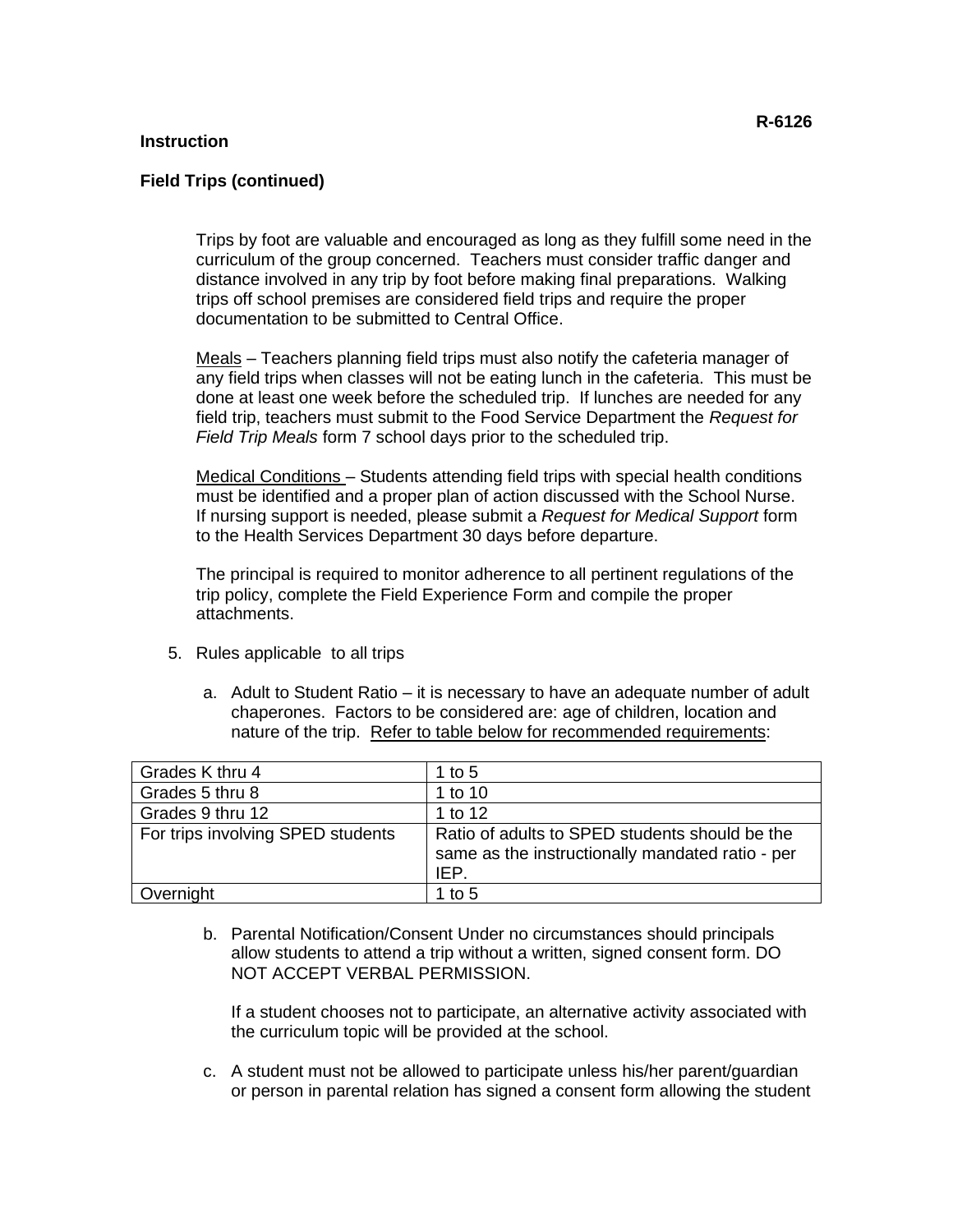**Instruction**

**Field Trips (continued)**

Trips by foot are valuable and encouraged as long as they fulfill some need in the curriculum of the group concerned. Teachers must consider traffic danger and distance involved in any trip by foot before making final preparations. Walking trips off school premises are considered field trips and require the proper documentation to be submitted to Central Office.

Meals – Teachers planning field trips must also notify the cafeteria manager of any field trips when classes will not be eating lunch in the cafeteria. This must be done at least one week before the scheduled trip. If lunches are needed for any field trip, teachers must submit to the Food Service Department the *Request for Field Trip Meals* form 7 school days prior to the scheduled trip.

Medical Conditions – Students attending field trips with special health conditions must be identified and a proper plan of action discussed with the School Nurse. If nursing support is needed, please submit a *Request for Medical Support* form to the Health Services Department 30 days before departure.

The principal is required to monitor adherence to all pertinent regulations of the trip policy, complete the Field Experience Form and compile the proper attachments.

5. Rules applicable to all trips

   a. Adult to Student Ratio – it is necessary to have an adequate number of adult chaperones. Factors to be considered are: age of children, location and nature of the trip. Refer to table below for recommended requirements:

| Grades K thru 4 | 1 to 5 |
|---|---|
| Grades 5 thru 8 | 1 to 10 |
| Grades 9 thru 12 | 1 to 12 |
| For trips involving SPED students | Ratio of adults to SPED students should be the same as the instructionally mandated ratio - per IEP. |
| Overnight | 1 to 5 |

   b. Parental Notification/Consent Under no circumstances should principals allow students to attend a trip without a written, signed consent form. DO NOT ACCEPT VERBAL PERMISSION.

      If a student chooses not to participate, an alternative activity associated with the curriculum topic will be provided at the school.

   c. A student must not be allowed to participate unless his/her parent/guardian or person in parental relation has signed a consent form allowing the student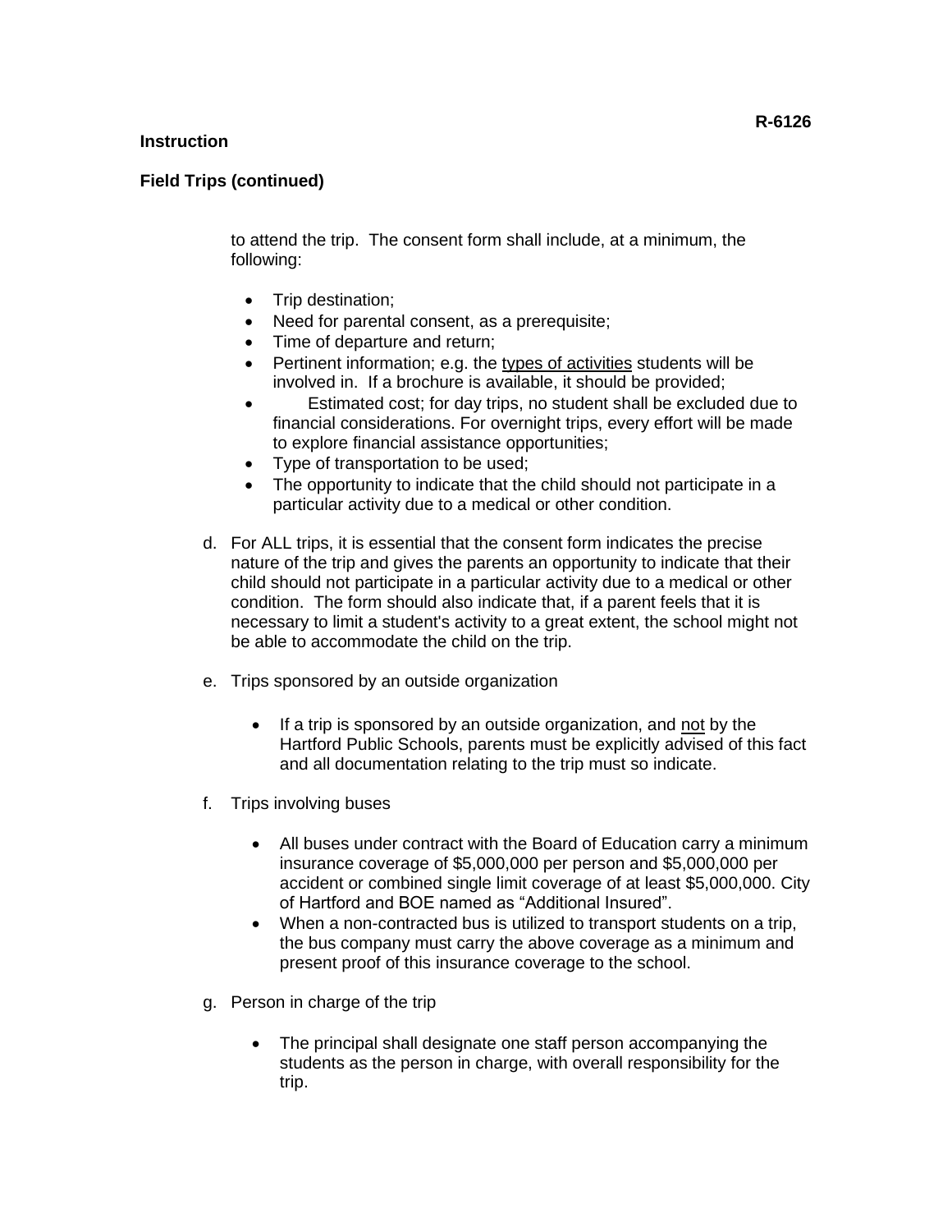**Instruction**

**Field Trips (continued)**

to attend the trip. The consent form shall include, at a minimum, the following:

- Trip destination;
- Need for parental consent, as a prerequisite;
- Time of departure and return;
- Pertinent information; e.g. the types of activities students will be involved in. If a brochure is available, it should be provided;
- Estimated cost; for day trips, no student shall be excluded due to financial considerations. For overnight trips, every effort will be made to explore financial assistance opportunities;
- Type of transportation to be used;
- The opportunity to indicate that the child should not participate in a particular activity due to a medical or other condition.

d. For ALL trips, it is essential that the consent form indicates the precise nature of the trip and gives the parents an opportunity to indicate that their child should not participate in a particular activity due to a medical or other condition. The form should also indicate that, if a parent feels that it is necessary to limit a student's activity to a great extent, the school might not be able to accommodate the child on the trip.

e. Trips sponsored by an outside organization

- If a trip is sponsored by an outside organization, and not by the Hartford Public Schools, parents must be explicitly advised of this fact and all documentation relating to the trip must so indicate.

f. Trips involving buses

- All buses under contract with the Board of Education carry a minimum insurance coverage of $5,000,000 per person and $5,000,000 per accident or combined single limit coverage of at least $5,000,000. City of Hartford and BOE named as "Additional Insured".
- When a non-contracted bus is utilized to transport students on a trip, the bus company must carry the above coverage as a minimum and present proof of this insurance coverage to the school.

g. Person in charge of the trip

- The principal shall designate one staff person accompanying the students as the person in charge, with overall responsibility for the trip.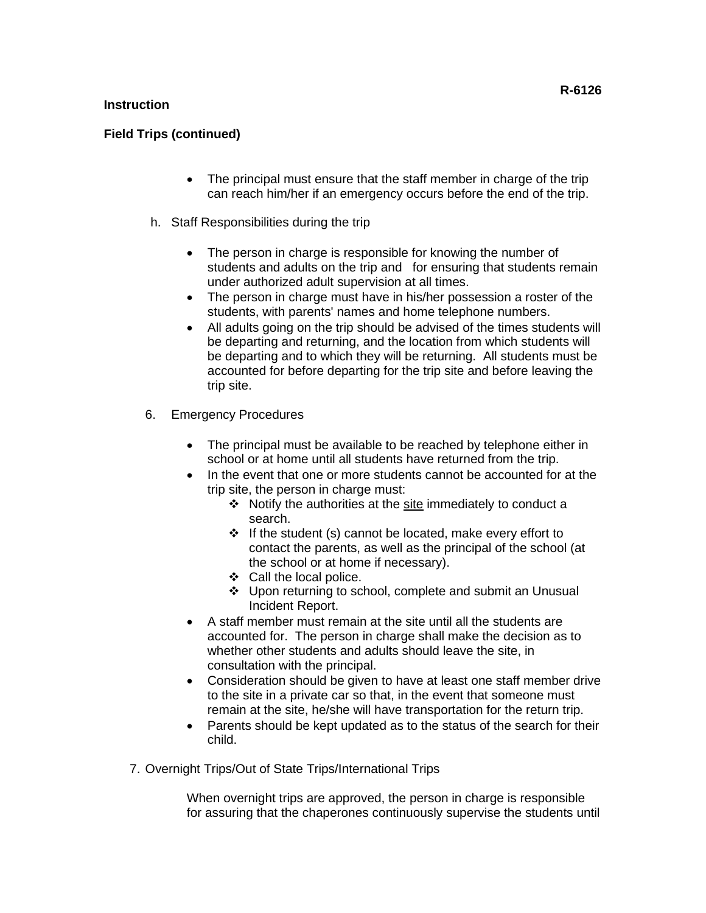**R-6126**

**Instruction**

**Field Trips (continued)**

- The principal must ensure that the staff member in charge of the trip can reach him/her if an emergency occurs before the end of the trip.

h. Staff Responsibilities during the trip

- The person in charge is responsible for knowing the number of students and adults on the trip and for ensuring that students remain under authorized adult supervision at all times.
- The person in charge must have in his/her possession a roster of the students, with parents' names and home telephone numbers.
- All adults going on the trip should be advised of the times students will be departing and returning, and the location from which students will be departing and to which they will be returning. All students must be accounted for before departing for the trip site and before leaving the trip site.

6. Emergency Procedures

- The principal must be available to be reached by telephone either in school or at home until all students have returned from the trip.
- In the event that one or more students cannot be accounted for at the trip site, the person in charge must:
  - Notify the authorities at the <u>site</u> immediately to conduct a search.
  - If the student (s) cannot be located, make every effort to contact the parents, as well as the principal of the school (at the school or at home if necessary).
  - Call the local police.
  - Upon returning to school, complete and submit an Unusual Incident Report.
- A staff member must remain at the site until all the students are accounted for. The person in charge shall make the decision as to whether other students and adults should leave the site, in consultation with the principal.
- Consideration should be given to have at least one staff member drive to the site in a private car so that, in the event that someone must remain at the site, he/she will have transportation for the return trip.
- Parents should be kept updated as to the status of the search for their child.

7. Overnight Trips/Out of State Trips/International Trips

When overnight trips are approved, the person in charge is responsible for assuring that the chaperones continuously supervise the students until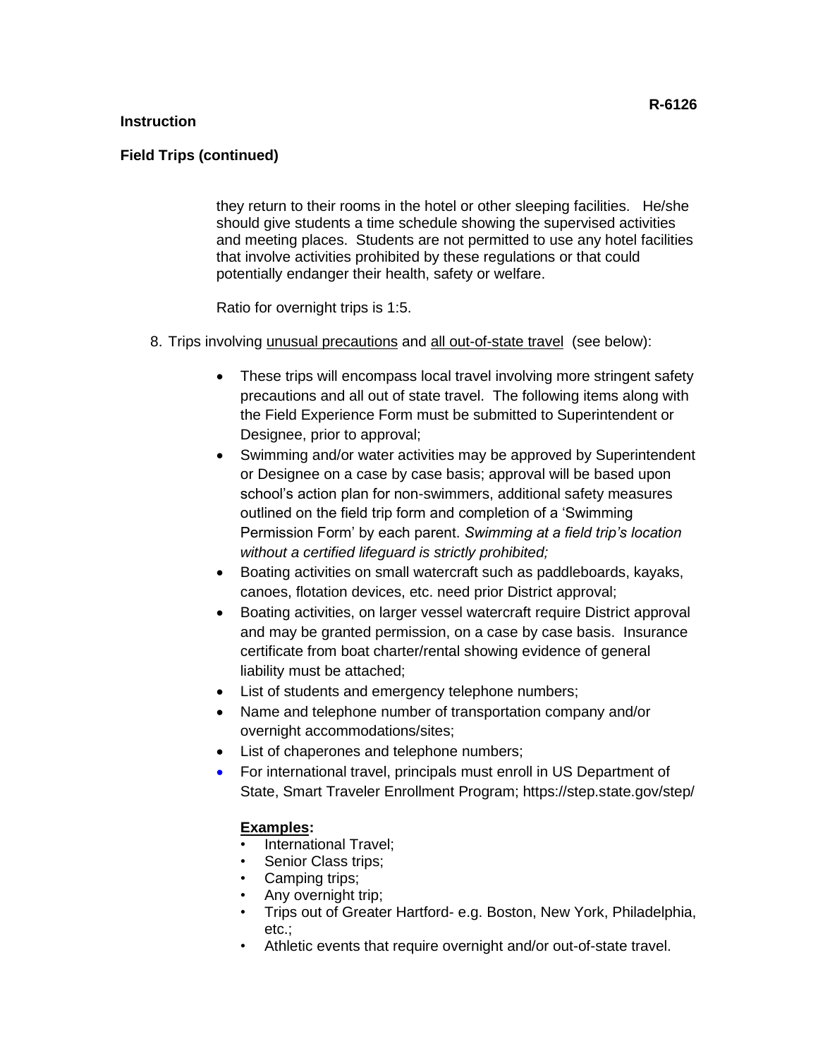**Instruction**

**Field Trips (continued)**

they return to their rooms in the hotel or other sleeping facilities. He/she should give students a time schedule showing the supervised activities and meeting places. Students are not permitted to use any hotel facilities that involve activities prohibited by these regulations or that could potentially endanger their health, safety or welfare.

Ratio for overnight trips is 1:5.

8. Trips involving <u>unusual precautions</u> and <u>all out-of-state travel</u> (see below):

   - These trips will encompass local travel involving more stringent safety precautions and all out of state travel. The following items along with the Field Experience Form must be submitted to Superintendent or Designee, prior to approval;
   - Swimming and/or water activities may be approved by Superintendent or Designee on a case by case basis; approval will be based upon school's action plan for non-swimmers, additional safety measures outlined on the field trip form and completion of a 'Swimming Permission Form' by each parent. *Swimming at a field trip's location without a certified lifeguard is strictly prohibited;*
   - Boating activities on small watercraft such as paddleboards, kayaks, canoes, flotation devices, etc. need prior District approval;
   - Boating activities, on larger vessel watercraft require District approval and may be granted permission, on a case by case basis. Insurance certificate from boat charter/rental showing evidence of general liability must be attached;
   - List of students and emergency telephone numbers;
   - Name and telephone number of transportation company and/or overnight accommodations/sites;
   - List of chaperones and telephone numbers;
   - For international travel, principals must enroll in US Department of State, Smart Traveler Enrollment Program; https://step.state.gov/step/

   **<u>Examples</u>:**
   - International Travel;
   - Senior Class trips;
   - Camping trips;
   - Any overnight trip;
   - Trips out of Greater Hartford- e.g. Boston, New York, Philadelphia, etc.;
   - Athletic events that require overnight and/or out-of-state travel.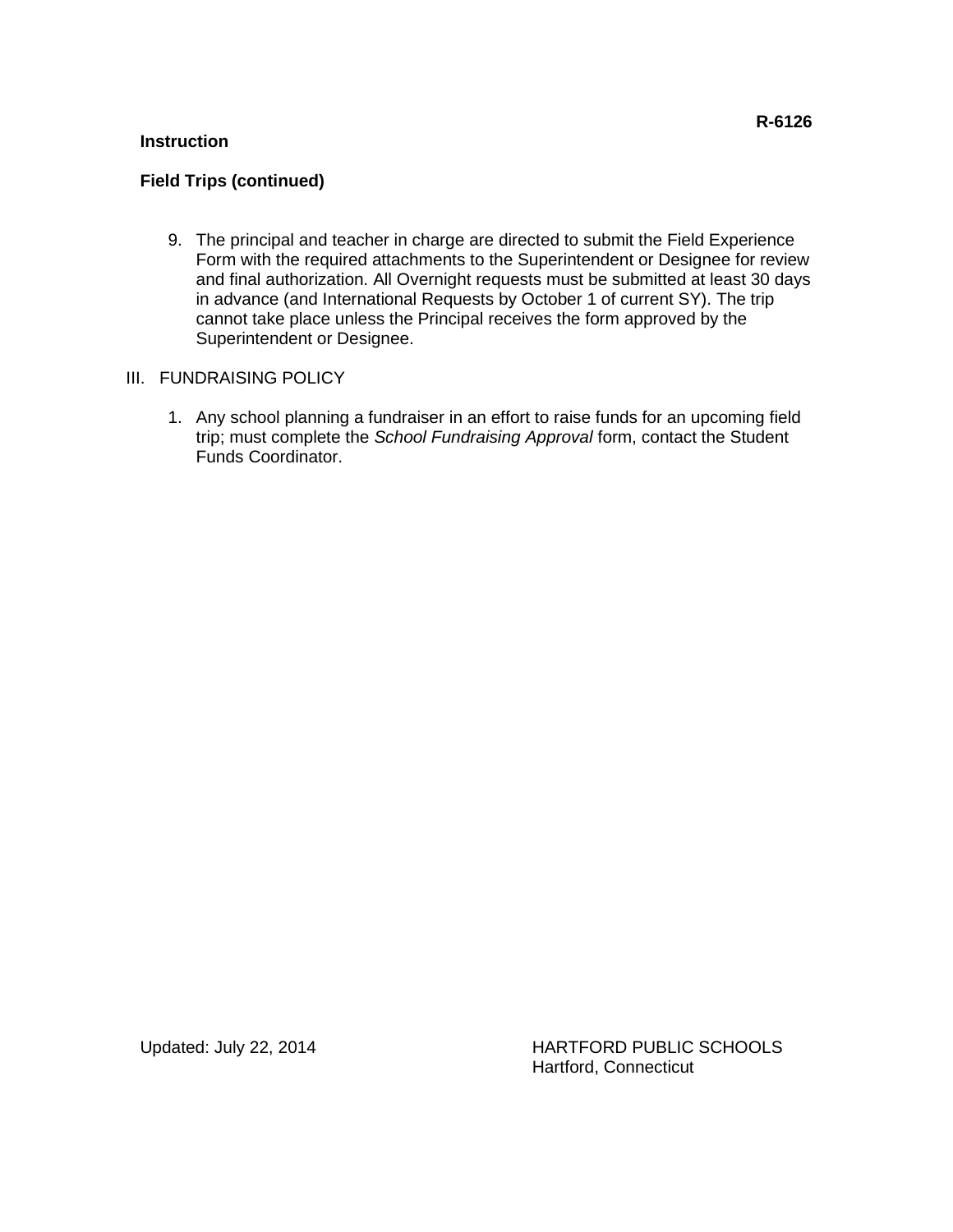**Instruction**

**Field Trips (continued)**

9. The principal and teacher in charge are directed to submit the Field Experience Form with the required attachments to the Superintendent or Designee for review and final authorization. All Overnight requests must be submitted at least 30 days in advance (and International Requests by October 1 of current SY). The trip cannot take place unless the Principal receives the form approved by the Superintendent or Designee.

III. FUNDRAISING POLICY

1. Any school planning a fundraiser in an effort to raise funds for an upcoming field trip; must complete the *School Fundraising Approval* form, contact the Student Funds Coordinator.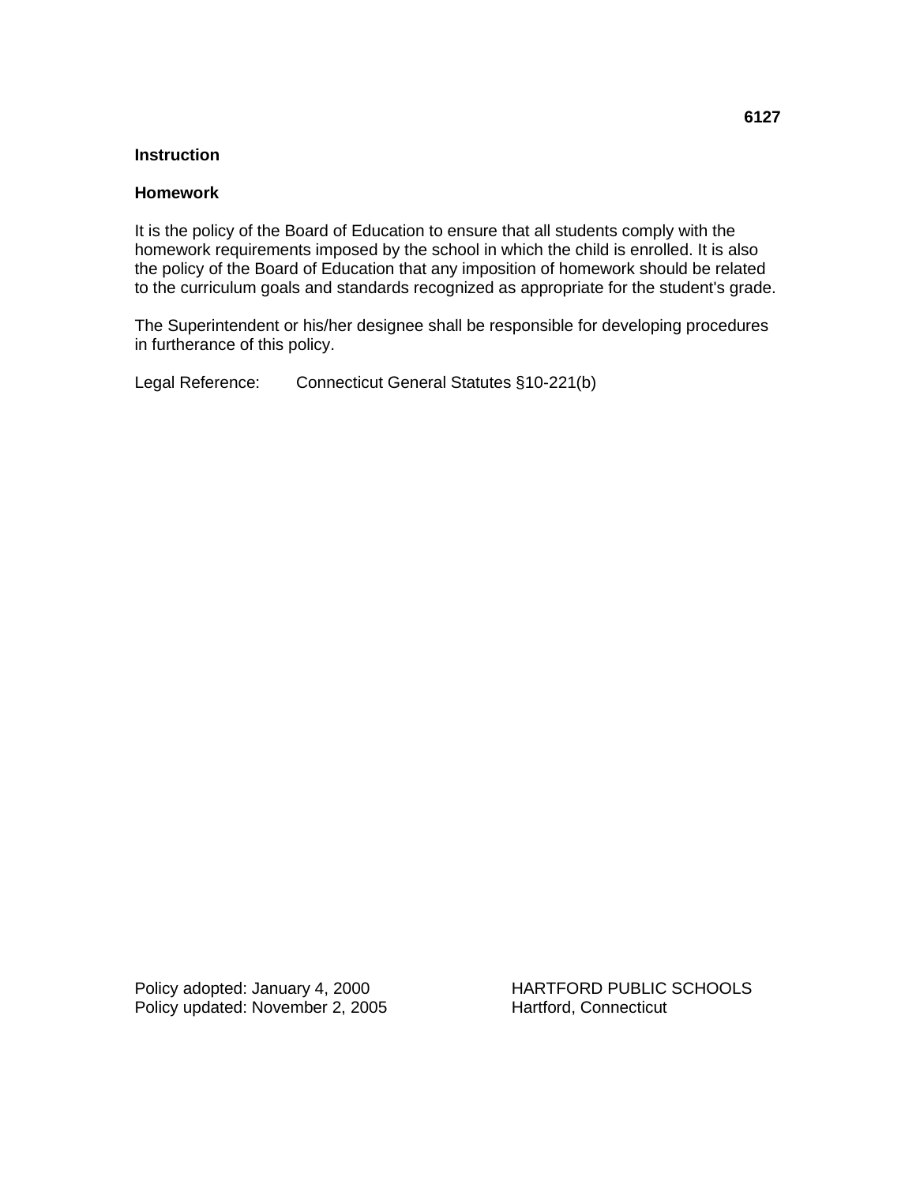**6127**

**Instruction**

**Homework**

It is the policy of the Board of Education to ensure that all students comply with the homework requirements imposed by the school in which the child is enrolled. It is also the policy of the Board of Education that any imposition of homework should be related to the curriculum goals and standards recognized as appropriate for the student's grade.

The Superintendent or his/her designee shall be responsible for developing procedures in furtherance of this policy.

Legal Reference: Connecticut General Statutes §10-221(b)

Policy adopted: January 4, 2000
Policy updated: November 2, 2005

HARTFORD PUBLIC SCHOOLS
Hartford, Connecticut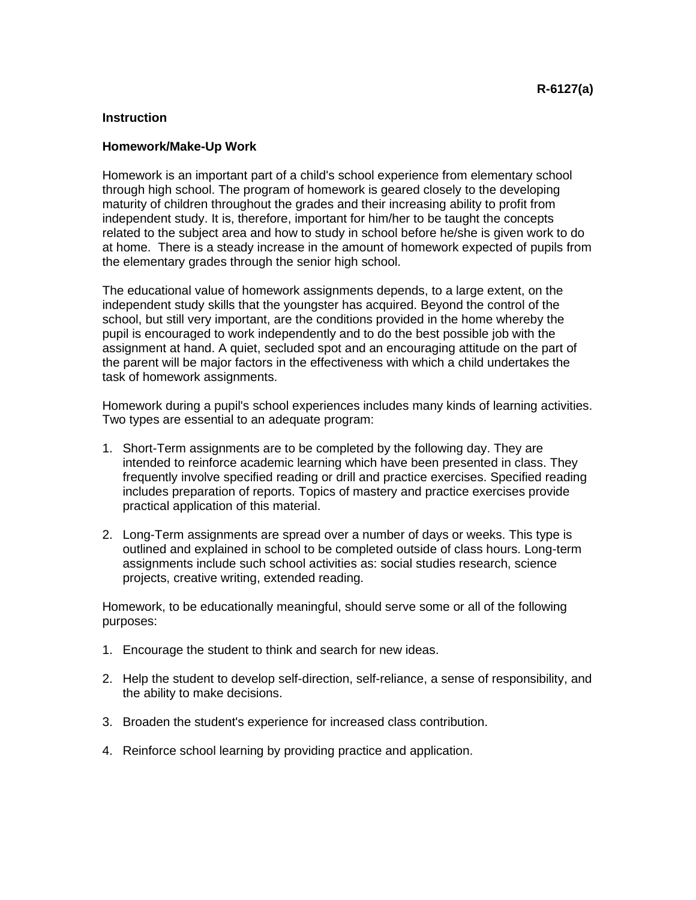**R-6127(a)**

**Instruction**

**Homework/Make-Up Work**

Homework is an important part of a child's school experience from elementary school through high school. The program of homework is geared closely to the developing maturity of children throughout the grades and their increasing ability to profit from independent study. It is, therefore, important for him/her to be taught the concepts related to the subject area and how to study in school before he/she is given work to do at home. There is a steady increase in the amount of homework expected of pupils from the elementary grades through the senior high school.

The educational value of homework assignments depends, to a large extent, on the independent study skills that the youngster has acquired. Beyond the control of the school, but still very important, are the conditions provided in the home whereby the pupil is encouraged to work independently and to do the best possible job with the assignment at hand. A quiet, secluded spot and an encouraging attitude on the part of the parent will be major factors in the effectiveness with which a child undertakes the task of homework assignments.

Homework during a pupil's school experiences includes many kinds of learning activities. Two types are essential to an adequate program:

1. Short-Term assignments are to be completed by the following day. They are intended to reinforce academic learning which have been presented in class. They frequently involve specified reading or drill and practice exercises. Specified reading includes preparation of reports. Topics of mastery and practice exercises provide practical application of this material.

2. Long-Term assignments are spread over a number of days or weeks. This type is outlined and explained in school to be completed outside of class hours. Long-term assignments include such school activities as: social studies research, science projects, creative writing, extended reading.

Homework, to be educationally meaningful, should serve some or all of the following purposes:

1. Encourage the student to think and search for new ideas.

2. Help the student to develop self-direction, self-reliance, a sense of responsibility, and the ability to make decisions.

3. Broaden the student's experience for increased class contribution.

4. Reinforce school learning by providing practice and application.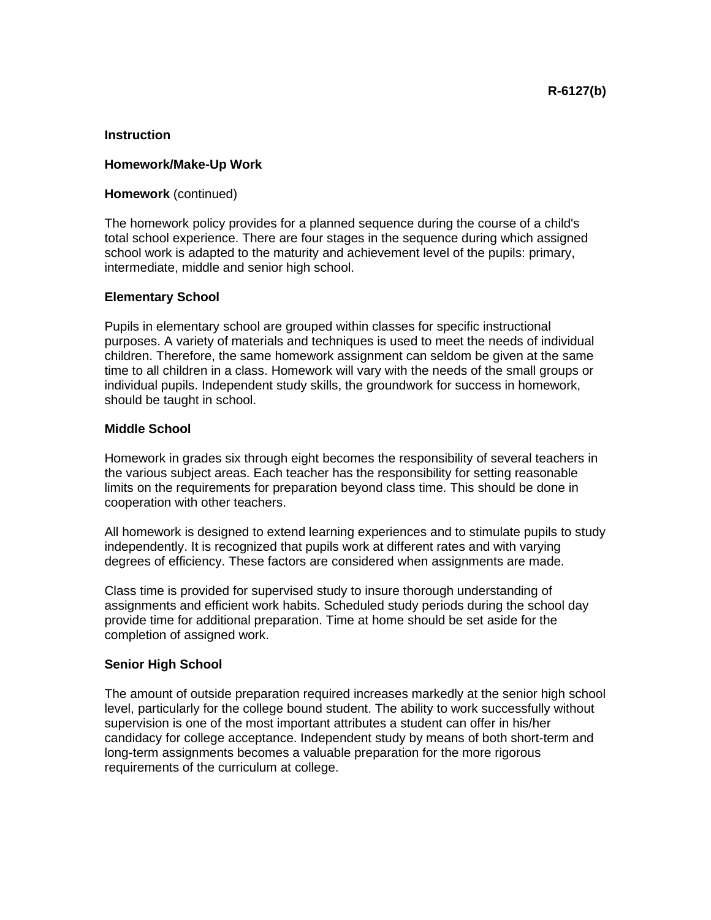**R-6127(b)**

**Instruction**

**Homework/Make-Up Work**

**Homework** (continued)

The homework policy provides for a planned sequence during the course of a child's total school experience. There are four stages in the sequence during which assigned school work is adapted to the maturity and achievement level of the pupils: primary, intermediate, middle and senior high school.

**Elementary School**

Pupils in elementary school are grouped within classes for specific instructional purposes. A variety of materials and techniques is used to meet the needs of individual children. Therefore, the same homework assignment can seldom be given at the same time to all children in a class. Homework will vary with the needs of the small groups or individual pupils. Independent study skills, the groundwork for success in homework, should be taught in school.

**Middle School**

Homework in grades six through eight becomes the responsibility of several teachers in the various subject areas. Each teacher has the responsibility for setting reasonable limits on the requirements for preparation beyond class time. This should be done in cooperation with other teachers.

All homework is designed to extend learning experiences and to stimulate pupils to study independently. It is recognized that pupils work at different rates and with varying degrees of efficiency. These factors are considered when assignments are made.

Class time is provided for supervised study to insure thorough understanding of assignments and efficient work habits. Scheduled study periods during the school day provide time for additional preparation. Time at home should be set aside for the completion of assigned work.

**Senior High School**

The amount of outside preparation required increases markedly at the senior high school level, particularly for the college bound student. The ability to work successfully without supervision is one of the most important attributes a student can offer in his/her candidacy for college acceptance. Independent study by means of both short-term and long-term assignments becomes a valuable preparation for the more rigorous requirements of the curriculum at college.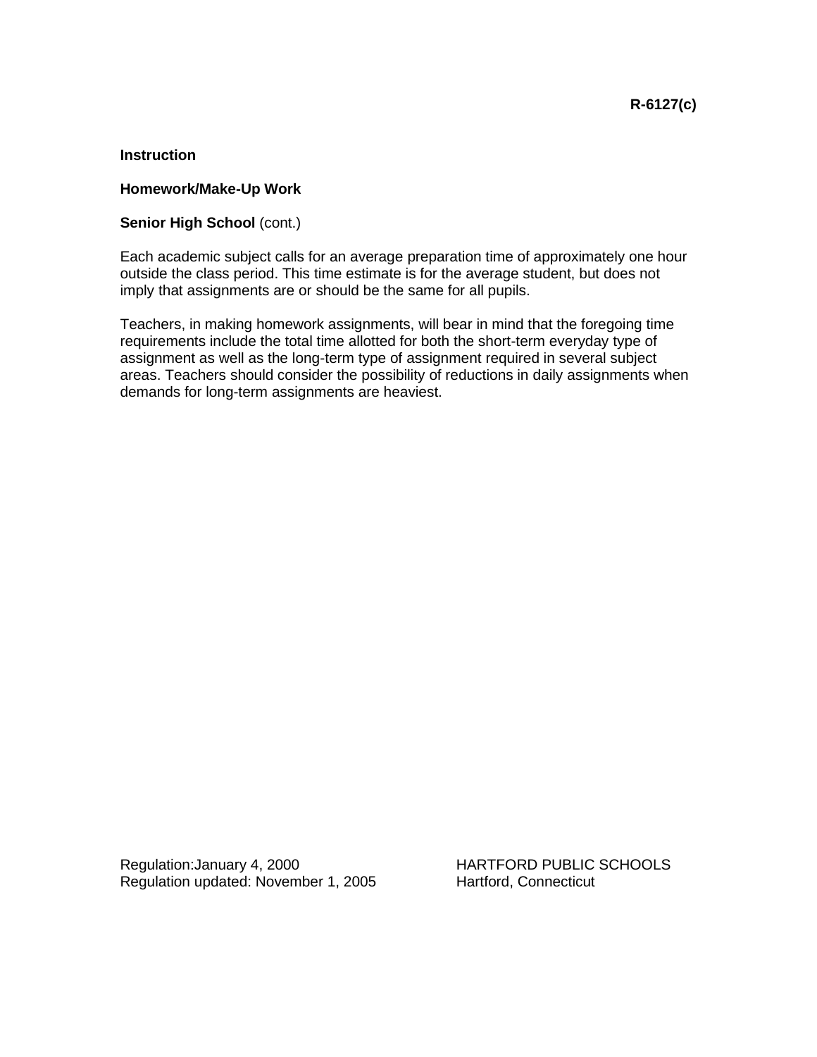R-6127(c)

**Instruction**

**Homework/Make-Up Work**

**Senior High School** (cont.)

Each academic subject calls for an average preparation time of approximately one hour outside the class period. This time estimate is for the average student, but does not imply that assignments are or should be the same for all pupils.

Teachers, in making homework assignments, will bear in mind that the foregoing time requirements include the total time allotted for both the short-term everyday type of assignment as well as the long-term type of assignment required in several subject areas. Teachers should consider the possibility of reductions in daily assignments when demands for long-term assignments are heaviest.

Regulation:January 4, 2000
Regulation updated: November 1, 2005

HARTFORD PUBLIC SCHOOLS
Hartford, Connecticut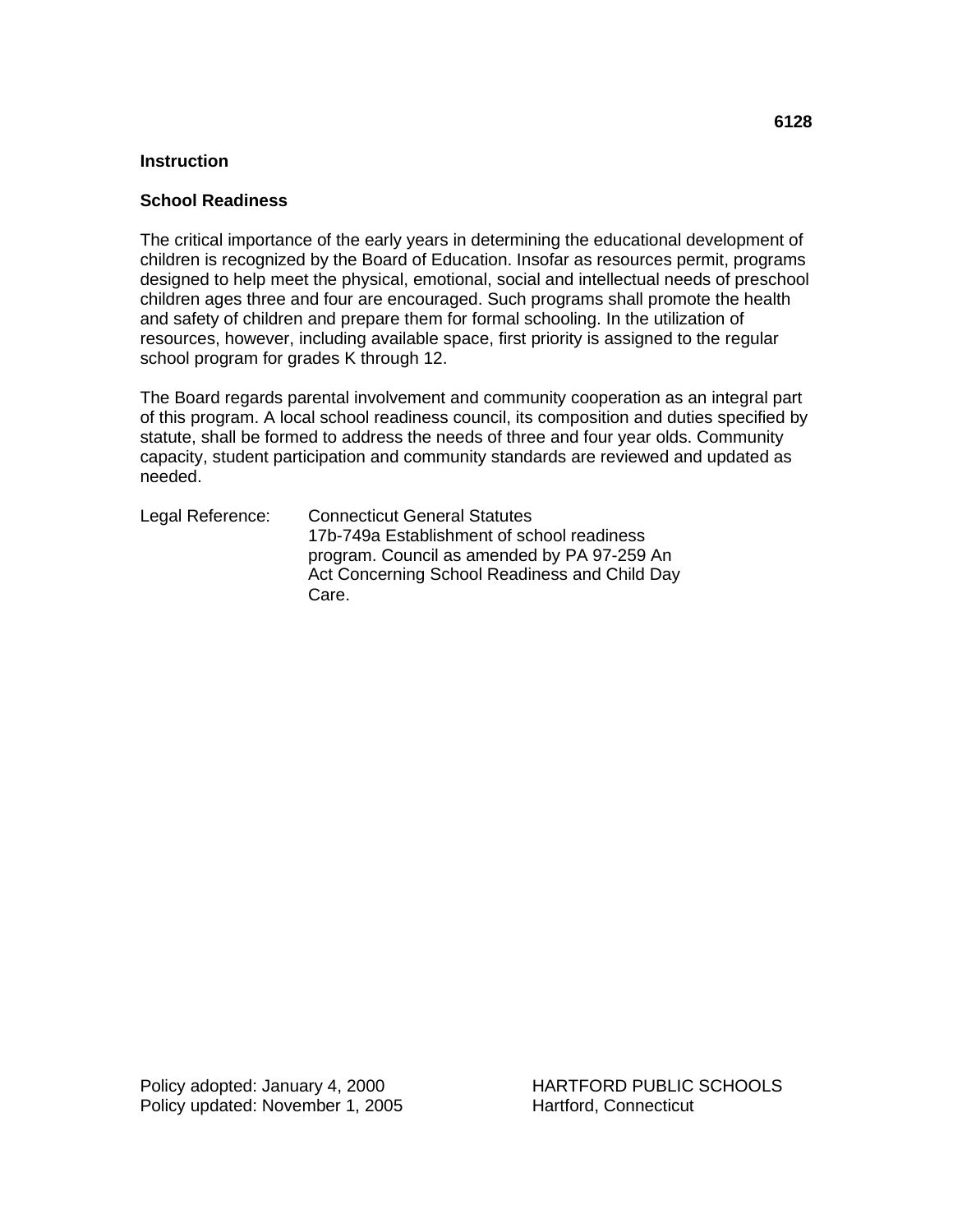**6128**

**Instruction**

## School Readiness

The critical importance of the early years in determining the educational development of children is recognized by the Board of Education. Insofar as resources permit, programs designed to help meet the physical, emotional, social and intellectual needs of preschool children ages three and four are encouraged. Such programs shall promote the health and safety of children and prepare them for formal schooling. In the utilization of resources, however, including available space, first priority is assigned to the regular school program for grades K through 12.

The Board regards parental involvement and community cooperation as an integral part of this program. A local school readiness council, its composition and duties specified by statute, shall be formed to address the needs of three and four year olds. Community capacity, student participation and community standards are reviewed and updated as needed.

Legal Reference: Connecticut General Statutes
17b-749a Establishment of school readiness program. Council as amended by PA 97-259 An Act Concerning School Readiness and Child Day Care.

Policy adopted: January 4, 2000
Policy updated: November 1, 2005

HARTFORD PUBLIC SCHOOLS
Hartford, Connecticut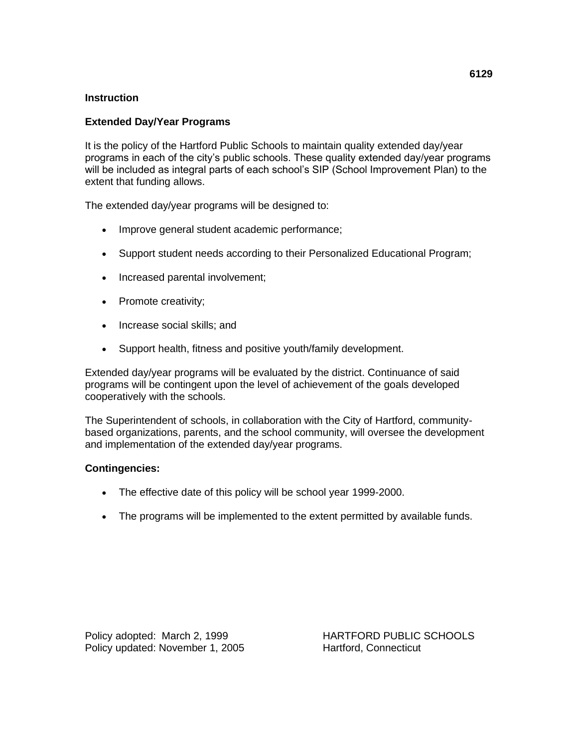6129

**Instruction**

**Extended Day/Year Programs**

It is the policy of the Hartford Public Schools to maintain quality extended day/year programs in each of the city's public schools. These quality extended day/year programs will be included as integral parts of each school's SIP (School Improvement Plan) to the extent that funding allows.

The extended day/year programs will be designed to:

- Improve general student academic performance;
- Support student needs according to their Personalized Educational Program;
- Increased parental involvement;
- Promote creativity;
- Increase social skills; and
- Support health, fitness and positive youth/family development.

Extended day/year programs will be evaluated by the district. Continuance of said programs will be contingent upon the level of achievement of the goals developed cooperatively with the schools.

The Superintendent of schools, in collaboration with the City of Hartford, community-based organizations, parents, and the school community, will oversee the development and implementation of the extended day/year programs.

**Contingencies:**

- The effective date of this policy will be school year 1999-2000.
- The programs will be implemented to the extent permitted by available funds.

Policy adopted: March 2, 1999
Policy updated: November 1, 2005

HARTFORD PUBLIC SCHOOLS
Hartford, Connecticut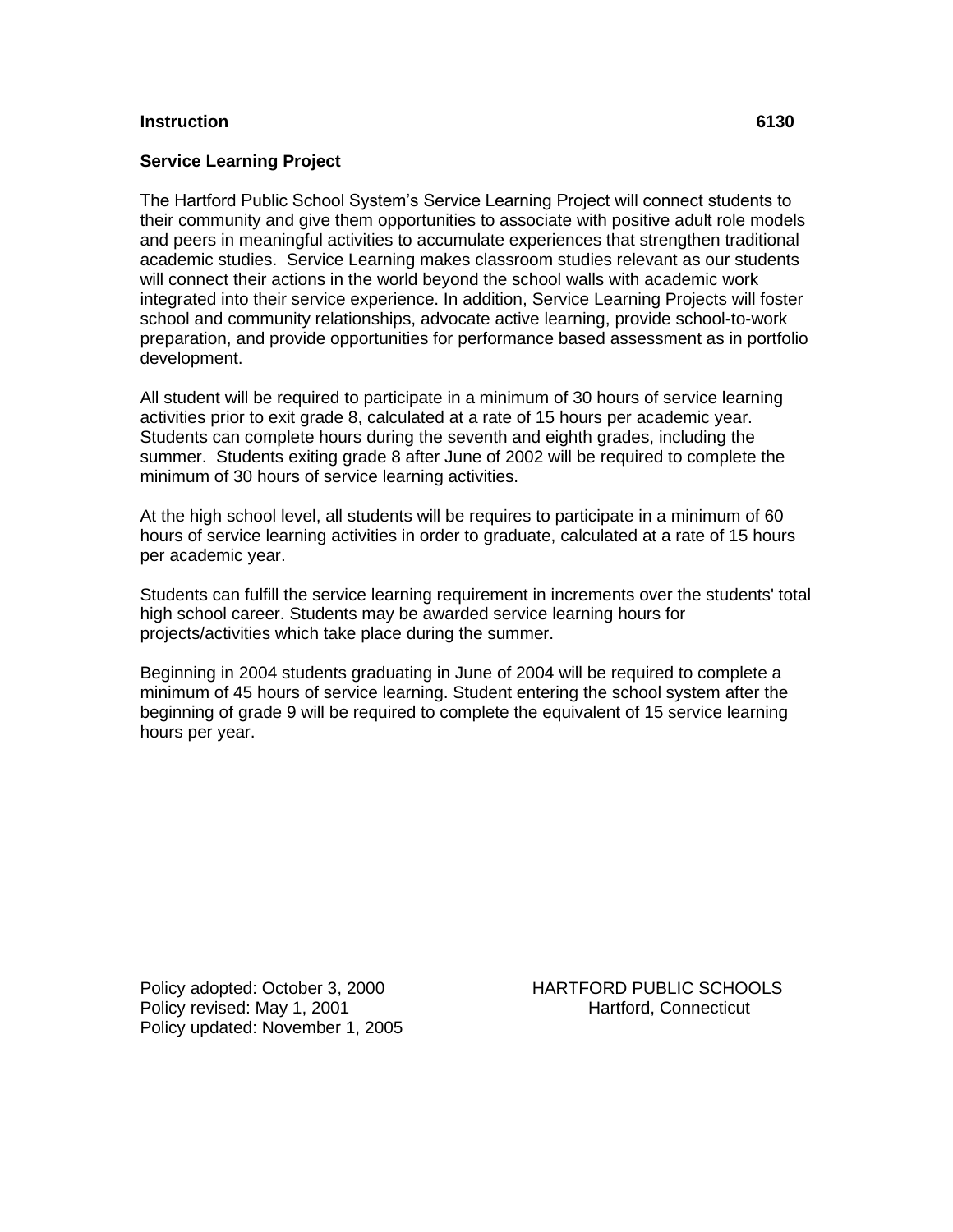**Instruction** **6130**

## Service Learning Project

The Hartford Public School System's Service Learning Project will connect students to their community and give them opportunities to associate with positive adult role models and peers in meaningful activities to accumulate experiences that strengthen traditional academic studies. Service Learning makes classroom studies relevant as our students will connect their actions in the world beyond the school walls with academic work integrated into their service experience. In addition, Service Learning Projects will foster school and community relationships, advocate active learning, provide school-to-work preparation, and provide opportunities for performance based assessment as in portfolio development.

All student will be required to participate in a minimum of 30 hours of service learning activities prior to exit grade 8, calculated at a rate of 15 hours per academic year. Students can complete hours during the seventh and eighth grades, including the summer. Students exiting grade 8 after June of 2002 will be required to complete the minimum of 30 hours of service learning activities.

At the high school level, all students will be requires to participate in a minimum of 60 hours of service learning activities in order to graduate, calculated at a rate of 15 hours per academic year.

Students can fulfill the service learning requirement in increments over the students' total high school career. Students may be awarded service learning hours for projects/activities which take place during the summer.

Beginning in 2004 students graduating in June of 2004 will be required to complete a minimum of 45 hours of service learning. Student entering the school system after the beginning of grade 9 will be required to complete the equivalent of 15 service learning hours per year.

Policy adopted: October 3, 2000
Policy revised: May 1, 2001
Policy updated: November 1, 2005

HARTFORD PUBLIC SCHOOLS
Hartford, Connecticut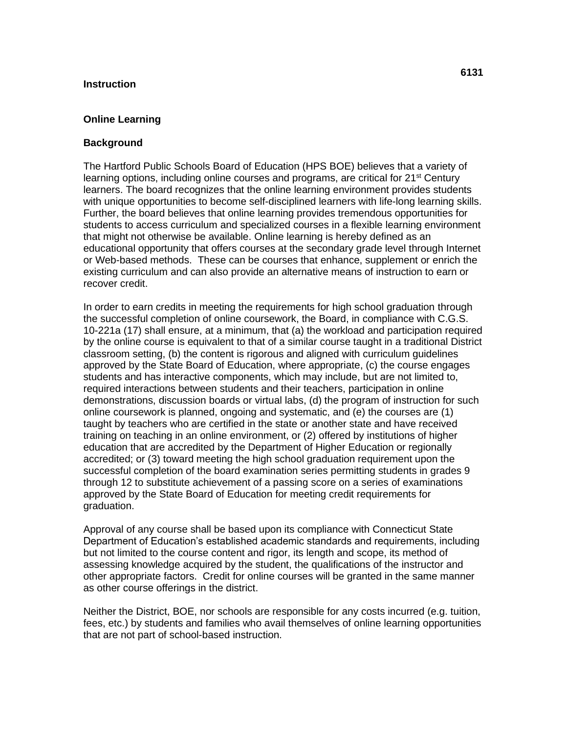**6131**

**Instruction**

**Online Learning**

**Background**

The Hartford Public Schools Board of Education (HPS BOE) believes that a variety of learning options, including online courses and programs, are critical for 21st Century learners. The board recognizes that the online learning environment provides students with unique opportunities to become self-disciplined learners with life-long learning skills. Further, the board believes that online learning provides tremendous opportunities for students to access curriculum and specialized courses in a flexible learning environment that might not otherwise be available. Online learning is hereby defined as an educational opportunity that offers courses at the secondary grade level through Internet or Web-based methods. These can be courses that enhance, supplement or enrich the existing curriculum and can also provide an alternative means of instruction to earn or recover credit.

In order to earn credits in meeting the requirements for high school graduation through the successful completion of online coursework, the Board, in compliance with C.G.S. 10-221a (17) shall ensure, at a minimum, that (a) the workload and participation required by the online course is equivalent to that of a similar course taught in a traditional District classroom setting, (b) the content is rigorous and aligned with curriculum guidelines approved by the State Board of Education, where appropriate, (c) the course engages students and has interactive components, which may include, but are not limited to, required interactions between students and their teachers, participation in online demonstrations, discussion boards or virtual labs, (d) the program of instruction for such online coursework is planned, ongoing and systematic, and (e) the courses are (1) taught by teachers who are certified in the state or another state and have received training on teaching in an online environment, or (2) offered by institutions of higher education that are accredited by the Department of Higher Education or regionally accredited; or (3) toward meeting the high school graduation requirement upon the successful completion of the board examination series permitting students in grades 9 through 12 to substitute achievement of a passing score on a series of examinations approved by the State Board of Education for meeting credit requirements for graduation.

Approval of any course shall be based upon its compliance with Connecticut State Department of Education's established academic standards and requirements, including but not limited to the course content and rigor, its length and scope, its method of assessing knowledge acquired by the student, the qualifications of the instructor and other appropriate factors. Credit for online courses will be granted in the same manner as other course offerings in the district.

Neither the District, BOE, nor schools are responsible for any costs incurred (e.g. tuition, fees, etc.) by students and families who avail themselves of online learning opportunities that are not part of school-based instruction.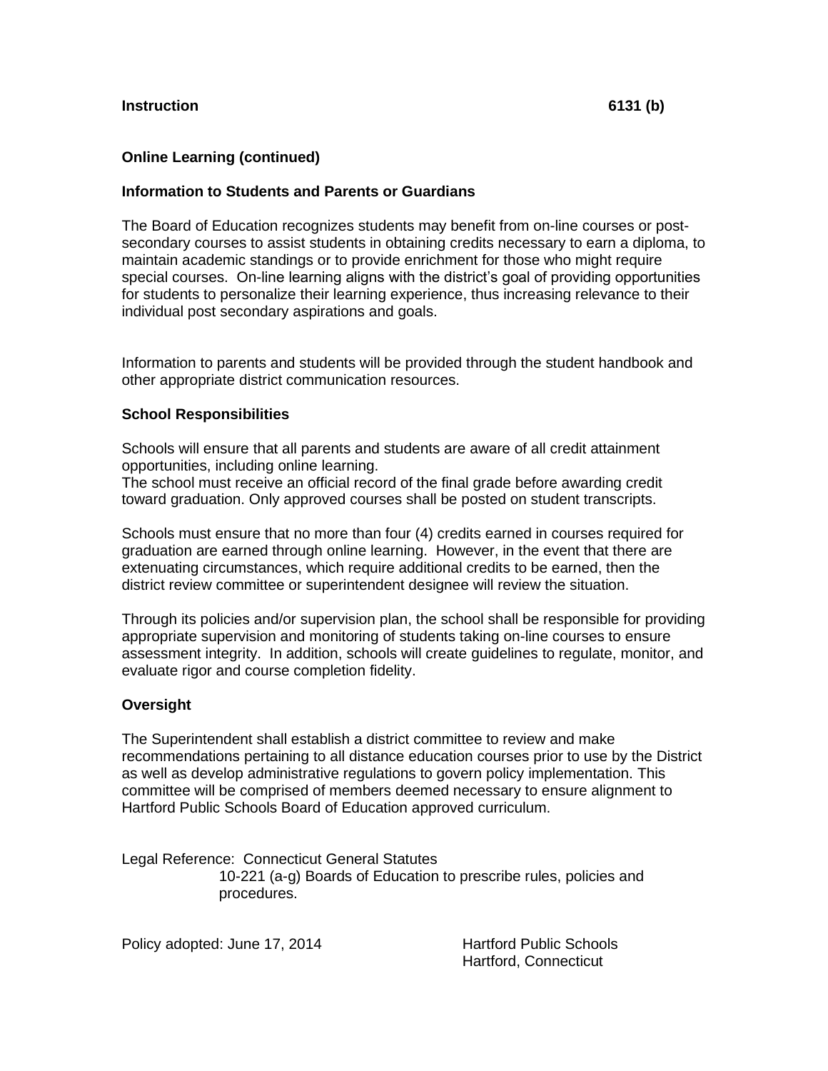**Instruction** **6131 (b)**

## Online Learning (continued)

### Information to Students and Parents or Guardians

The Board of Education recognizes students may benefit from on-line courses or post-secondary courses to assist students in obtaining credits necessary to earn a diploma, to maintain academic standings or to provide enrichment for those who might require special courses. On-line learning aligns with the district's goal of providing opportunities for students to personalize their learning experience, thus increasing relevance to their individual post secondary aspirations and goals.

Information to parents and students will be provided through the student handbook and other appropriate district communication resources.

### School Responsibilities

Schools will ensure that all parents and students are aware of all credit attainment opportunities, including online learning.
The school must receive an official record of the final grade before awarding credit toward graduation. Only approved courses shall be posted on student transcripts.

Schools must ensure that no more than four (4) credits earned in courses required for graduation are earned through online learning. However, in the event that there are extenuating circumstances, which require additional credits to be earned, then the district review committee or superintendent designee will review the situation.

Through its policies and/or supervision plan, the school shall be responsible for providing appropriate supervision and monitoring of students taking on-line courses to ensure assessment integrity. In addition, schools will create guidelines to regulate, monitor, and evaluate rigor and course completion fidelity.

### Oversight

The Superintendent shall establish a district committee to review and make recommendations pertaining to all distance education courses prior to use by the District as well as develop administrative regulations to govern policy implementation. This committee will be comprised of members deemed necessary to ensure alignment to Hartford Public Schools Board of Education approved curriculum.

Legal Reference: Connecticut General Statutes
10-221 (a-g) Boards of Education to prescribe rules, policies and procedures.

Policy adopted: June 17, 2014

Hartford Public Schools
Hartford, Connecticut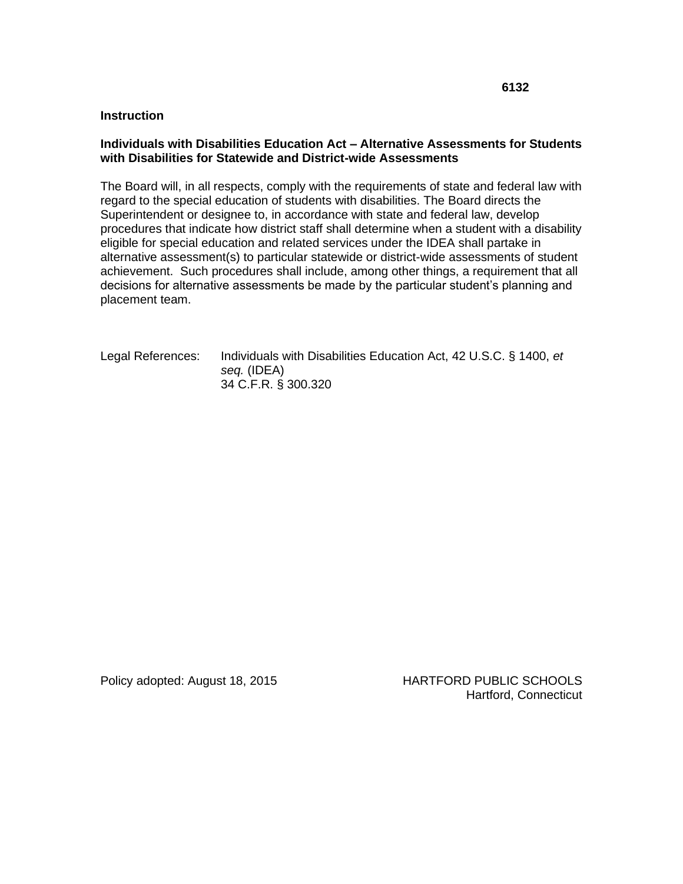6132

**Instruction**

**Individuals with Disabilities Education Act – Alternative Assessments for Students with Disabilities for Statewide and District-wide Assessments**

The Board will, in all respects, comply with the requirements of state and federal law with regard to the special education of students with disabilities. The Board directs the Superintendent or designee to, in accordance with state and federal law, develop procedures that indicate how district staff shall determine when a student with a disability eligible for special education and related services under the IDEA shall partake in alternative assessment(s) to particular statewide or district-wide assessments of student achievement. Such procedures shall include, among other things, a requirement that all decisions for alternative assessments be made by the particular student's planning and placement team.

Legal References: Individuals with Disabilities Education Act, 42 U.S.C. § 1400, *et seq.* (IDEA)
34 C.F.R. § 300.320

Policy adopted: August 18, 2015

HARTFORD PUBLIC SCHOOLS
Hartford, Connecticut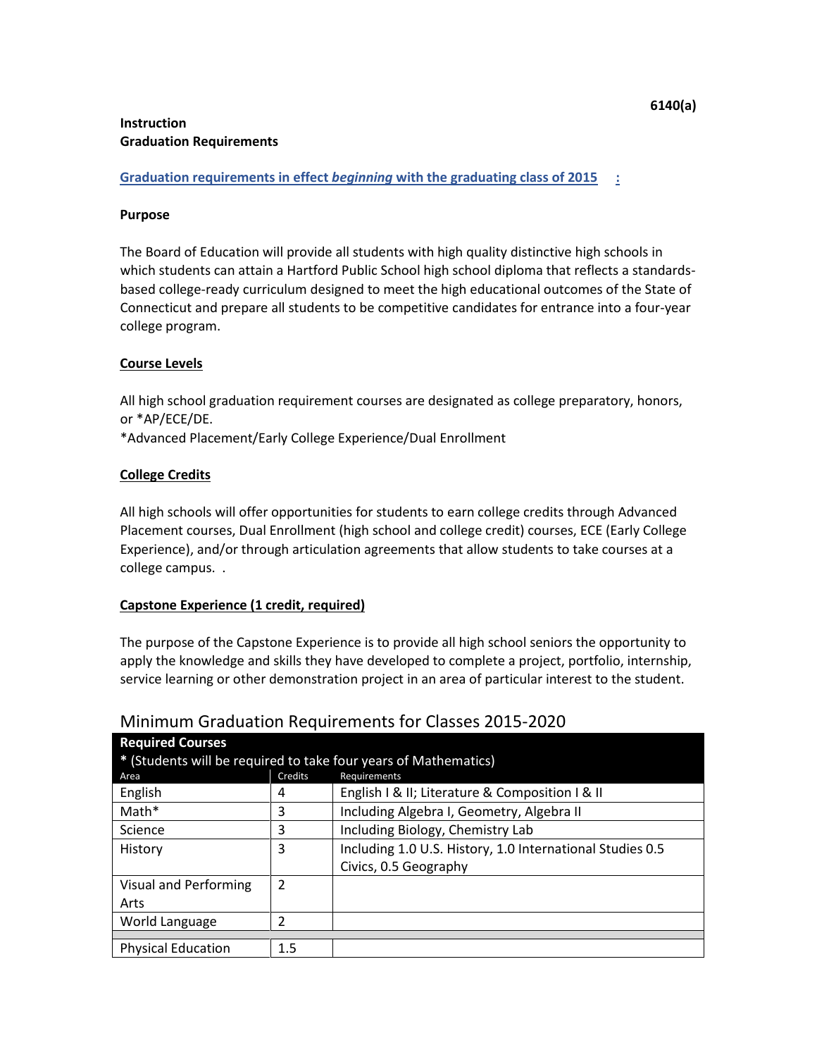6140(a)

**Instruction**
**Graduation Requirements**

**Graduation requirements in effect *beginning* with the graduating class of 2015 :**

**Purpose**

The Board of Education will provide all students with high quality distinctive high schools in which students can attain a Hartford Public School high school diploma that reflects a standards-based college-ready curriculum designed to meet the high educational outcomes of the State of Connecticut and prepare all students to be competitive candidates for entrance into a four-year college program.

**Course Levels**

All high school graduation requirement courses are designated as college preparatory, honors, or *AP/ECE/DE.
*Advanced Placement/Early College Experience/Dual Enrollment

**College Credits**

All high schools will offer opportunities for students to earn college credits through Advanced Placement courses, Dual Enrollment (high school and college credit) courses, ECE (Early College Experience), and/or through articulation agreements that allow students to take courses at a college campus. .

**Capstone Experience (1 credit, required)**

The purpose of the Capstone Experience is to provide all high school seniors the opportunity to apply the knowledge and skills they have developed to complete a project, portfolio, internship, service learning or other demonstration project in an area of particular interest to the student.

## Minimum Graduation Requirements for Classes 2015-2020

| **Required Courses** * (Students will be required to take four years of Mathematics) | | |
|---|---|---|
| Area | Credits | Requirements |
| English | 4 | English I & II; Literature & Composition I & II |
| Math* | 3 | Including Algebra I, Geometry, Algebra II |
| Science | 3 | Including Biology, Chemistry Lab |
| History | 3 | Including 1.0 U.S. History, 1.0 International Studies 0.5 Civics, 0.5 Geography |
| Visual and Performing Arts | 2 | |
| World Language | 2 | |
| | | |
| Physical Education | 1.5 | |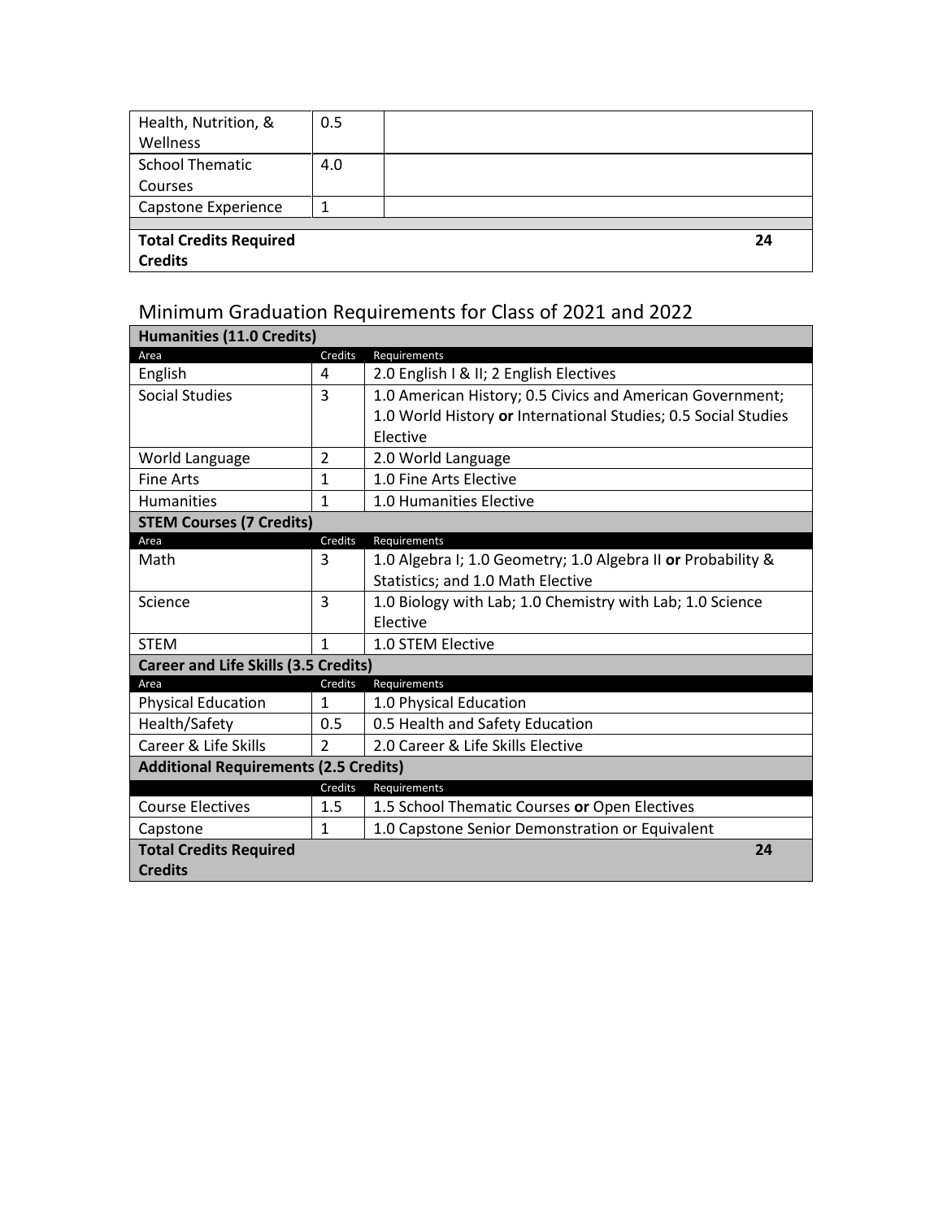| | | |
|---|---|---|
| Health, Nutrition, & Wellness | 0.5 | |
| School Thematic Courses | 4.0 | |
| Capstone Experience | 1 | |
| | | |
| **Total Credits Required Credits** | | **24** |

## Minimum Graduation Requirements for Class of 2021 and 2022

| **Humanities (11.0 Credits)** | | |
|---|---|---|
| Area | Credits | Requirements |
| English | 4 | 2.0 English I & II; 2 English Electives |
| Social Studies | 3 | 1.0 American History; 0.5 Civics and American Government; 1.0 World History **or** International Studies; 0.5 Social Studies Elective |
| World Language | 2 | 2.0 World Language |
| Fine Arts | 1 | 1.0 Fine Arts Elective |
| Humanities | 1 | 1.0 Humanities Elective |
| **STEM Courses (7 Credits)** | | |
| Area | Credits | Requirements |
| Math | 3 | 1.0 Algebra I; 1.0 Geometry; 1.0 Algebra II **or** Probability & Statistics; and 1.0 Math Elective |
| Science | 3 | 1.0 Biology with Lab; 1.0 Chemistry with Lab; 1.0 Science Elective |
| STEM | 1 | 1.0 STEM Elective |
| **Career and Life Skills (3.5 Credits)** | | |
| Area | Credits | Requirements |
| Physical Education | 1 | 1.0 Physical Education |
| Health/Safety | 0.5 | 0.5 Health and Safety Education |
| Career & Life Skills | 2 | 2.0 Career & Life Skills Elective |
| **Additional Requirements (2.5 Credits)** | | |
| | Credits | Requirements |
| Course Electives | 1.5 | 1.5 School Thematic Courses **or** Open Electives |
| Capstone | 1 | 1.0 Capstone Senior Demonstration or Equivalent |
| **Total Credits Required Credits** | | **24** |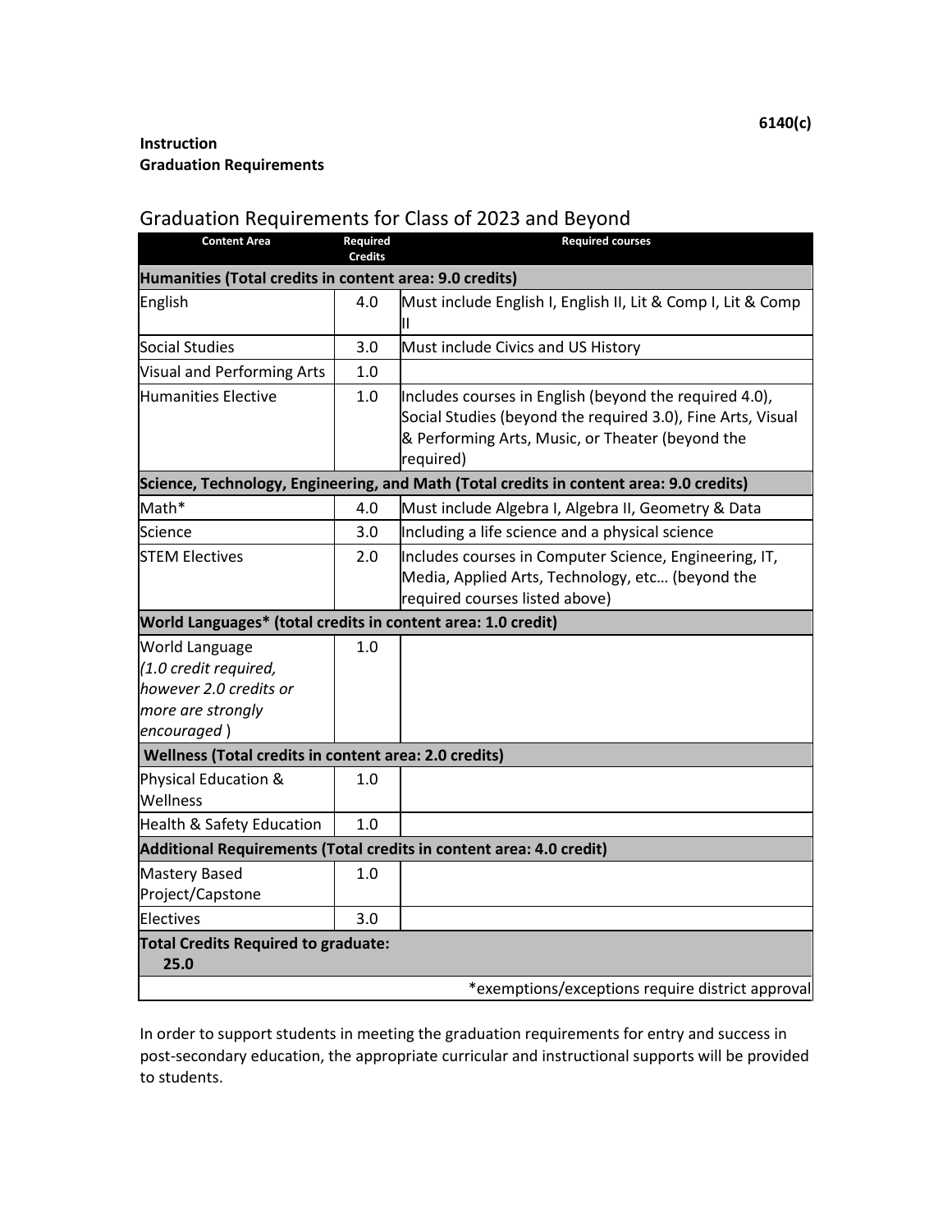6140(c)

**Instruction**
**Graduation Requirements**

## Graduation Requirements for Class of 2023 and Beyond

| Content Area | Required Credits | Required courses |
|---|---|---|
| **Humanities (Total credits in content area: 9.0 credits)** | | |
| English | 4.0 | Must include English I, English II, Lit & Comp I, Lit & Comp II |
| Social Studies | 3.0 | Must include Civics and US History |
| Visual and Performing Arts | 1.0 | |
| Humanities Elective | 1.0 | Includes courses in English (beyond the required 4.0), Social Studies (beyond the required 3.0), Fine Arts, Visual & Performing Arts, Music, or Theater (beyond the required) |
| **Science, Technology, Engineering, and Math (Total credits in content area: 9.0 credits)** | | |
| Math* | 4.0 | Must include Algebra I, Algebra II, Geometry & Data |
| Science | 3.0 | Including a life science and a physical science |
| STEM Electives | 2.0 | Includes courses in Computer Science, Engineering, IT, Media, Applied Arts, Technology, etc… (beyond the required courses listed above) |
| **World Languages* (total credits in content area: 1.0 credit)** | | |
| World Language *(1.0 credit required, however 2.0 credits or more are strongly encouraged )* | 1.0 | |
| **Wellness (Total credits in content area: 2.0 credits)** | | |
| Physical Education & Wellness | 1.0 | |
| Health & Safety Education | 1.0 | |
| **Additional Requirements (Total credits in content area: 4.0 credit)** | | |
| Mastery Based Project/Capstone | 1.0 | |
| Electives | 3.0 | |
| **Total Credits Required to graduate: 25.0** | | |
| | | *exemptions/exceptions require district approval |

In order to support students in meeting the graduation requirements for entry and success in post-secondary education, the appropriate curricular and instructional supports will be provided to students.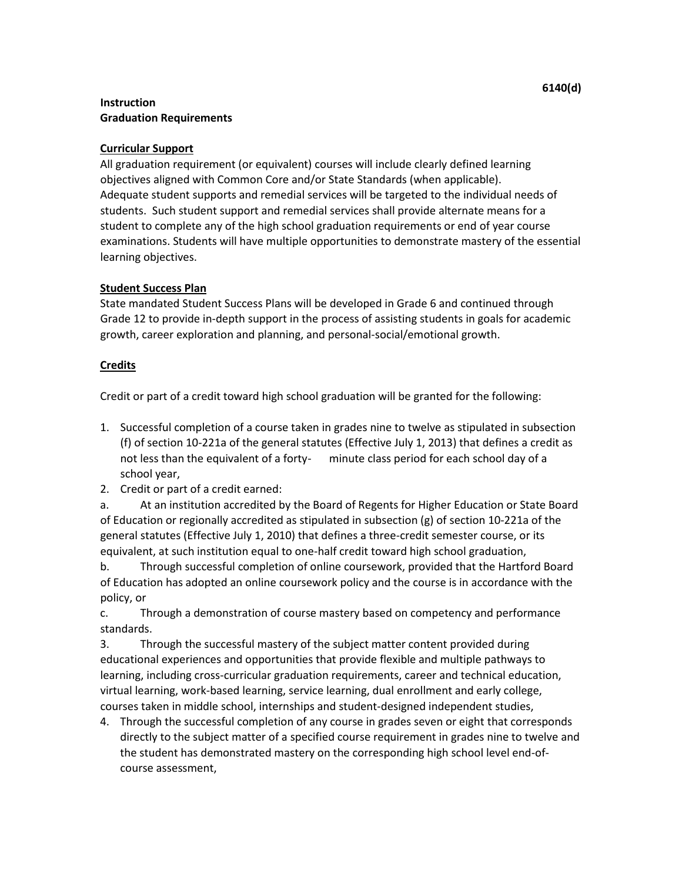**Instruction**
**Graduation Requirements**

6140(d)

**Curricular Support**

All graduation requirement (or equivalent) courses will include clearly defined learning objectives aligned with Common Core and/or State Standards (when applicable). Adequate student supports and remedial services will be targeted to the individual needs of students. Such student support and remedial services shall provide alternate means for a student to complete any of the high school graduation requirements or end of year course examinations. Students will have multiple opportunities to demonstrate mastery of the essential learning objectives.

**Student Success Plan**

State mandated Student Success Plans will be developed in Grade 6 and continued through Grade 12 to provide in-depth support in the process of assisting students in goals for academic growth, career exploration and planning, and personal-social/emotional growth.

**Credits**

Credit or part of a credit toward high school graduation will be granted for the following:

1. Successful completion of a course taken in grades nine to twelve as stipulated in subsection (f) of section 10-221a of the general statutes (Effective July 1, 2013) that defines a credit as not less than the equivalent of a forty- minute class period for each school day of a school year,
2. Credit or part of a credit earned:

a. At an institution accredited by the Board of Regents for Higher Education or State Board of Education or regionally accredited as stipulated in subsection (g) of section 10-221a of the general statutes (Effective July 1, 2010) that defines a three-credit semester course, or its equivalent, at such institution equal to one-half credit toward high school graduation,

b. Through successful completion of online coursework, provided that the Hartford Board of Education has adopted an online coursework policy and the course is in accordance with the policy, or

c. Through a demonstration of course mastery based on competency and performance standards.

3. Through the successful mastery of the subject matter content provided during educational experiences and opportunities that provide flexible and multiple pathways to learning, including cross-curricular graduation requirements, career and technical education, virtual learning, work-based learning, service learning, dual enrollment and early college, courses taken in middle school, internships and student-designed independent studies,
4. Through the successful completion of any course in grades seven or eight that corresponds directly to the subject matter of a specified course requirement in grades nine to twelve and the student has demonstrated mastery on the corresponding high school level end-of-course assessment,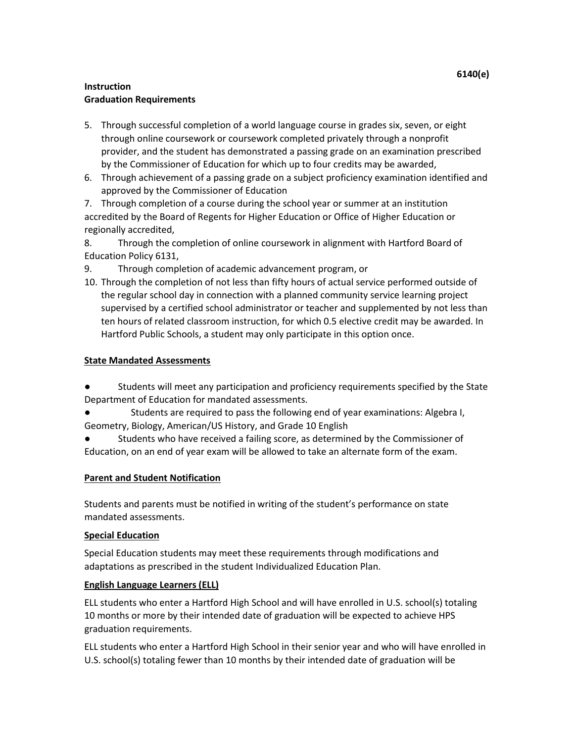**Instruction**
**Graduation Requirements**

5. Through successful completion of a world language course in grades six, seven, or eight through online coursework or coursework completed privately through a nonprofit provider, and the student has demonstrated a passing grade on an examination prescribed by the Commissioner of Education for which up to four credits may be awarded,
6. Through achievement of a passing grade on a subject proficiency examination identified and approved by the Commissioner of Education
7. Through completion of a course during the school year or summer at an institution accredited by the Board of Regents for Higher Education or Office of Higher Education or regionally accredited,
8. Through the completion of online coursework in alignment with Hartford Board of Education Policy 6131,
9. Through completion of academic advancement program, or
10. Through the completion of not less than fifty hours of actual service performed outside of the regular school day in connection with a planned community service learning project supervised by a certified school administrator or teacher and supplemented by not less than ten hours of related classroom instruction, for which 0.5 elective credit may be awarded. In Hartford Public Schools, a student may only participate in this option once.

**<u>State Mandated Assessments</u>**

- Students will meet any participation and proficiency requirements specified by the State Department of Education for mandated assessments.
- Students are required to pass the following end of year examinations: Algebra I, Geometry, Biology, American/US History, and Grade 10 English
- Students who have received a failing score, as determined by the Commissioner of Education, on an end of year exam will be allowed to take an alternate form of the exam.

**<u>Parent and Student Notification</u>**

Students and parents must be notified in writing of the student's performance on state mandated assessments.

**<u>Special Education</u>**

Special Education students may meet these requirements through modifications and adaptations as prescribed in the student Individualized Education Plan.

**<u>English Language Learners (ELL)</u>**

ELL students who enter a Hartford High School and will have enrolled in U.S. school(s) totaling 10 months or more by their intended date of graduation will be expected to achieve HPS graduation requirements.

ELL students who enter a Hartford High School in their senior year and who will have enrolled in U.S. school(s) totaling fewer than 10 months by their intended date of graduation will be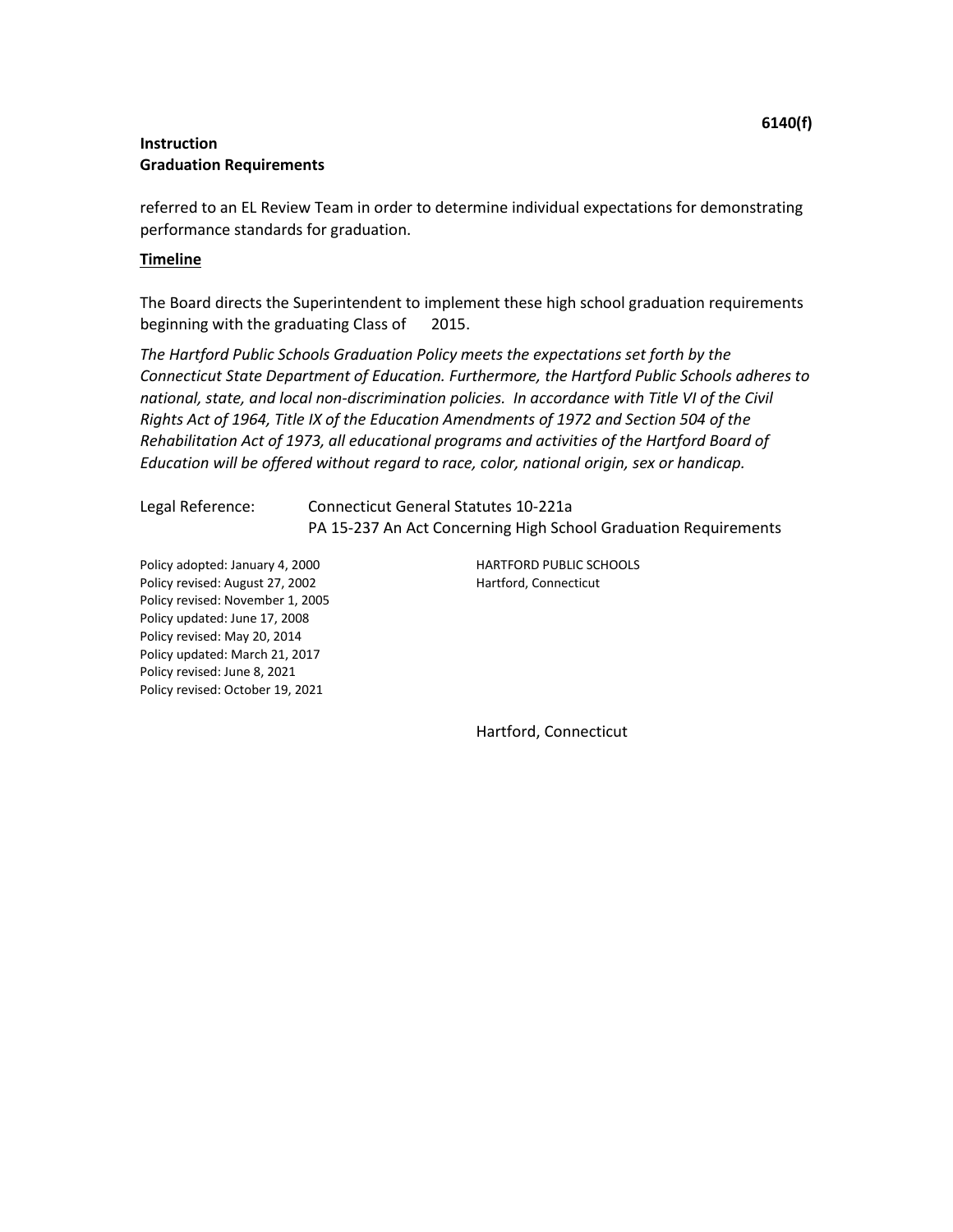**Instruction**
**Graduation Requirements**

referred to an EL Review Team in order to determine individual expectations for demonstrating performance standards for graduation.

**Timeline**

The Board directs the Superintendent to implement these high school graduation requirements beginning with the graduating Class of 2015.

*The Hartford Public Schools Graduation Policy meets the expectations set forth by the Connecticut State Department of Education. Furthermore, the Hartford Public Schools adheres to national, state, and local non-discrimination policies. In accordance with Title VI of the Civil Rights Act of 1964, Title IX of the Education Amendments of 1972 and Section 504 of the Rehabilitation Act of 1973, all educational programs and activities of the Hartford Board of Education will be offered without regard to race, color, national origin, sex or handicap.*

Legal Reference: Connecticut General Statutes 10-221a
PA 15-237 An Act Concerning High School Graduation Requirements

Policy adopted: January 4, 2000
Policy revised: August 27, 2002
Policy revised: November 1, 2005
Policy updated: June 17, 2008
Policy revised: May 20, 2014
Policy updated: March 21, 2017
Policy revised: June 8, 2021
Policy revised: October 19, 2021

HARTFORD PUBLIC SCHOOLS
Hartford, Connecticut

Hartford, Connecticut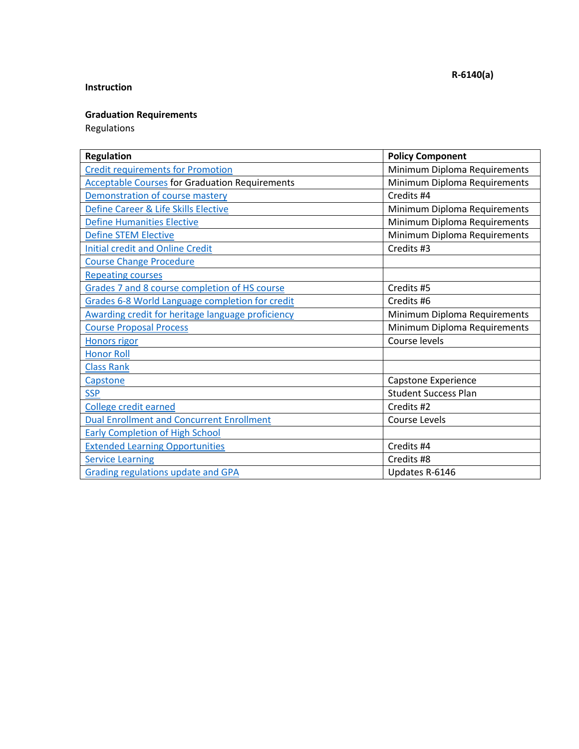**R-6140(a)**

**Instruction**

**Graduation Requirements**

Regulations

| Regulation | Policy Component |
|---|---|
| Credit requirements for Promotion | Minimum Diploma Requirements |
| Acceptable Courses for Graduation Requirements | Minimum Diploma Requirements |
| Demonstration of course mastery | Credits #4 |
| Define Career & Life Skills Elective | Minimum Diploma Requirements |
| Define Humanities Elective | Minimum Diploma Requirements |
| Define STEM Elective | Minimum Diploma Requirements |
| Initial credit and Online Credit | Credits #3 |
| Course Change Procedure | |
| Repeating courses | |
| Grades 7 and 8 course completion of HS course | Credits #5 |
| Grades 6-8 World Language completion for credit | Credits #6 |
| Awarding credit for heritage language proficiency | Minimum Diploma Requirements |
| Course Proposal Process | Minimum Diploma Requirements |
| Honors rigor | Course levels |
| Honor Roll | |
| Class Rank | |
| Capstone | Capstone Experience |
| SSP | Student Success Plan |
| College credit earned | Credits #2 |
| Dual Enrollment and Concurrent Enrollment | Course Levels |
| Early Completion of High School | |
| Extended Learning Opportunities | Credits #4 |
| Service Learning | Credits #8 |
| Grading regulations update and GPA | Updates R-6146 |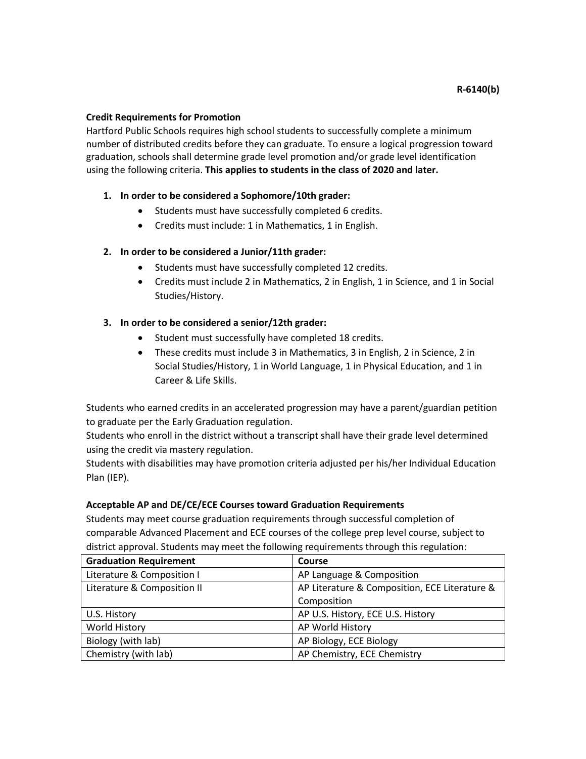R-6140(b)

**Credit Requirements for Promotion**

Hartford Public Schools requires high school students to successfully complete a minimum number of distributed credits before they can graduate. To ensure a logical progression toward graduation, schools shall determine grade level promotion and/or grade level identification using the following criteria. **This applies to students in the class of 2020 and later.**

1. **In order to be considered a Sophomore/10th grader:**
   - Students must have successfully completed 6 credits.
   - Credits must include: 1 in Mathematics, 1 in English.

2. **In order to be considered a Junior/11th grader:**
   - Students must have successfully completed 12 credits.
   - Credits must include 2 in Mathematics, 2 in English, 1 in Science, and 1 in Social Studies/History.

3. **In order to be considered a senior/12th grader:**
   - Student must successfully have completed 18 credits.
   - These credits must include 3 in Mathematics, 3 in English, 2 in Science, 2 in Social Studies/History, 1 in World Language, 1 in Physical Education, and 1 in Career & Life Skills.

Students who earned credits in an accelerated progression may have a parent/guardian petition to graduate per the Early Graduation regulation.

Students who enroll in the district without a transcript shall have their grade level determined using the credit via mastery regulation.

Students with disabilities may have promotion criteria adjusted per his/her Individual Education Plan (IEP).

**Acceptable AP and DE/CE/ECE Courses toward Graduation Requirements**

Students may meet course graduation requirements through successful completion of comparable Advanced Placement and ECE courses of the college prep level course, subject to district approval. Students may meet the following requirements through this regulation:

| Graduation Requirement | Course |
|---|---|
| Literature & Composition I | AP Language & Composition |
| Literature & Composition II | AP Literature & Composition, ECE Literature & Composition |
| U.S. History | AP U.S. History, ECE U.S. History |
| World History | AP World History |
| Biology (with lab) | AP Biology, ECE Biology |
| Chemistry (with lab) | AP Chemistry, ECE Chemistry |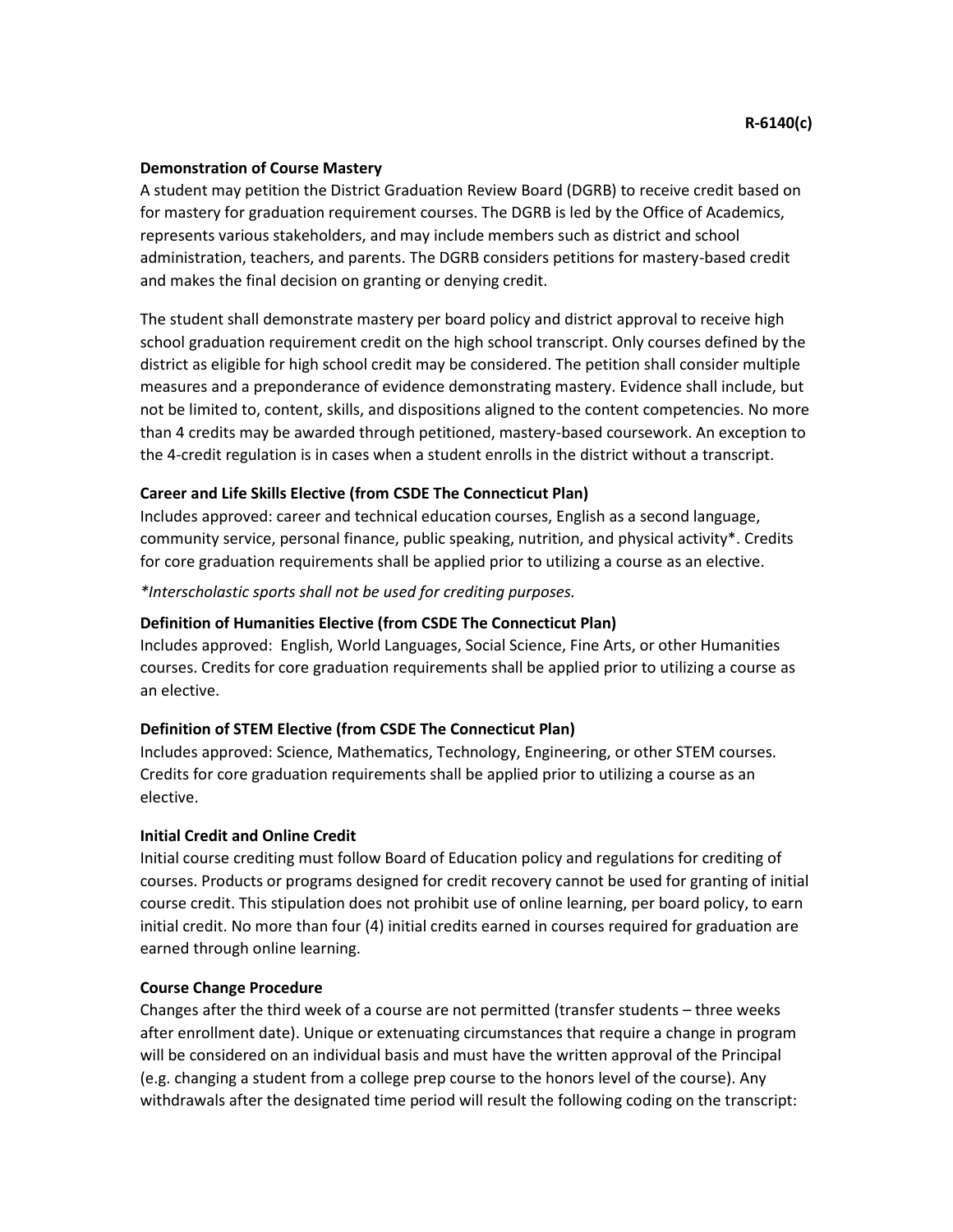**R-6140(c)**

**Demonstration of Course Mastery**

A student may petition the District Graduation Review Board (DGRB) to receive credit based on for mastery for graduation requirement courses. The DGRB is led by the Office of Academics, represents various stakeholders, and may include members such as district and school administration, teachers, and parents. The DGRB considers petitions for mastery-based credit and makes the final decision on granting or denying credit.

The student shall demonstrate mastery per board policy and district approval to receive high school graduation requirement credit on the high school transcript. Only courses defined by the district as eligible for high school credit may be considered. The petition shall consider multiple measures and a preponderance of evidence demonstrating mastery. Evidence shall include, but not be limited to, content, skills, and dispositions aligned to the content competencies. No more than 4 credits may be awarded through petitioned, mastery-based coursework. An exception to the 4-credit regulation is in cases when a student enrolls in the district without a transcript.

**Career and Life Skills Elective (from CSDE The Connecticut Plan)**

Includes approved: career and technical education courses, English as a second language, community service, personal finance, public speaking, nutrition, and physical activity*. Credits for core graduation requirements shall be applied prior to utilizing a course as an elective.

*\*Interscholastic sports shall not be used for crediting purposes.*

**Definition of Humanities Elective (from CSDE The Connecticut Plan)**

Includes approved: English, World Languages, Social Science, Fine Arts, or other Humanities courses. Credits for core graduation requirements shall be applied prior to utilizing a course as an elective.

**Definition of STEM Elective (from CSDE The Connecticut Plan)**

Includes approved: Science, Mathematics, Technology, Engineering, or other STEM courses. Credits for core graduation requirements shall be applied prior to utilizing a course as an elective.

**Initial Credit and Online Credit**

Initial course crediting must follow Board of Education policy and regulations for crediting of courses. Products or programs designed for credit recovery cannot be used for granting of initial course credit. This stipulation does not prohibit use of online learning, per board policy, to earn initial credit. No more than four (4) initial credits earned in courses required for graduation are earned through online learning.

**Course Change Procedure**

Changes after the third week of a course are not permitted (transfer students – three weeks after enrollment date). Unique or extenuating circumstances that require a change in program will be considered on an individual basis and must have the written approval of the Principal (e.g. changing a student from a college prep course to the honors level of the course). Any withdrawals after the designated time period will result the following coding on the transcript: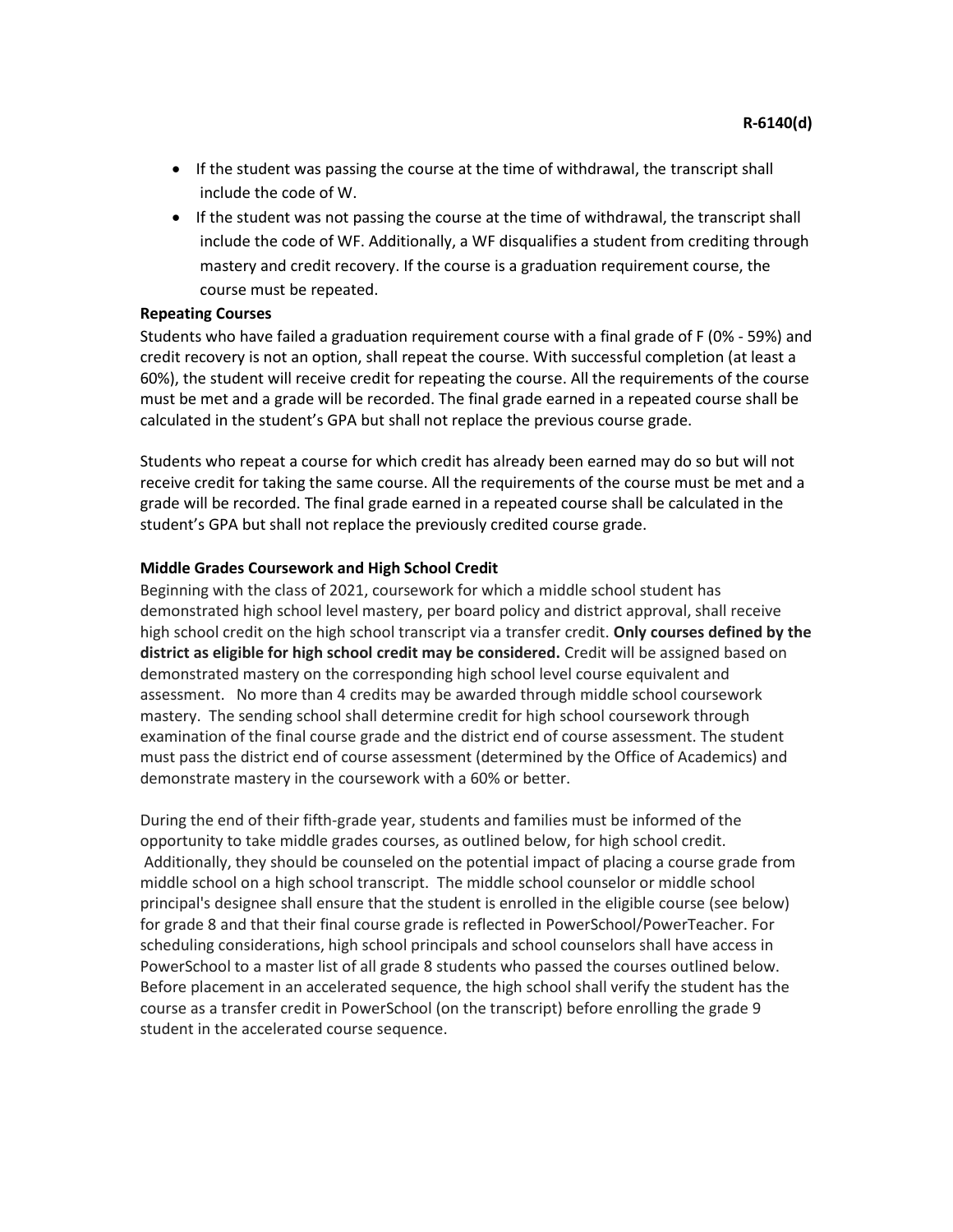- If the student was passing the course at the time of withdrawal, the transcript shall include the code of W.
- If the student was not passing the course at the time of withdrawal, the transcript shall include the code of WF. Additionally, a WF disqualifies a student from crediting through mastery and credit recovery. If the course is a graduation requirement course, the course must be repeated.

**Repeating Courses**

Students who have failed a graduation requirement course with a final grade of F (0% - 59%) and credit recovery is not an option, shall repeat the course. With successful completion (at least a 60%), the student will receive credit for repeating the course. All the requirements of the course must be met and a grade will be recorded. The final grade earned in a repeated course shall be calculated in the student's GPA but shall not replace the previous course grade.

Students who repeat a course for which credit has already been earned may do so but will not receive credit for taking the same course. All the requirements of the course must be met and a grade will be recorded. The final grade earned in a repeated course shall be calculated in the student's GPA but shall not replace the previously credited course grade.

**Middle Grades Coursework and High School Credit**

Beginning with the class of 2021, coursework for which a middle school student has demonstrated high school level mastery, per board policy and district approval, shall receive high school credit on the high school transcript via a transfer credit. **Only courses defined by the district as eligible for high school credit may be considered.** Credit will be assigned based on demonstrated mastery on the corresponding high school level course equivalent and assessment. No more than 4 credits may be awarded through middle school coursework mastery. The sending school shall determine credit for high school coursework through examination of the final course grade and the district end of course assessment. The student must pass the district end of course assessment (determined by the Office of Academics) and demonstrate mastery in the coursework with a 60% or better.

During the end of their fifth-grade year, students and families must be informed of the opportunity to take middle grades courses, as outlined below, for high school credit. Additionally, they should be counseled on the potential impact of placing a course grade from middle school on a high school transcript. The middle school counselor or middle school principal's designee shall ensure that the student is enrolled in the eligible course (see below) for grade 8 and that their final course grade is reflected in PowerSchool/PowerTeacher. For scheduling considerations, high school principals and school counselors shall have access in PowerSchool to a master list of all grade 8 students who passed the courses outlined below. Before placement in an accelerated sequence, the high school shall verify the student has the course as a transfer credit in PowerSchool (on the transcript) before enrolling the grade 9 student in the accelerated course sequence.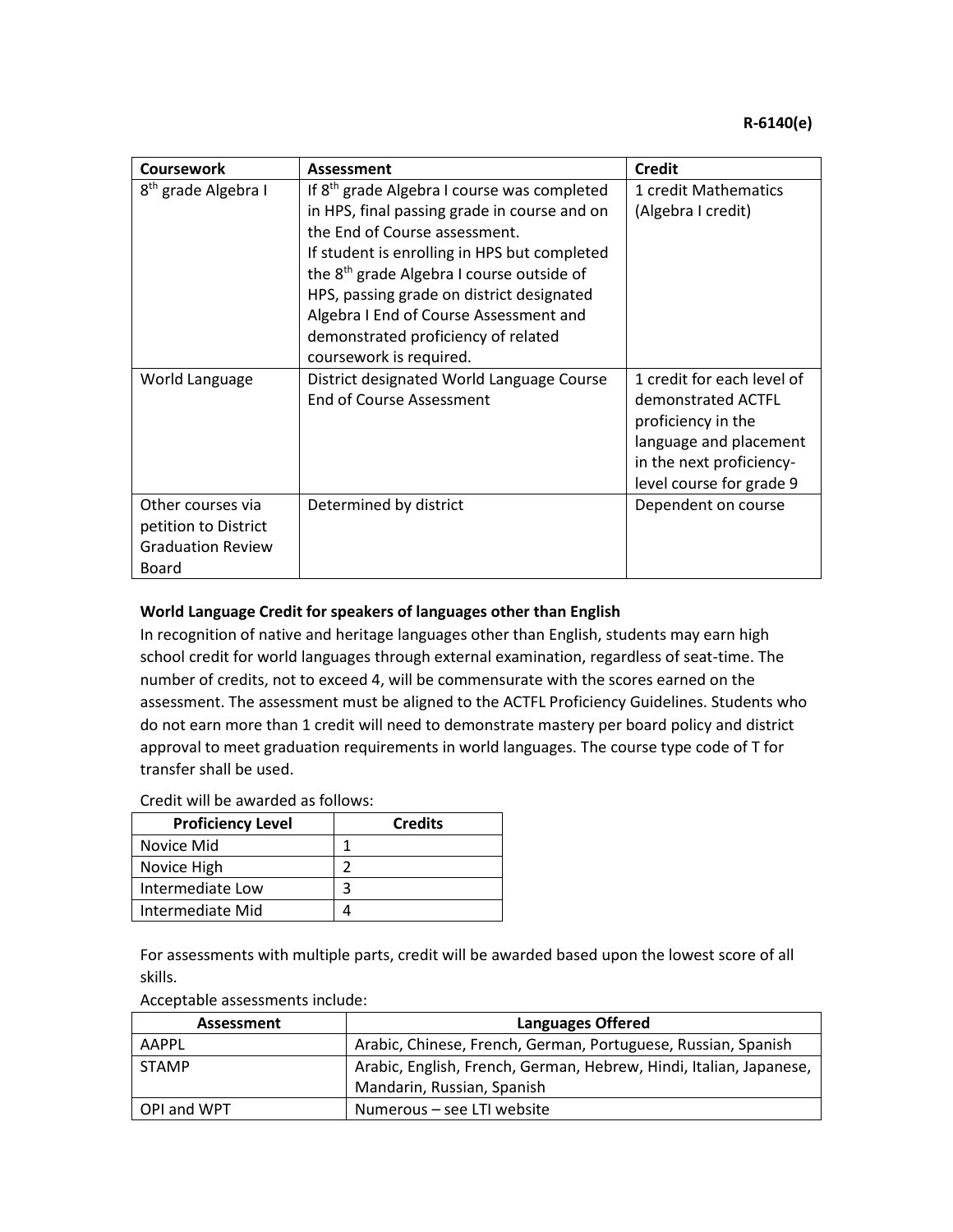R-6140(e)

| Coursework | Assessment | Credit |
|---|---|---|
| 8th grade Algebra I | If 8th grade Algebra I course was completed in HPS, final passing grade in course and on the End of Course assessment. If student is enrolling in HPS but completed the 8th grade Algebra I course outside of HPS, passing grade on district designated Algebra I End of Course Assessment and demonstrated proficiency of related coursework is required. | 1 credit Mathematics (Algebra I credit) |
| World Language | District designated World Language Course End of Course Assessment | 1 credit for each level of demonstrated ACTFL proficiency in the language and placement in the next proficiency-level course for grade 9 |
| Other courses via petition to District Graduation Review Board | Determined by district | Dependent on course |

**World Language Credit for speakers of languages other than English**

In recognition of native and heritage languages other than English, students may earn high school credit for world languages through external examination, regardless of seat-time. The number of credits, not to exceed 4, will be commensurate with the scores earned on the assessment. The assessment must be aligned to the ACTFL Proficiency Guidelines. Students who do not earn more than 1 credit will need to demonstrate mastery per board policy and district approval to meet graduation requirements in world languages. The course type code of T for transfer shall be used.

Credit will be awarded as follows:

| Proficiency Level | Credits |
|---|---|
| Novice Mid | 1 |
| Novice High | 2 |
| Intermediate Low | 3 |
| Intermediate Mid | 4 |

For assessments with multiple parts, credit will be awarded based upon the lowest score of all skills.

Acceptable assessments include:

| Assessment | Languages Offered |
|---|---|
| AAPPL | Arabic, Chinese, French, German, Portuguese, Russian, Spanish |
| STAMP | Arabic, English, French, German, Hebrew, Hindi, Italian, Japanese, Mandarin, Russian, Spanish |
| OPI and WPT | Numerous – see LTI website |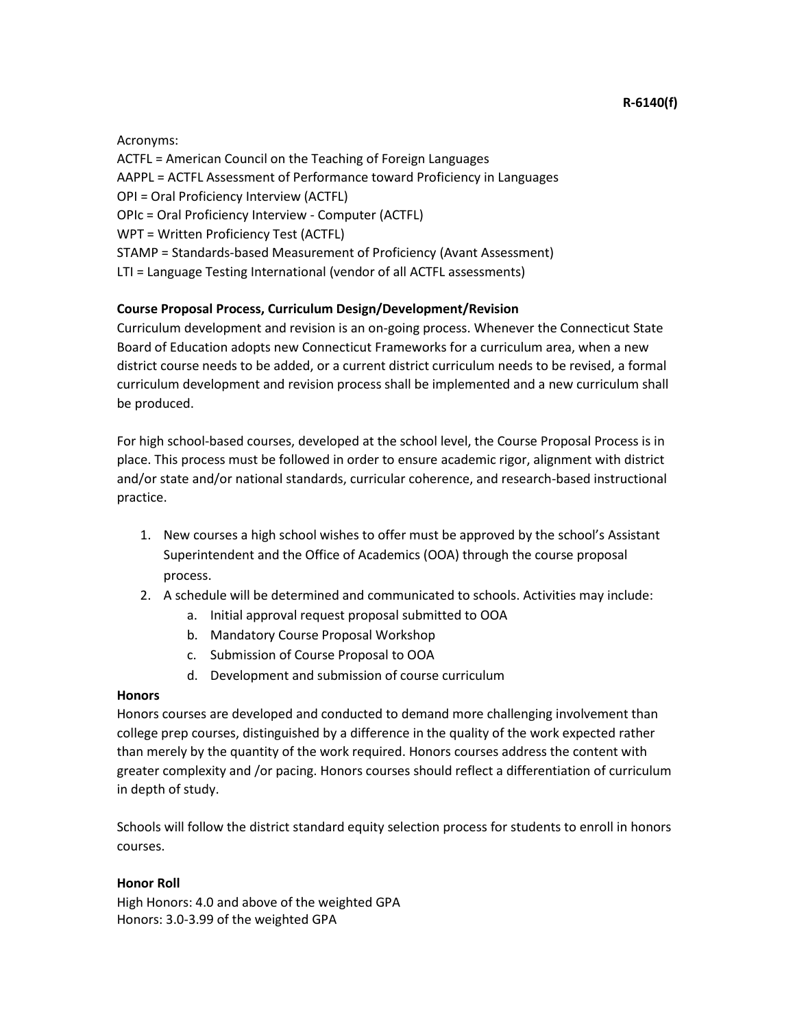R-6140(f)

Acronyms:
ACTFL = American Council on the Teaching of Foreign Languages
AAPPL = ACTFL Assessment of Performance toward Proficiency in Languages
OPI = Oral Proficiency Interview (ACTFL)
OPIc = Oral Proficiency Interview - Computer (ACTFL)
WPT = Written Proficiency Test (ACTFL)
STAMP = Standards-based Measurement of Proficiency (Avant Assessment)
LTI = Language Testing International (vendor of all ACTFL assessments)

**Course Proposal Process, Curriculum Design/Development/Revision**

Curriculum development and revision is an on-going process. Whenever the Connecticut State Board of Education adopts new Connecticut Frameworks for a curriculum area, when a new district course needs to be added, or a current district curriculum needs to be revised, a formal curriculum development and revision process shall be implemented and a new curriculum shall be produced.

For high school-based courses, developed at the school level, the Course Proposal Process is in place. This process must be followed in order to ensure academic rigor, alignment with district and/or state and/or national standards, curricular coherence, and research-based instructional practice.

1. New courses a high school wishes to offer must be approved by the school's Assistant Superintendent and the Office of Academics (OOA) through the course proposal process.
2. A schedule will be determined and communicated to schools. Activities may include:
    a. Initial approval request proposal submitted to OOA
    b. Mandatory Course Proposal Workshop
    c. Submission of Course Proposal to OOA
    d. Development and submission of course curriculum

**Honors**

Honors courses are developed and conducted to demand more challenging involvement than college prep courses, distinguished by a difference in the quality of the work expected rather than merely by the quantity of the work required. Honors courses address the content with greater complexity and /or pacing. Honors courses should reflect a differentiation of curriculum in depth of study.

Schools will follow the district standard equity selection process for students to enroll in honors courses.

**Honor Roll**

High Honors: 4.0 and above of the weighted GPA
Honors: 3.0-3.99 of the weighted GPA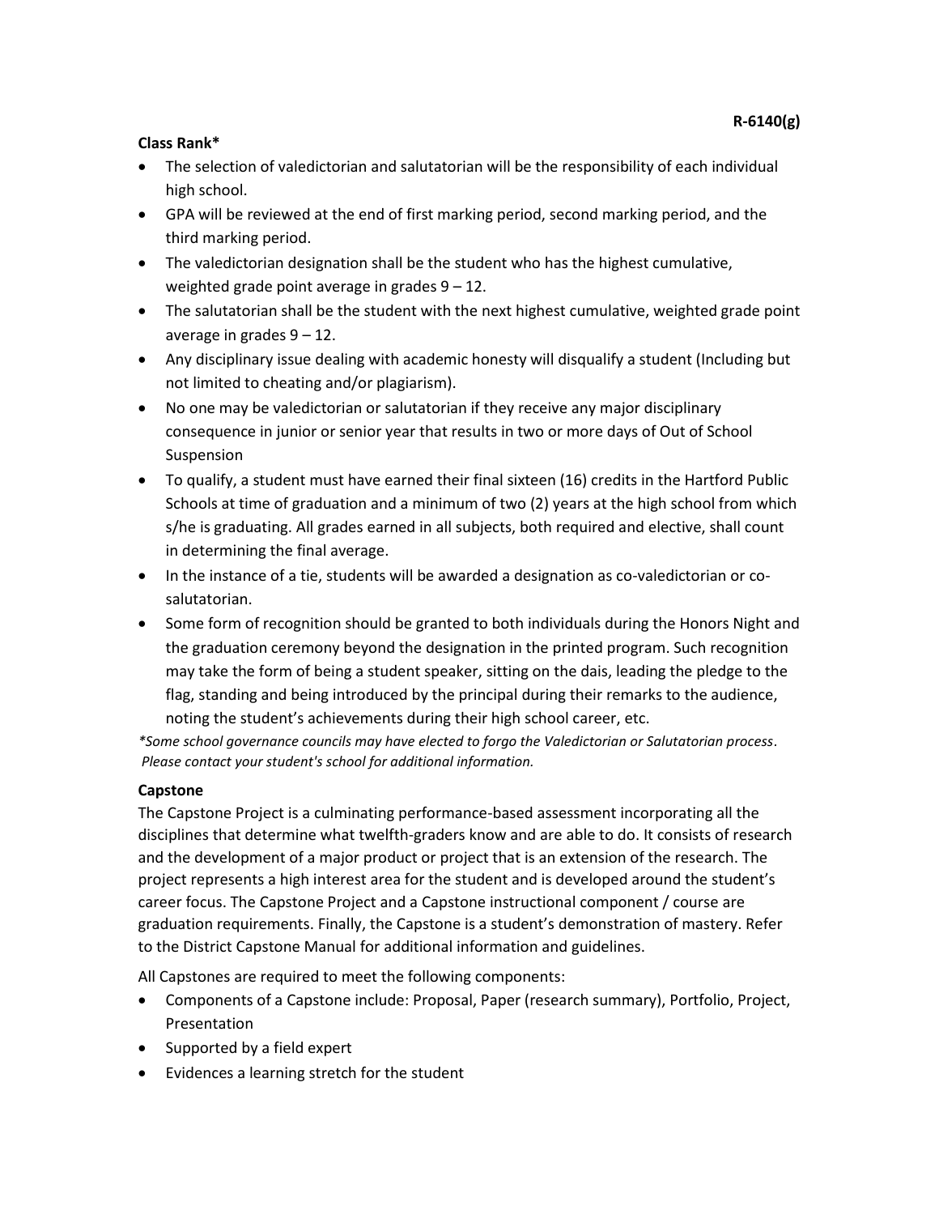R-6140(g)

**Class Rank***

- The selection of valedictorian and salutatorian will be the responsibility of each individual high school.
- GPA will be reviewed at the end of first marking period, second marking period, and the third marking period.
- The valedictorian designation shall be the student who has the highest cumulative, weighted grade point average in grades 9 – 12.
- The salutatorian shall be the student with the next highest cumulative, weighted grade point average in grades 9 – 12.
- Any disciplinary issue dealing with academic honesty will disqualify a student (Including but not limited to cheating and/or plagiarism).
- No one may be valedictorian or salutatorian if they receive any major disciplinary consequence in junior or senior year that results in two or more days of Out of School Suspension
- To qualify, a student must have earned their final sixteen (16) credits in the Hartford Public Schools at time of graduation and a minimum of two (2) years at the high school from which s/he is graduating. All grades earned in all subjects, both required and elective, shall count in determining the final average.
- In the instance of a tie, students will be awarded a designation as co-valedictorian or co-salutatorian.
- Some form of recognition should be granted to both individuals during the Honors Night and the graduation ceremony beyond the designation in the printed program. Such recognition may take the form of being a student speaker, sitting on the dais, leading the pledge to the flag, standing and being introduced by the principal during their remarks to the audience, noting the student's achievements during their high school career, etc.

**Some school governance councils may have elected to forgo the Valedictorian or Salutatorian process. Please contact your student's school for additional information.*

**Capstone**

The Capstone Project is a culminating performance-based assessment incorporating all the disciplines that determine what twelfth-graders know and are able to do. It consists of research and the development of a major product or project that is an extension of the research. The project represents a high interest area for the student and is developed around the student's career focus. The Capstone Project and a Capstone instructional component / course are graduation requirements. Finally, the Capstone is a student's demonstration of mastery. Refer to the District Capstone Manual for additional information and guidelines.

All Capstones are required to meet the following components:

- Components of a Capstone include: Proposal, Paper (research summary), Portfolio, Project, Presentation
- Supported by a field expert
- Evidences a learning stretch for the student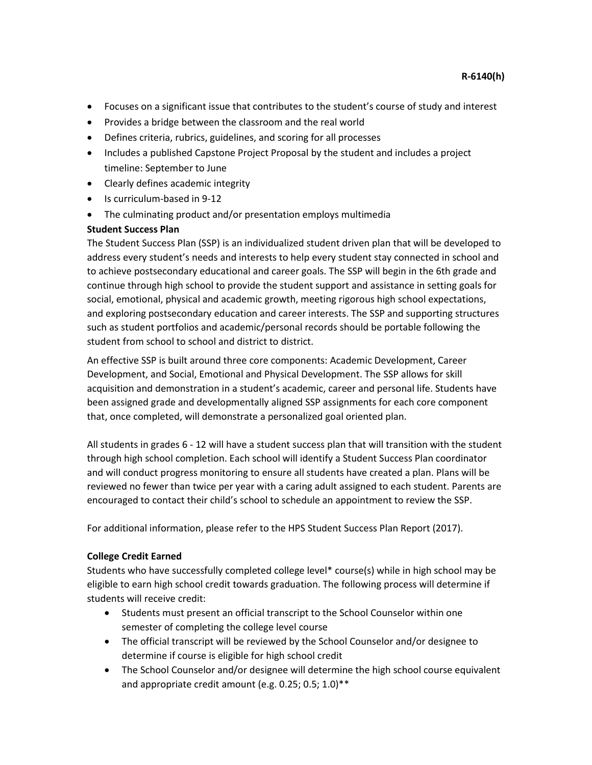- Focuses on a significant issue that contributes to the student's course of study and interest
- Provides a bridge between the classroom and the real world
- Defines criteria, rubrics, guidelines, and scoring for all processes
- Includes a published Capstone Project Proposal by the student and includes a project timeline: September to June
- Clearly defines academic integrity
- Is curriculum-based in 9-12
- The culminating product and/or presentation employs multimedia

**Student Success Plan**

The Student Success Plan (SSP) is an individualized student driven plan that will be developed to address every student's needs and interests to help every student stay connected in school and to achieve postsecondary educational and career goals. The SSP will begin in the 6th grade and continue through high school to provide the student support and assistance in setting goals for social, emotional, physical and academic growth, meeting rigorous high school expectations, and exploring postsecondary education and career interests. The SSP and supporting structures such as student portfolios and academic/personal records should be portable following the student from school to school and district to district.

An effective SSP is built around three core components: Academic Development, Career Development, and Social, Emotional and Physical Development. The SSP allows for skill acquisition and demonstration in a student's academic, career and personal life. Students have been assigned grade and developmentally aligned SSP assignments for each core component that, once completed, will demonstrate a personalized goal oriented plan.

All students in grades 6 - 12 will have a student success plan that will transition with the student through high school completion. Each school will identify a Student Success Plan coordinator and will conduct progress monitoring to ensure all students have created a plan. Plans will be reviewed no fewer than twice per year with a caring adult assigned to each student. Parents are encouraged to contact their child's school to schedule an appointment to review the SSP.

For additional information, please refer to the HPS Student Success Plan Report (2017).

**College Credit Earned**

Students who have successfully completed college level* course(s) while in high school may be eligible to earn high school credit towards graduation. The following process will determine if students will receive credit:

- Students must present an official transcript to the School Counselor within one semester of completing the college level course
- The official transcript will be reviewed by the School Counselor and/or designee to determine if course is eligible for high school credit
- The School Counselor and/or designee will determine the high school course equivalent and appropriate credit amount (e.g. 0.25; 0.5; 1.0)**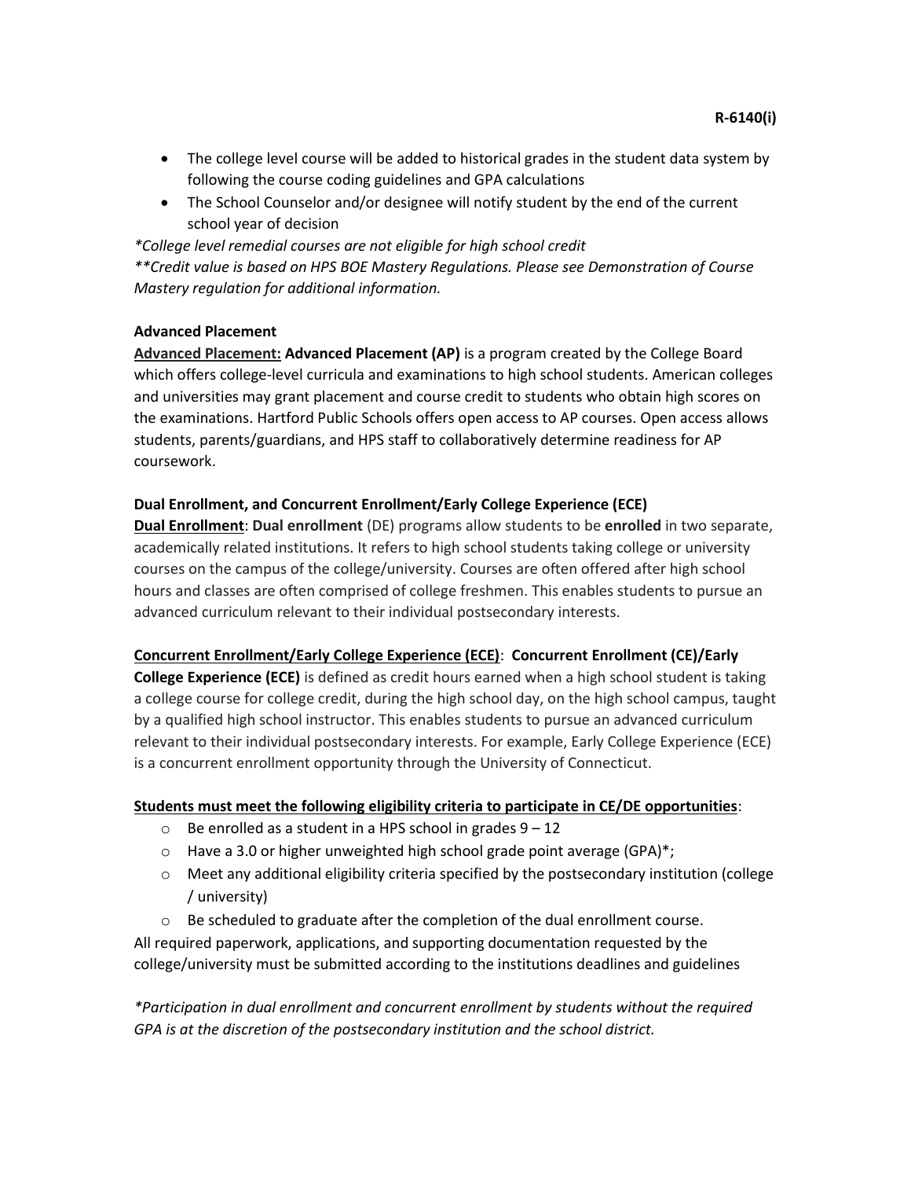- The college level course will be added to historical grades in the student data system by following the course coding guidelines and GPA calculations
- The School Counselor and/or designee will notify student by the end of the current school year of decision

*\*College level remedial courses are not eligible for high school credit*
*\*\*Credit value is based on HPS BOE Mastery Regulations. Please see Demonstration of Course Mastery regulation for additional information.*

**Advanced Placement**

**Advanced Placement:** **Advanced Placement (AP)** is a program created by the College Board which offers college-level curricula and examinations to high school students. American colleges and universities may grant placement and course credit to students who obtain high scores on the examinations. Hartford Public Schools offers open access to AP courses. Open access allows students, parents/guardians, and HPS staff to collaboratively determine readiness for AP coursework.

**Dual Enrollment, and Concurrent Enrollment/Early College Experience (ECE)**

**Dual Enrollment**: **Dual enrollment** (DE) programs allow students to be **enrolled** in two separate, academically related institutions. It refers to high school students taking college or university courses on the campus of the college/university. Courses are often offered after high school hours and classes are often comprised of college freshmen. This enables students to pursue an advanced curriculum relevant to their individual postsecondary interests.

**Concurrent Enrollment/Early College Experience (ECE)**: **Concurrent Enrollment (CE)/Early College Experience (ECE)** is defined as credit hours earned when a high school student is taking a college course for college credit, during the high school day, on the high school campus, taught by a qualified high school instructor. This enables students to pursue an advanced curriculum relevant to their individual postsecondary interests. For example, Early College Experience (ECE) is a concurrent enrollment opportunity through the University of Connecticut.

**Students must meet the following eligibility criteria to participate in CE/DE opportunities**:

- Be enrolled as a student in a HPS school in grades 9 – 12
- Have a 3.0 or higher unweighted high school grade point average (GPA)*;
- Meet any additional eligibility criteria specified by the postsecondary institution (college / university)
- Be scheduled to graduate after the completion of the dual enrollment course.

All required paperwork, applications, and supporting documentation requested by the college/university must be submitted according to the institutions deadlines and guidelines

*\*Participation in dual enrollment and concurrent enrollment by students without the required GPA is at the discretion of the postsecondary institution and the school district.*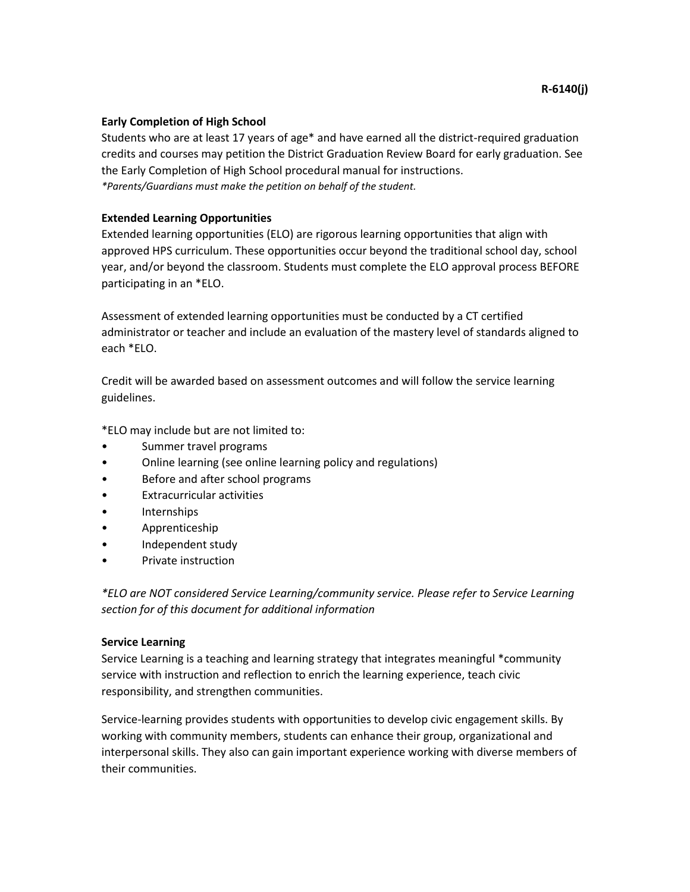R-6140(j)

**Early Completion of High School**

Students who are at least 17 years of age* and have earned all the district-required graduation credits and courses may petition the District Graduation Review Board for early graduation. See the Early Completion of High School procedural manual for instructions.

*\*Parents/Guardians must make the petition on behalf of the student.*

**Extended Learning Opportunities**

Extended learning opportunities (ELO) are rigorous learning opportunities that align with approved HPS curriculum. These opportunities occur beyond the traditional school day, school year, and/or beyond the classroom. Students must complete the ELO approval process BEFORE participating in an *ELO.

Assessment of extended learning opportunities must be conducted by a CT certified administrator or teacher and include an evaluation of the mastery level of standards aligned to each *ELO.

Credit will be awarded based on assessment outcomes and will follow the service learning guidelines.

*ELO may include but are not limited to:

- Summer travel programs
- Online learning (see online learning policy and regulations)
- Before and after school programs
- Extracurricular activities
- Internships
- Apprenticeship
- Independent study
- Private instruction

*\*ELO are NOT considered Service Learning/community service. Please refer to Service Learning section for of this document for additional information*

**Service Learning**

Service Learning is a teaching and learning strategy that integrates meaningful *community service with instruction and reflection to enrich the learning experience, teach civic responsibility, and strengthen communities.

Service-learning provides students with opportunities to develop civic engagement skills. By working with community members, students can enhance their group, organizational and interpersonal skills. They also can gain important experience working with diverse members of their communities.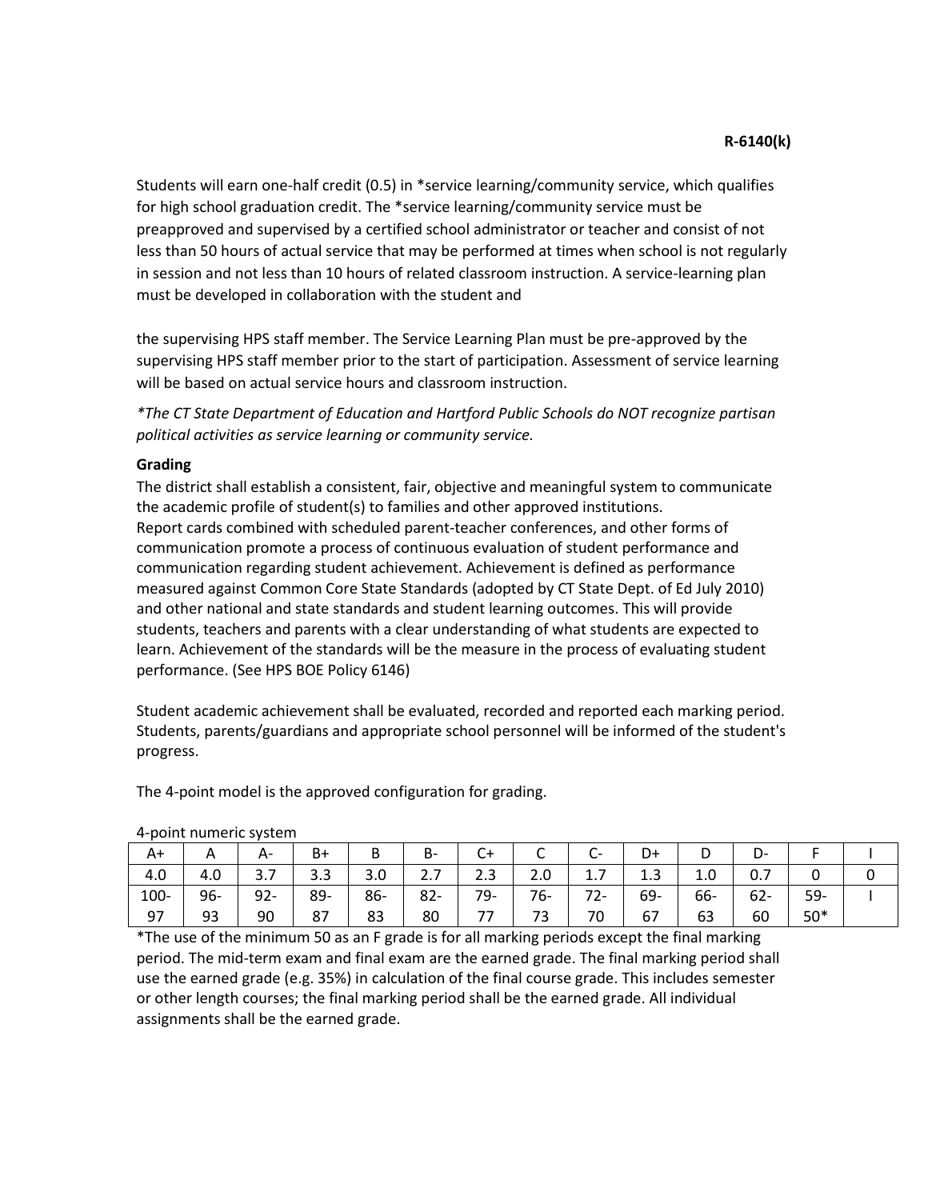Students will earn one-half credit (0.5) in *service learning/community service, which qualifies for high school graduation credit. The *service learning/community service must be preapproved and supervised by a certified school administrator or teacher and consist of not less than 50 hours of actual service that may be performed at times when school is not regularly in session and not less than 10 hours of related classroom instruction. A service-learning plan must be developed in collaboration with the student and

the supervising HPS staff member. The Service Learning Plan must be pre-approved by the supervising HPS staff member prior to the start of participation. Assessment of service learning will be based on actual service hours and classroom instruction.

*\*The CT State Department of Education and Hartford Public Schools do NOT recognize partisan political activities as service learning or community service.*

**Grading**

The district shall establish a consistent, fair, objective and meaningful system to communicate the academic profile of student(s) to families and other approved institutions.
Report cards combined with scheduled parent-teacher conferences, and other forms of communication promote a process of continuous evaluation of student performance and communication regarding student achievement. Achievement is defined as performance measured against Common Core State Standards (adopted by CT State Dept. of Ed July 2010) and other national and state standards and student learning outcomes. This will provide students, teachers and parents with a clear understanding of what students are expected to learn. Achievement of the standards will be the measure in the process of evaluating student performance. (See HPS BOE Policy 6146)

Student academic achievement shall be evaluated, recorded and reported each marking period. Students, parents/guardians and appropriate school personnel will be informed of the student's progress.

The 4-point model is the approved configuration for grading.

4-point numeric system

| A+ | A | A- | B+ | B | B- | C+ | C | C- | D+ | D | D- | F | I |
|---|---|---|---|---|---|---|---|---|---|---|---|---|---|
| 4.0 | 4.0 | 3.7 | 3.3 | 3.0 | 2.7 | 2.3 | 2.0 | 1.7 | 1.3 | 1.0 | 0.7 | 0 | 0 |
| 100-97 | 96-93 | 92-90 | 89-87 | 86-83 | 82-80 | 79-77 | 76-73 | 72-70 | 69-67 | 66-63 | 62-60 | 59-50* | I |

*The use of the minimum 50 as an F grade is for all marking periods except the final marking period. The mid-term exam and final exam are the earned grade. The final marking period shall use the earned grade (e.g. 35%) in calculation of the final course grade. This includes semester or other length courses; the final marking period shall be the earned grade. All individual assignments shall be the earned grade.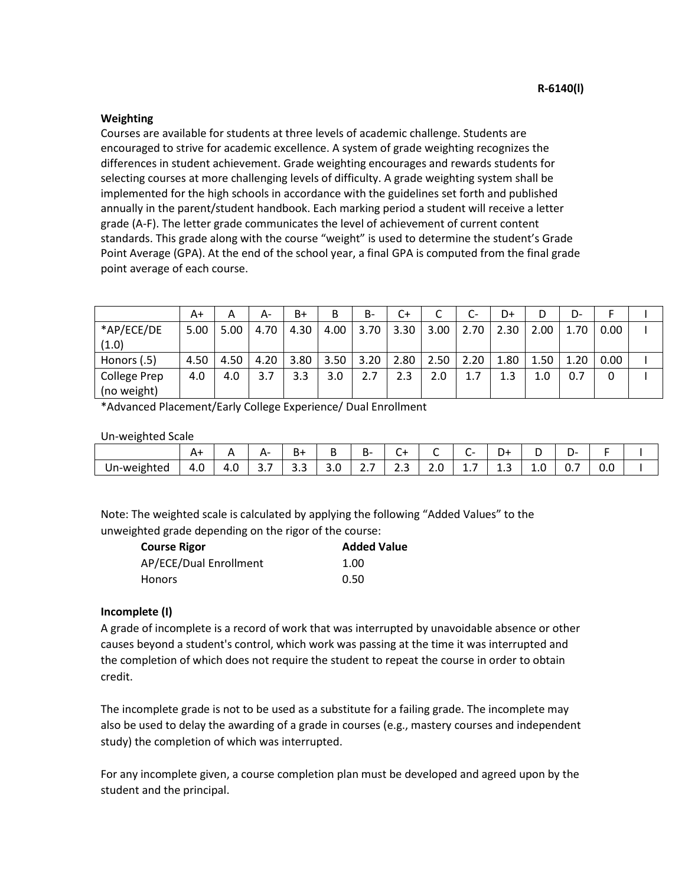R-6140(I)

**Weighting**

Courses are available for students at three levels of academic challenge. Students are encouraged to strive for academic excellence. A system of grade weighting recognizes the differences in student achievement. Grade weighting encourages and rewards students for selecting courses at more challenging levels of difficulty. A grade weighting system shall be implemented for the high schools in accordance with the guidelines set forth and published annually in the parent/student handbook. Each marking period a student will receive a letter grade (A-F). The letter grade communicates the level of achievement of current content standards. This grade along with the course "weight" is used to determine the student's Grade Point Average (GPA). At the end of the school year, a final GPA is computed from the final grade point average of each course.

| | A+ | A | A- | B+ | B | B- | C+ | C | C- | D+ | D | D- | F | I |
|---|---|---|---|---|---|---|---|---|---|---|---|---|---|---|
| *AP/ECE/DE (1.0) | 5.00 | 5.00 | 4.70 | 4.30 | 4.00 | 3.70 | 3.30 | 3.00 | 2.70 | 2.30 | 2.00 | 1.70 | 0.00 | I |
| Honors (.5) | 4.50 | 4.50 | 4.20 | 3.80 | 3.50 | 3.20 | 2.80 | 2.50 | 2.20 | 1.80 | 1.50 | 1.20 | 0.00 | I |
| College Prep (no weight) | 4.0 | 4.0 | 3.7 | 3.3 | 3.0 | 2.7 | 2.3 | 2.0 | 1.7 | 1.3 | 1.0 | 0.7 | 0 | I |

*Advanced Placement/Early College Experience/ Dual Enrollment

Un-weighted Scale

| | A+ | A | A- | B+ | B | B- | C+ | C | C- | D+ | D | D- | F | I |
|---|---|---|---|---|---|---|---|---|---|---|---|---|---|---|
| Un-weighted | 4.0 | 4.0 | 3.7 | 3.3 | 3.0 | 2.7 | 2.3 | 2.0 | 1.7 | 1.3 | 1.0 | 0.7 | 0.0 | I |

Note: The weighted scale is calculated by applying the following "Added Values" to the unweighted grade depending on the rigor of the course:

| **Course Rigor** | **Added Value** |
|---|---|
| AP/ECE/Dual Enrollment | 1.00 |
| Honors | 0.50 |

**Incomplete (I)**

A grade of incomplete is a record of work that was interrupted by unavoidable absence or other causes beyond a student's control, which work was passing at the time it was interrupted and the completion of which does not require the student to repeat the course in order to obtain credit.

The incomplete grade is not to be used as a substitute for a failing grade. The incomplete may also be used to delay the awarding of a grade in courses (e.g., mastery courses and independent study) the completion of which was interrupted.

For any incomplete given, a course completion plan must be developed and agreed upon by the student and the principal.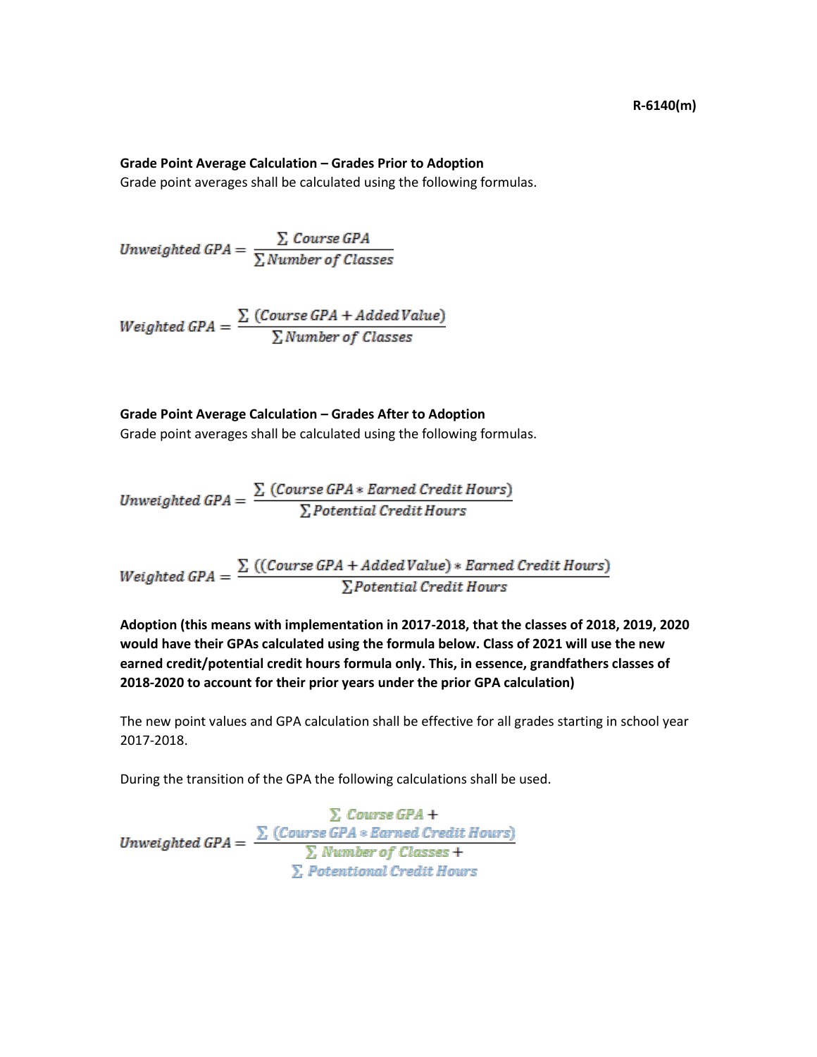**R-6140(m)**

**Grade Point Average Calculation – Grades Prior to Adoption**

Grade point averages shall be calculated using the following formulas.

$$Unweighted\ GPA = \frac{\sum Course\ GPA}{\sum Number\ of\ Classes}$$

$$Weighted\ GPA = \frac{\sum (Course\ GPA + Added\ Value)}{\sum Number\ of\ Classes}$$

**Grade Point Average Calculation – Grades After to Adoption**

Grade point averages shall be calculated using the following formulas.

$$Unweighted\ GPA = \frac{\sum (Course\ GPA * Earned\ Credit\ Hours)}{\sum Potential\ Credit\ Hours}$$

$$Weighted\ GPA = \frac{\sum ((Course\ GPA + Added\ Value) * Earned\ Credit\ Hours)}{\sum Potential\ Credit\ Hours}$$

**Adoption (this means with implementation in 2017-2018, that the classes of 2018, 2019, 2020 would have their GPAs calculated using the formula below. Class of 2021 will use the new earned credit/potential credit hours formula only. This, in essence, grandfathers classes of 2018-2020 to account for their prior years under the prior GPA calculation)**

The new point values and GPA calculation shall be effective for all grades starting in school year 2017-2018.

During the transition of the GPA the following calculations shall be used.

$$Unweighted\ GPA = \frac{\sum Course\ GPA + \sum (Course\ GPA * Earned\ Credit\ Hours)}{\sum Number\ of\ Classes + \sum Potentional\ Credit\ Hours}$$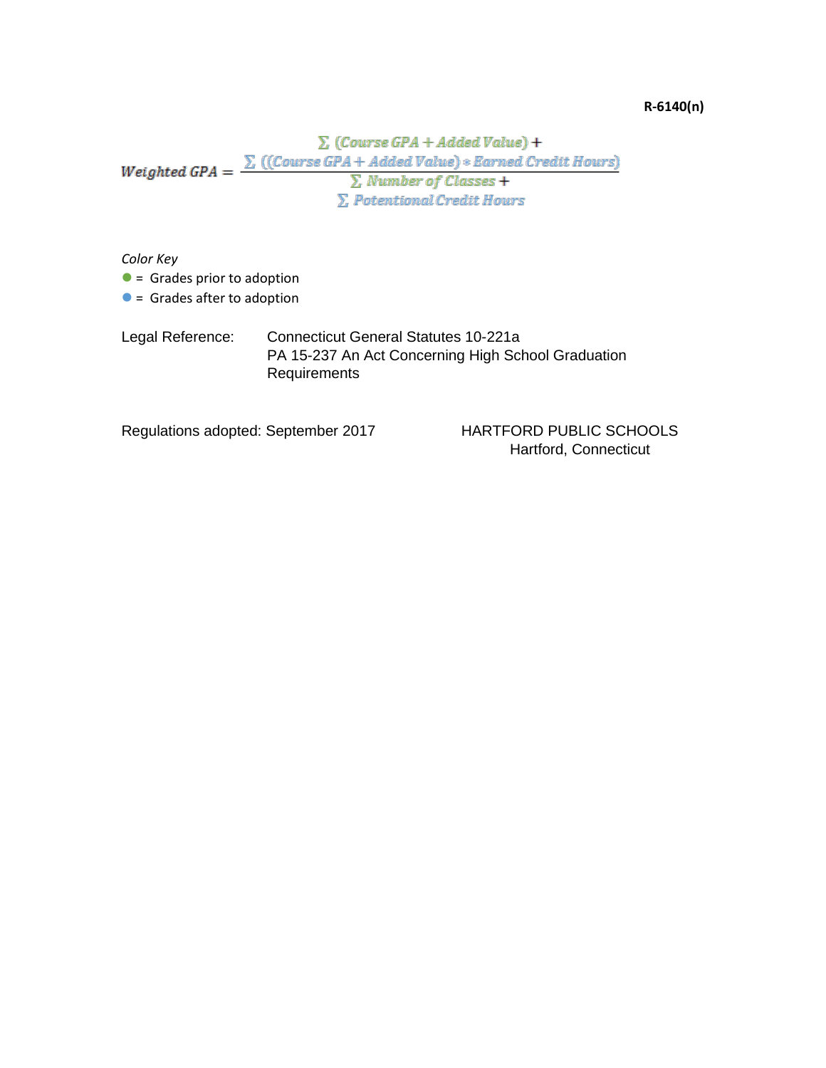R-6140(n)

$$Weighted\ GPA = \frac{\sum (Course\ GPA + Added\ Value) + \sum ((Course\ GPA + Added\ Value) * Earned\ Credit\ Hours)}{\sum Number\ of\ Classes + \sum Potentional\ Credit\ Hours}$$

*Color Key*

- ● = Grades prior to adoption
- ● = Grades after to adoption

Legal Reference: Connecticut General Statutes 10-221a
PA 15-237 An Act Concerning High School Graduation Requirements

Regulations adopted: September 2017

HARTFORD PUBLIC SCHOOLS
Hartford, Connecticut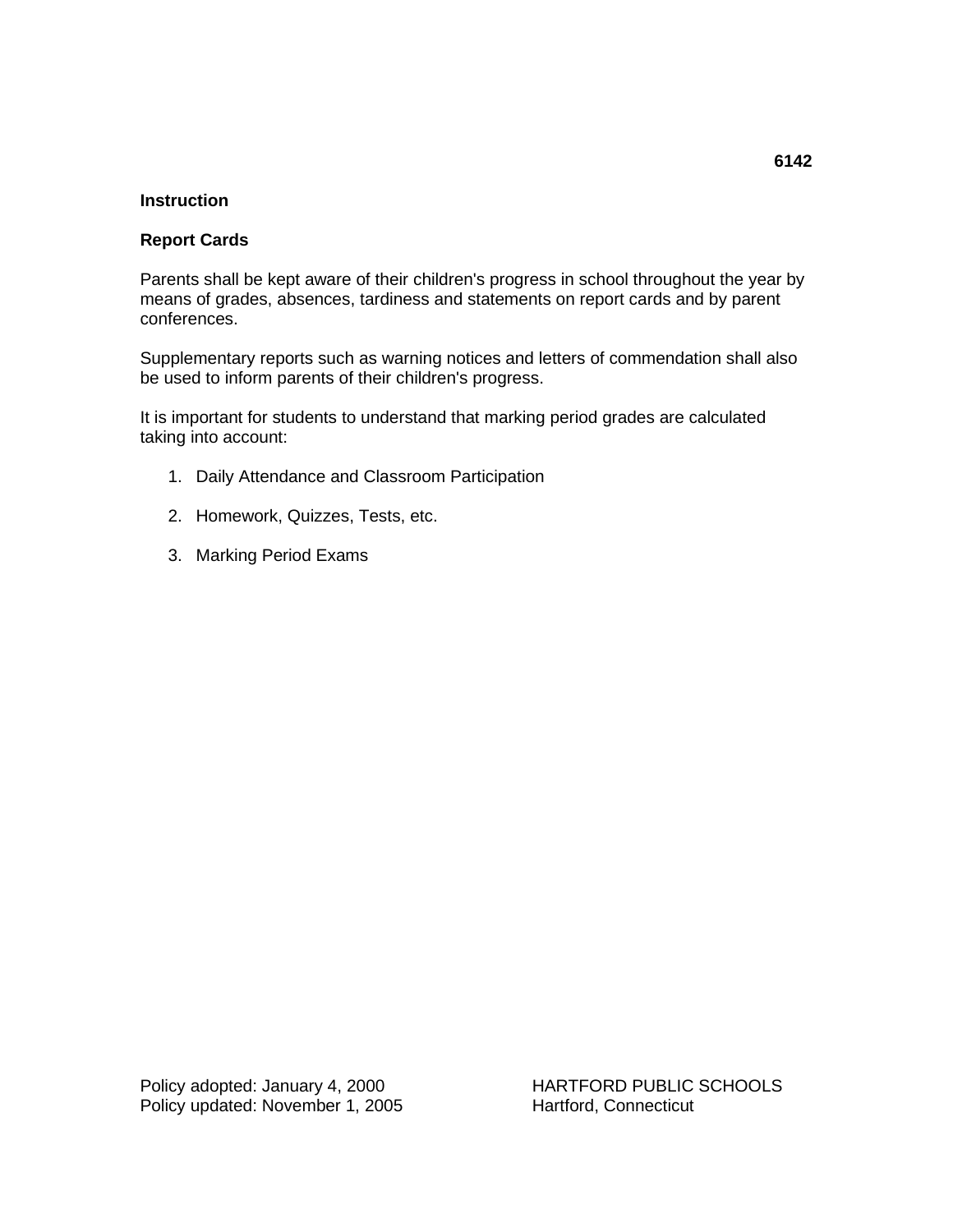**6142**

**Instruction**

## Report Cards

Parents shall be kept aware of their children's progress in school throughout the year by means of grades, absences, tardiness and statements on report cards and by parent conferences.

Supplementary reports such as warning notices and letters of commendation shall also be used to inform parents of their children's progress.

It is important for students to understand that marking period grades are calculated taking into account:

1. Daily Attendance and Classroom Participation
2. Homework, Quizzes, Tests, etc.
3. Marking Period Exams

Policy adopted: January 4, 2000
Policy updated: November 1, 2005

HARTFORD PUBLIC SCHOOLS
Hartford, Connecticut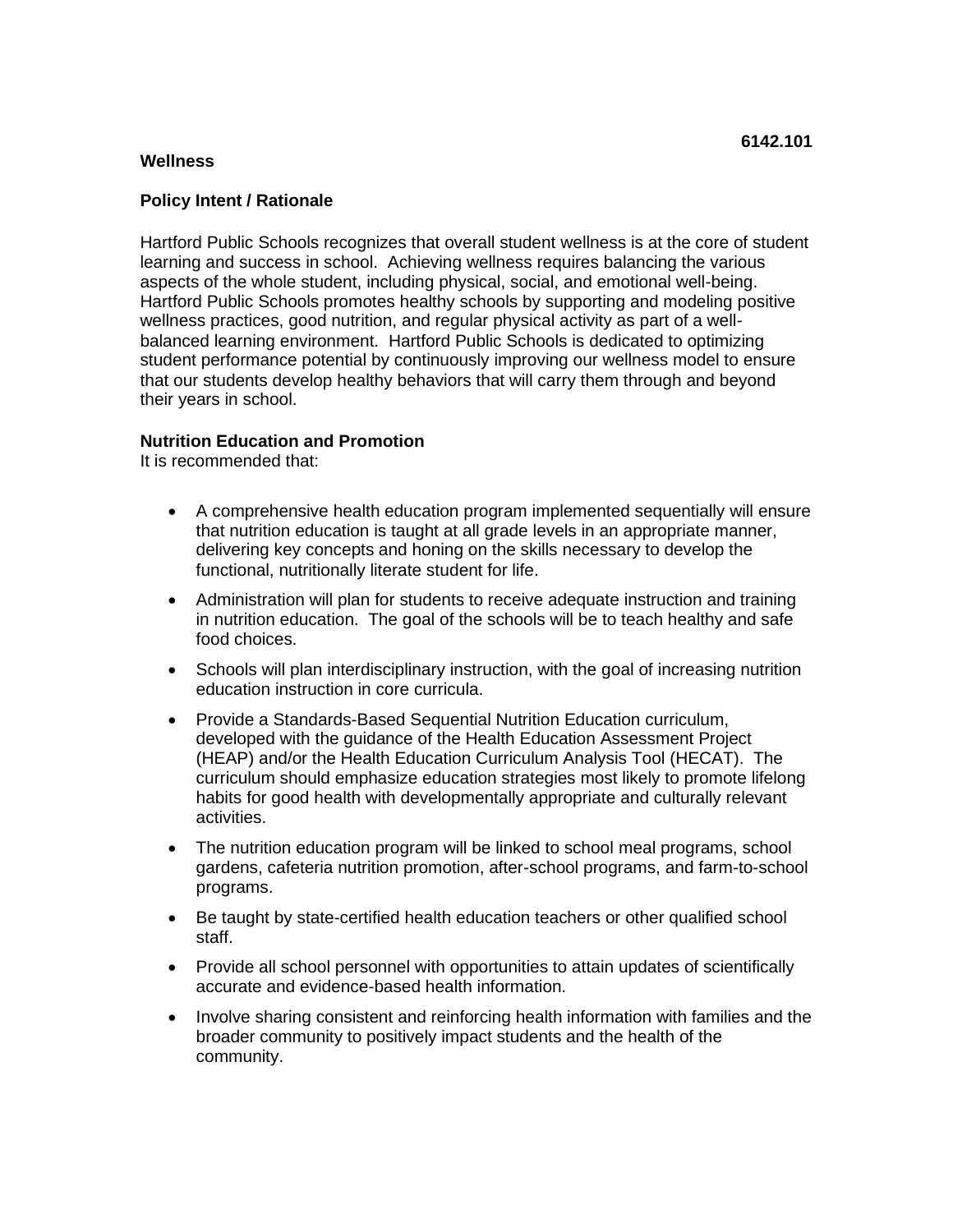**6142.101**

# Wellness

## Policy Intent / Rationale

Hartford Public Schools recognizes that overall student wellness is at the core of student learning and success in school. Achieving wellness requires balancing the various aspects of the whole student, including physical, social, and emotional well-being. Hartford Public Schools promotes healthy schools by supporting and modeling positive wellness practices, good nutrition, and regular physical activity as part of a well-balanced learning environment. Hartford Public Schools is dedicated to optimizing student performance potential by continuously improving our wellness model to ensure that our students develop healthy behaviors that will carry them through and beyond their years in school.

## Nutrition Education and Promotion

It is recommended that:

- A comprehensive health education program implemented sequentially will ensure that nutrition education is taught at all grade levels in an appropriate manner, delivering key concepts and honing on the skills necessary to develop the functional, nutritionally literate student for life.
- Administration will plan for students to receive adequate instruction and training in nutrition education. The goal of the schools will be to teach healthy and safe food choices.
- Schools will plan interdisciplinary instruction, with the goal of increasing nutrition education instruction in core curricula.
- Provide a Standards-Based Sequential Nutrition Education curriculum, developed with the guidance of the Health Education Assessment Project (HEAP) and/or the Health Education Curriculum Analysis Tool (HECAT). The curriculum should emphasize education strategies most likely to promote lifelong habits for good health with developmentally appropriate and culturally relevant activities.
- The nutrition education program will be linked to school meal programs, school gardens, cafeteria nutrition promotion, after-school programs, and farm-to-school programs.
- Be taught by state-certified health education teachers or other qualified school staff.
- Provide all school personnel with opportunities to attain updates of scientifically accurate and evidence-based health information.
- Involve sharing consistent and reinforcing health information with families and the broader community to positively impact students and the health of the community.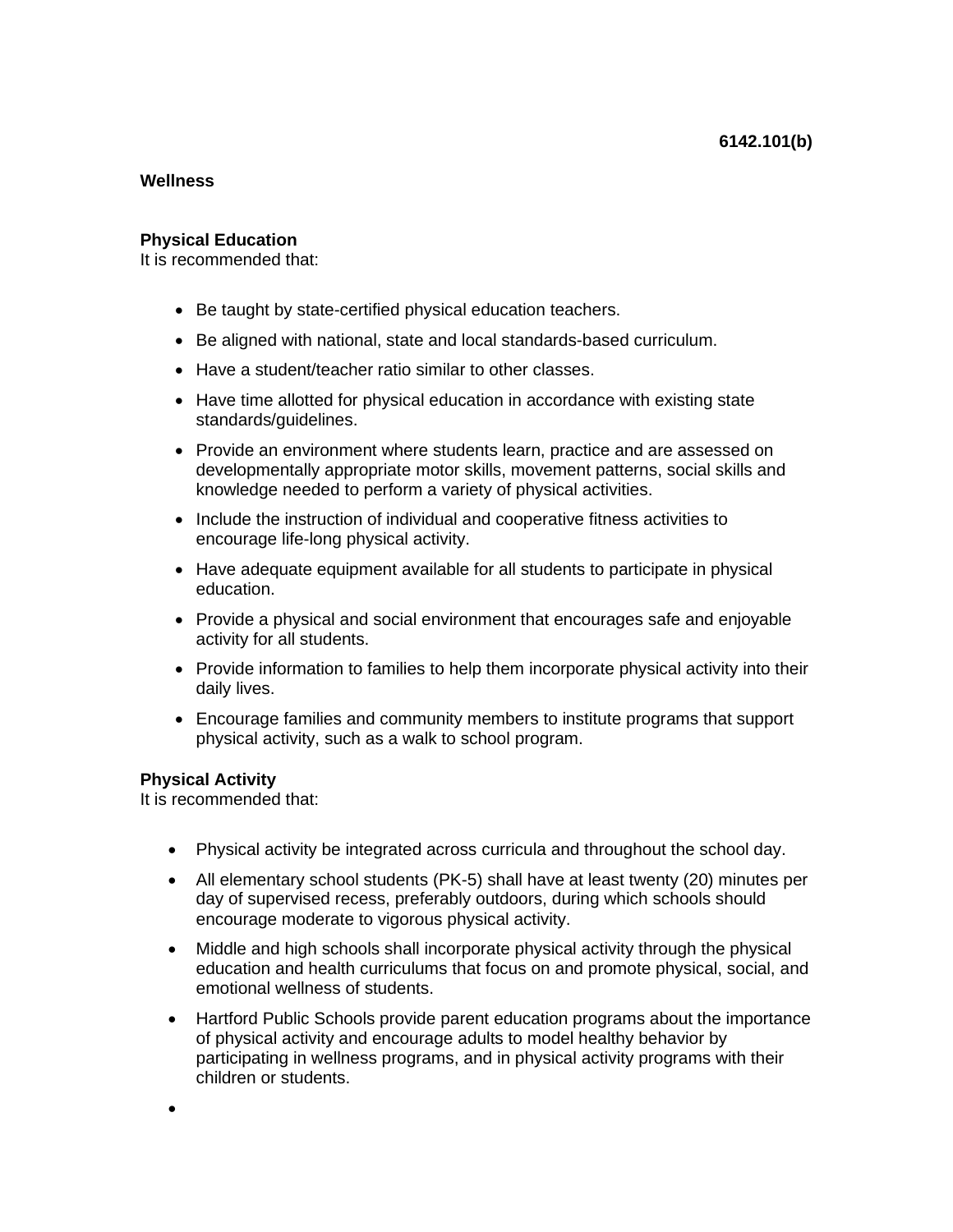**6142.101(b)**

**Wellness**

**Physical Education**
It is recommended that:

- Be taught by state-certified physical education teachers.
- Be aligned with national, state and local standards-based curriculum.
- Have a student/teacher ratio similar to other classes.
- Have time allotted for physical education in accordance with existing state standards/guidelines.
- Provide an environment where students learn, practice and are assessed on developmentally appropriate motor skills, movement patterns, social skills and knowledge needed to perform a variety of physical activities.
- Include the instruction of individual and cooperative fitness activities to encourage life-long physical activity.
- Have adequate equipment available for all students to participate in physical education.
- Provide a physical and social environment that encourages safe and enjoyable activity for all students.
- Provide information to families to help them incorporate physical activity into their daily lives.
- Encourage families and community members to institute programs that support physical activity, such as a walk to school program.

**Physical Activity**
It is recommended that:

- Physical activity be integrated across curricula and throughout the school day.
- All elementary school students (PK-5) shall have at least twenty (20) minutes per day of supervised recess, preferably outdoors, during which schools should encourage moderate to vigorous physical activity.
- Middle and high schools shall incorporate physical activity through the physical education and health curriculums that focus on and promote physical, social, and emotional wellness of students.
- Hartford Public Schools provide parent education programs about the importance of physical activity and encourage adults to model healthy behavior by participating in wellness programs, and in physical activity programs with their children or students.
-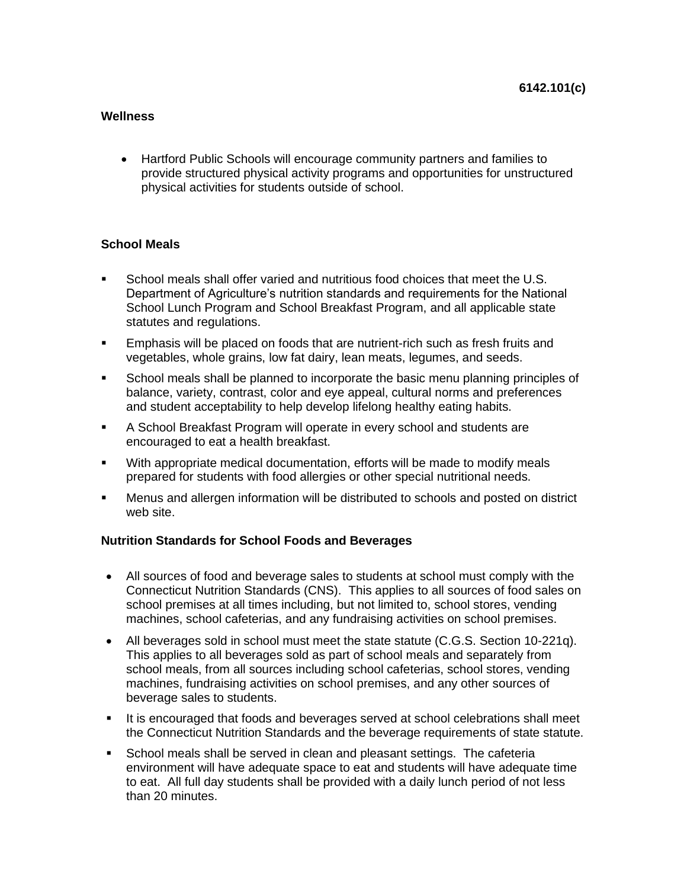6142.101(c)

**Wellness**

- Hartford Public Schools will encourage community partners and families to provide structured physical activity programs and opportunities for unstructured physical activities for students outside of school.

**School Meals**

- School meals shall offer varied and nutritious food choices that meet the U.S. Department of Agriculture's nutrition standards and requirements for the National School Lunch Program and School Breakfast Program, and all applicable state statutes and regulations.
- Emphasis will be placed on foods that are nutrient-rich such as fresh fruits and vegetables, whole grains, low fat dairy, lean meats, legumes, and seeds.
- School meals shall be planned to incorporate the basic menu planning principles of balance, variety, contrast, color and eye appeal, cultural norms and preferences and student acceptability to help develop lifelong healthy eating habits.
- A School Breakfast Program will operate in every school and students are encouraged to eat a health breakfast.
- With appropriate medical documentation, efforts will be made to modify meals prepared for students with food allergies or other special nutritional needs.
- Menus and allergen information will be distributed to schools and posted on district web site.

**Nutrition Standards for School Foods and Beverages**

- All sources of food and beverage sales to students at school must comply with the Connecticut Nutrition Standards (CNS). This applies to all sources of food sales on school premises at all times including, but not limited to, school stores, vending machines, school cafeterias, and any fundraising activities on school premises.
- All beverages sold in school must meet the state statute (C.G.S. Section 10-221q). This applies to all beverages sold as part of school meals and separately from school meals, from all sources including school cafeterias, school stores, vending machines, fundraising activities on school premises, and any other sources of beverage sales to students.
- It is encouraged that foods and beverages served at school celebrations shall meet the Connecticut Nutrition Standards and the beverage requirements of state statute.
- School meals shall be served in clean and pleasant settings. The cafeteria environment will have adequate space to eat and students will have adequate time to eat. All full day students shall be provided with a daily lunch period of not less than 20 minutes.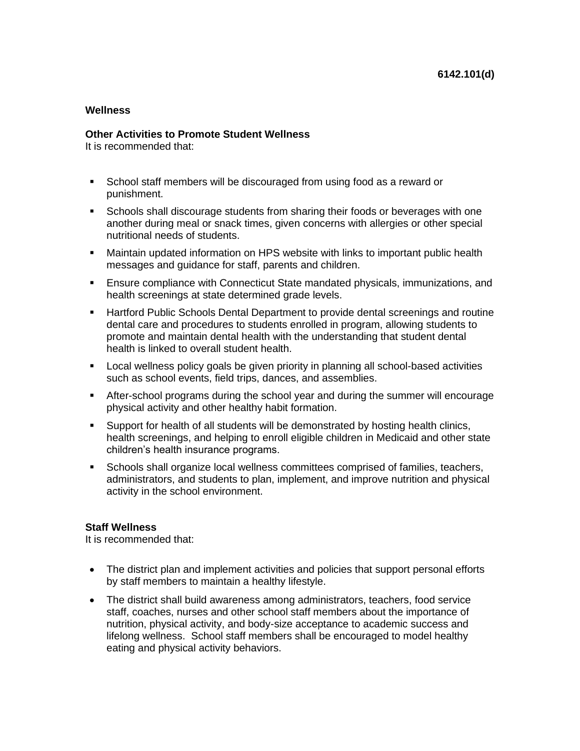6142.101(d)

**Wellness**

**Other Activities to Promote Student Wellness**
It is recommended that:

- School staff members will be discouraged from using food as a reward or punishment.
- Schools shall discourage students from sharing their foods or beverages with one another during meal or snack times, given concerns with allergies or other special nutritional needs of students.
- Maintain updated information on HPS website with links to important public health messages and guidance for staff, parents and children.
- Ensure compliance with Connecticut State mandated physicals, immunizations, and health screenings at state determined grade levels.
- Hartford Public Schools Dental Department to provide dental screenings and routine dental care and procedures to students enrolled in program, allowing students to promote and maintain dental health with the understanding that student dental health is linked to overall student health.
- Local wellness policy goals be given priority in planning all school-based activities such as school events, field trips, dances, and assemblies.
- After-school programs during the school year and during the summer will encourage physical activity and other healthy habit formation.
- Support for health of all students will be demonstrated by hosting health clinics, health screenings, and helping to enroll eligible children in Medicaid and other state children's health insurance programs.
- Schools shall organize local wellness committees comprised of families, teachers, administrators, and students to plan, implement, and improve nutrition and physical activity in the school environment.

**Staff Wellness**
It is recommended that:

- The district plan and implement activities and policies that support personal efforts by staff members to maintain a healthy lifestyle.
- The district shall build awareness among administrators, teachers, food service staff, coaches, nurses and other school staff members about the importance of nutrition, physical activity, and body-size acceptance to academic success and lifelong wellness. School staff members shall be encouraged to model healthy eating and physical activity behaviors.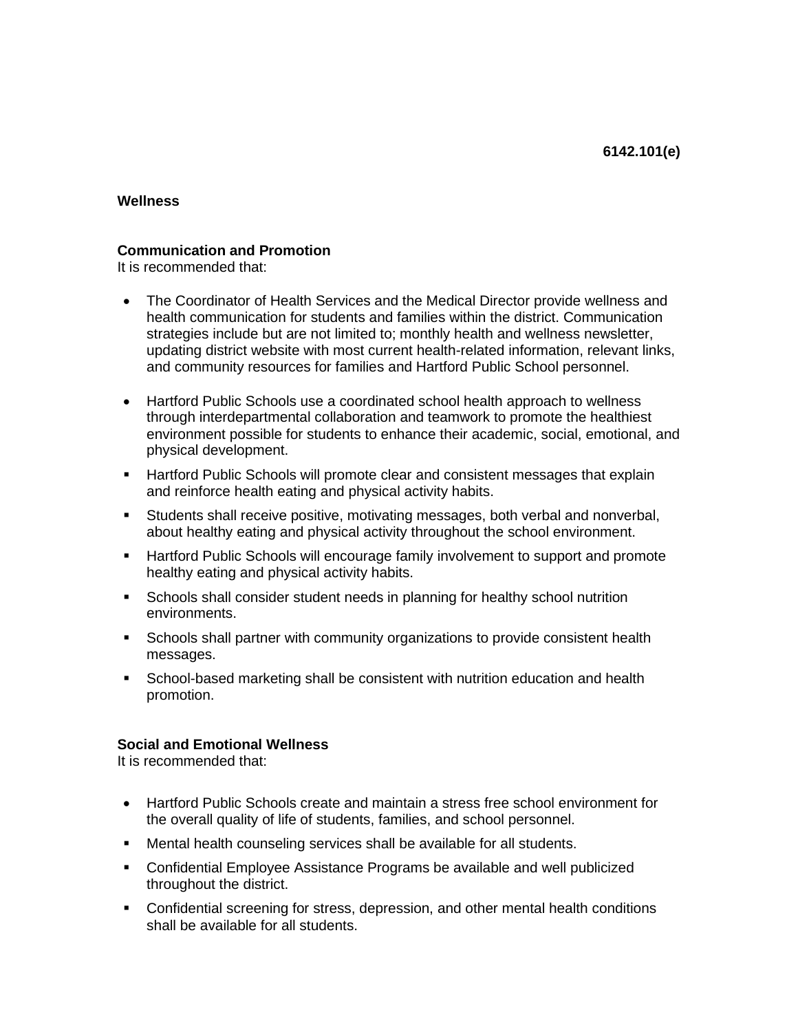**6142.101(e)**

**Wellness**

**Communication and Promotion**
It is recommended that:

- The Coordinator of Health Services and the Medical Director provide wellness and health communication for students and families within the district. Communication strategies include but are not limited to; monthly health and wellness newsletter, updating district website with most current health-related information, relevant links, and community resources for families and Hartford Public School personnel.

- Hartford Public Schools use a coordinated school health approach to wellness through interdepartmental collaboration and teamwork to promote the healthiest environment possible for students to enhance their academic, social, emotional, and physical development.
  - Hartford Public Schools will promote clear and consistent messages that explain and reinforce health eating and physical activity habits.
  - Students shall receive positive, motivating messages, both verbal and nonverbal, about healthy eating and physical activity throughout the school environment.
  - Hartford Public Schools will encourage family involvement to support and promote healthy eating and physical activity habits.
  - Schools shall consider student needs in planning for healthy school nutrition environments.
  - Schools shall partner with community organizations to provide consistent health messages.
  - School-based marketing shall be consistent with nutrition education and health promotion.

**Social and Emotional Wellness**
It is recommended that:

- Hartford Public Schools create and maintain a stress free school environment for the overall quality of life of students, families, and school personnel.
  - Mental health counseling services shall be available for all students.
  - Confidential Employee Assistance Programs be available and well publicized throughout the district.
  - Confidential screening for stress, depression, and other mental health conditions shall be available for all students.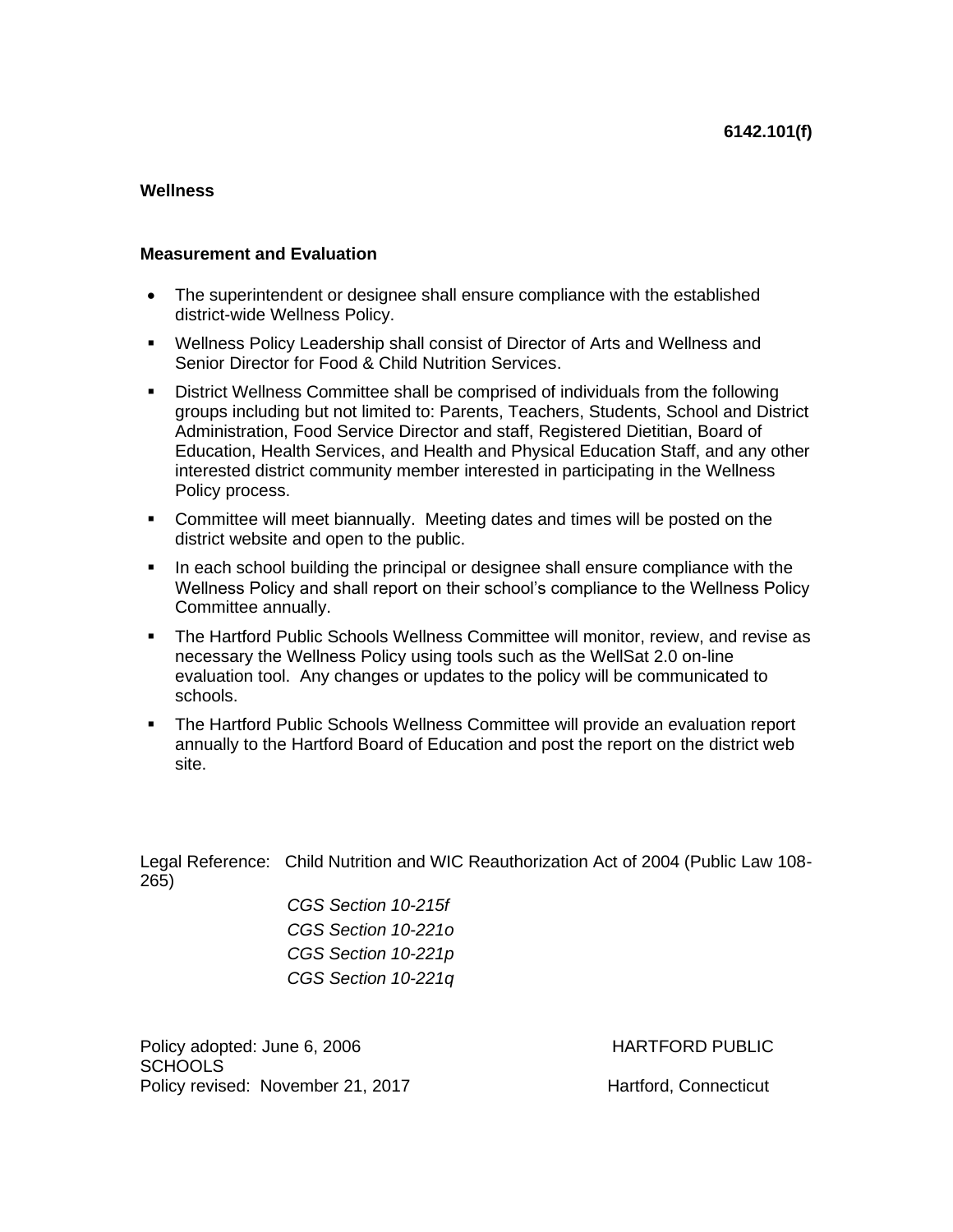6142.101(f)

**Wellness**

**Measurement and Evaluation**

- The superintendent or designee shall ensure compliance with the established district-wide Wellness Policy.
- Wellness Policy Leadership shall consist of Director of Arts and Wellness and Senior Director for Food & Child Nutrition Services.
- District Wellness Committee shall be comprised of individuals from the following groups including but not limited to: Parents, Teachers, Students, School and District Administration, Food Service Director and staff, Registered Dietitian, Board of Education, Health Services, and Health and Physical Education Staff, and any other interested district community member interested in participating in the Wellness Policy process.
- Committee will meet biannually. Meeting dates and times will be posted on the district website and open to the public.
- In each school building the principal or designee shall ensure compliance with the Wellness Policy and shall report on their school's compliance to the Wellness Policy Committee annually.
- The Hartford Public Schools Wellness Committee will monitor, review, and revise as necessary the Wellness Policy using tools such as the WellSat 2.0 on-line evaluation tool. Any changes or updates to the policy will be communicated to schools.
- The Hartford Public Schools Wellness Committee will provide an evaluation report annually to the Hartford Board of Education and post the report on the district web site.

Legal Reference: Child Nutrition and WIC Reauthorization Act of 2004 (Public Law 108-265)

*CGS Section 10-215f*
*CGS Section 10-221o*
*CGS Section 10-221p*
*CGS Section 10-221q*

Policy adopted: June 6, 2006 HARTFORD PUBLIC SCHOOLS
Policy revised: November 21, 2017 Hartford, Connecticut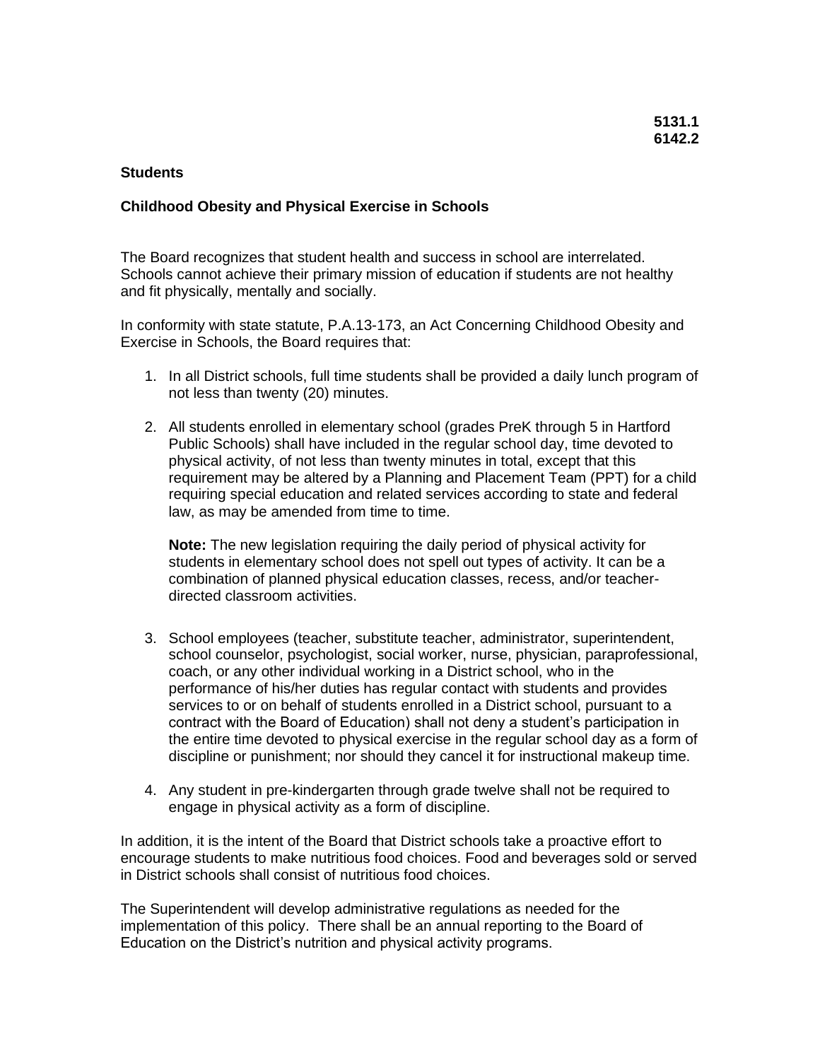**5131.1**
**6142.2**

**Students**

## Childhood Obesity and Physical Exercise in Schools

The Board recognizes that student health and success in school are interrelated. Schools cannot achieve their primary mission of education if students are not healthy and fit physically, mentally and socially.

In conformity with state statute, P.A.13-173, an Act Concerning Childhood Obesity and Exercise in Schools, the Board requires that:

1. In all District schools, full time students shall be provided a daily lunch program of not less than twenty (20) minutes.

2. All students enrolled in elementary school (grades PreK through 5 in Hartford Public Schools) shall have included in the regular school day, time devoted to physical activity, of not less than twenty minutes in total, except that this requirement may be altered by a Planning and Placement Team (PPT) for a child requiring special education and related services according to state and federal law, as may be amended from time to time.

   **Note:** The new legislation requiring the daily period of physical activity for students in elementary school does not spell out types of activity. It can be a combination of planned physical education classes, recess, and/or teacher-directed classroom activities.

3. School employees (teacher, substitute teacher, administrator, superintendent, school counselor, psychologist, social worker, nurse, physician, paraprofessional, coach, or any other individual working in a District school, who in the performance of his/her duties has regular contact with students and provides services to or on behalf of students enrolled in a District school, pursuant to a contract with the Board of Education) shall not deny a student's participation in the entire time devoted to physical exercise in the regular school day as a form of discipline or punishment; nor should they cancel it for instructional makeup time.

4. Any student in pre-kindergarten through grade twelve shall not be required to engage in physical activity as a form of discipline.

In addition, it is the intent of the Board that District schools take a proactive effort to encourage students to make nutritious food choices. Food and beverages sold or served in District schools shall consist of nutritious food choices.

The Superintendent will develop administrative regulations as needed for the implementation of this policy. There shall be an annual reporting to the Board of Education on the District's nutrition and physical activity programs.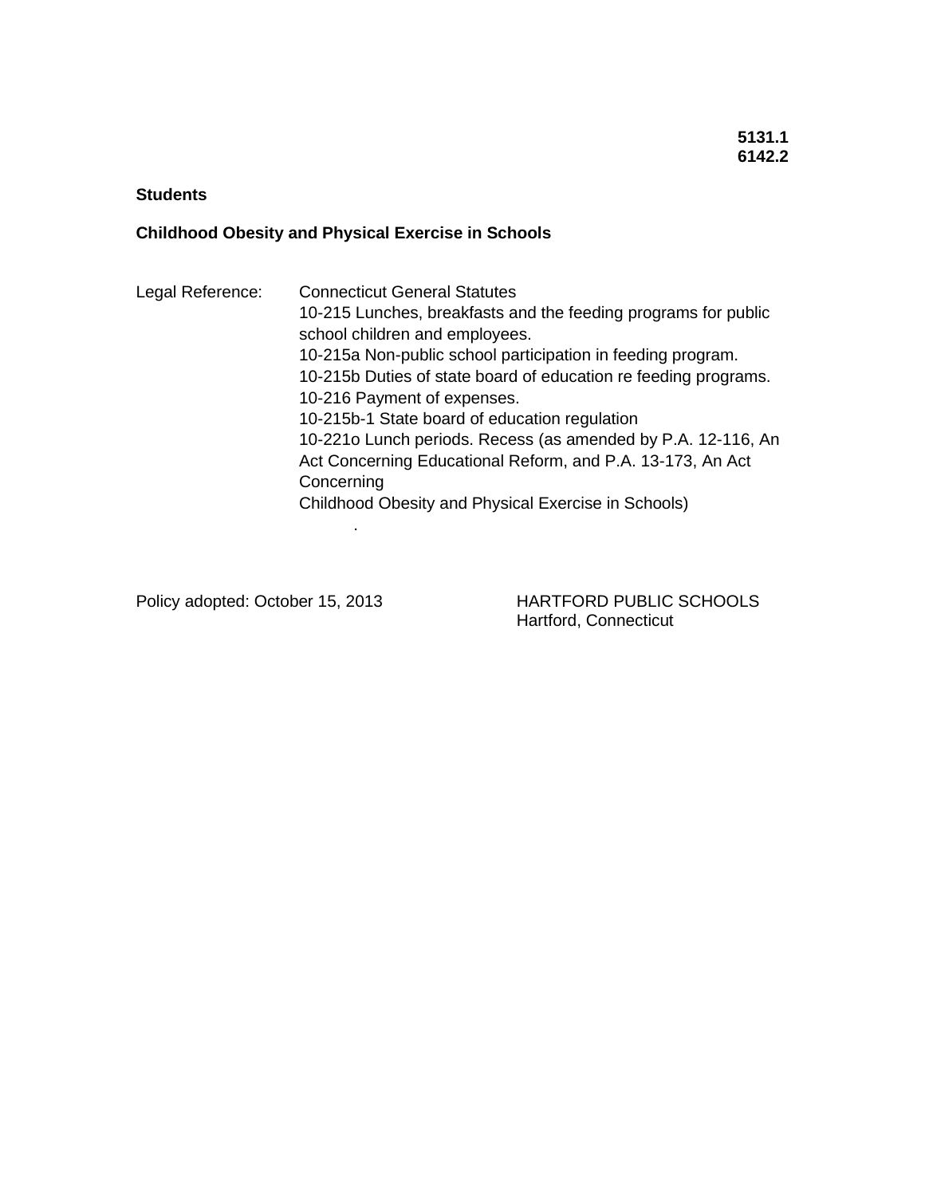**5131.1**
**6142.2**

**Students**

**Childhood Obesity and Physical Exercise in Schools**

Legal Reference: Connecticut General Statutes

10-215 Lunches, breakfasts and the feeding programs for public school children and employees.

10-215a Non-public school participation in feeding program.

10-215b Duties of state board of education re feeding programs.

10-216 Payment of expenses.

10-215b-1 State board of education regulation

10-221o Lunch periods. Recess (as amended by P.A. 12-116, An Act Concerning Educational Reform, and P.A. 13-173, An Act Concerning Childhood Obesity and Physical Exercise in Schools)

.

Policy adopted: October 15, 2013

HARTFORD PUBLIC SCHOOLS
Hartford, Connecticut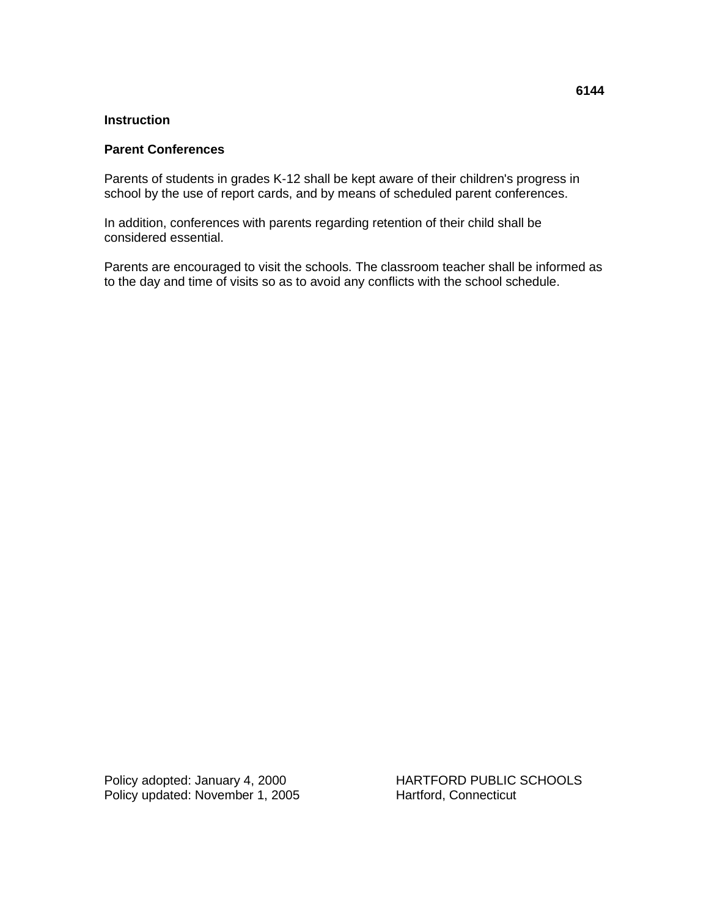**6144**

**Instruction**

**Parent Conferences**

Parents of students in grades K-12 shall be kept aware of their children's progress in school by the use of report cards, and by means of scheduled parent conferences.

In addition, conferences with parents regarding retention of their child shall be considered essential.

Parents are encouraged to visit the schools. The classroom teacher shall be informed as to the day and time of visits so as to avoid any conflicts with the school schedule.

Policy adopted: January 4, 2000
Policy updated: November 1, 2005

HARTFORD PUBLIC SCHOOLS
Hartford, Connecticut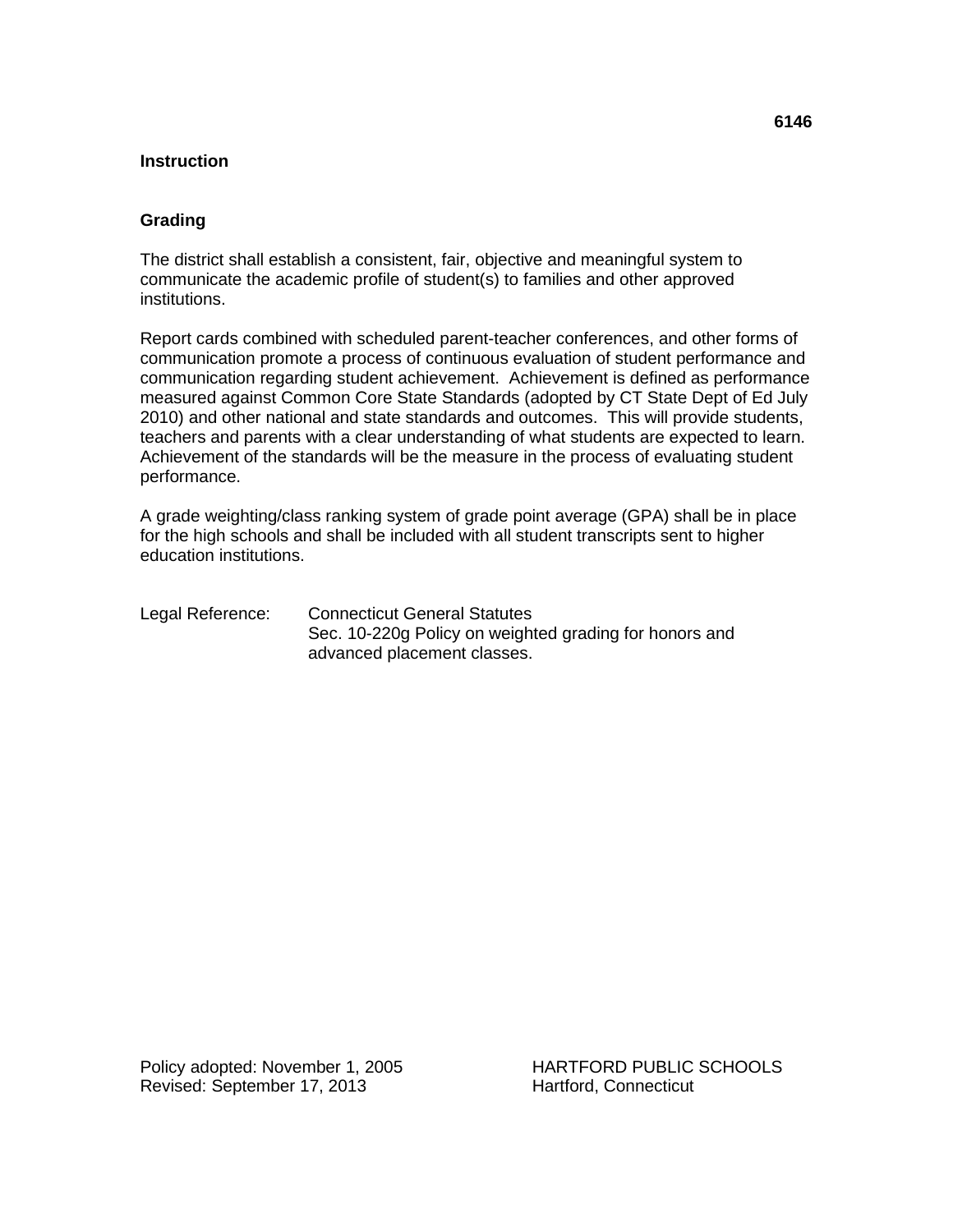**6146**

**Instruction**

## Grading

The district shall establish a consistent, fair, objective and meaningful system to communicate the academic profile of student(s) to families and other approved institutions.

Report cards combined with scheduled parent-teacher conferences, and other forms of communication promote a process of continuous evaluation of student performance and communication regarding student achievement. Achievement is defined as performance measured against Common Core State Standards (adopted by CT State Dept of Ed July 2010) and other national and state standards and outcomes. This will provide students, teachers and parents with a clear understanding of what students are expected to learn. Achievement of the standards will be the measure in the process of evaluating student performance.

A grade weighting/class ranking system of grade point average (GPA) shall be in place for the high schools and shall be included with all student transcripts sent to higher education institutions.

Legal Reference: Connecticut General Statutes
Sec. 10-220g Policy on weighted grading for honors and advanced placement classes.

Policy adopted: November 1, 2005
Revised: September 17, 2013

HARTFORD PUBLIC SCHOOLS
Hartford, Connecticut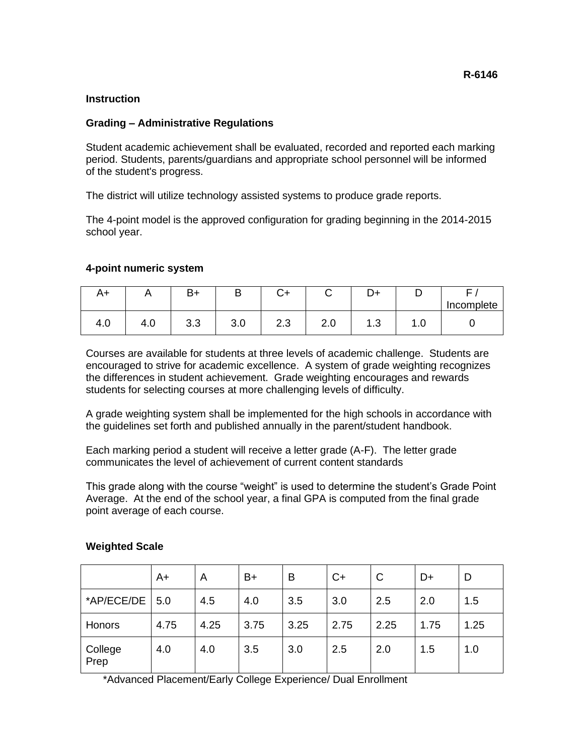R-6146

**Instruction**

**Grading – Administrative Regulations**

Student academic achievement shall be evaluated, recorded and reported each marking period. Students, parents/guardians and appropriate school personnel will be informed of the student's progress.

The district will utilize technology assisted systems to produce grade reports.

The 4-point model is the approved configuration for grading beginning in the 2014-2015 school year.

**4-point numeric system**

| A+ | A | B+ | B | C+ | C | D+ | D | F / Incomplete |
|---|---|---|---|---|---|---|---|---|
| 4.0 | 4.0 | 3.3 | 3.0 | 2.3 | 2.0 | 1.3 | 1.0 | 0 |

Courses are available for students at three levels of academic challenge. Students are encouraged to strive for academic excellence. A system of grade weighting recognizes the differences in student achievement. Grade weighting encourages and rewards students for selecting courses at more challenging levels of difficulty.

A grade weighting system shall be implemented for the high schools in accordance with the guidelines set forth and published annually in the parent/student handbook.

Each marking period a student will receive a letter grade (A-F). The letter grade communicates the level of achievement of current content standards

This grade along with the course "weight" is used to determine the student's Grade Point Average. At the end of the school year, a final GPA is computed from the final grade point average of each course.

**Weighted Scale**

| | A+ | A | B+ | B | C+ | C | D+ | D |
|---|---|---|---|---|---|---|---|---|
| *AP/ECE/DE | 5.0 | 4.5 | 4.0 | 3.5 | 3.0 | 2.5 | 2.0 | 1.5 |
| Honors | 4.75 | 4.25 | 3.75 | 3.25 | 2.75 | 2.25 | 1.75 | 1.25 |
| College Prep | 4.0 | 4.0 | 3.5 | 3.0 | 2.5 | 2.0 | 1.5 | 1.0 |

*Advanced Placement/Early College Experience/ Dual Enrollment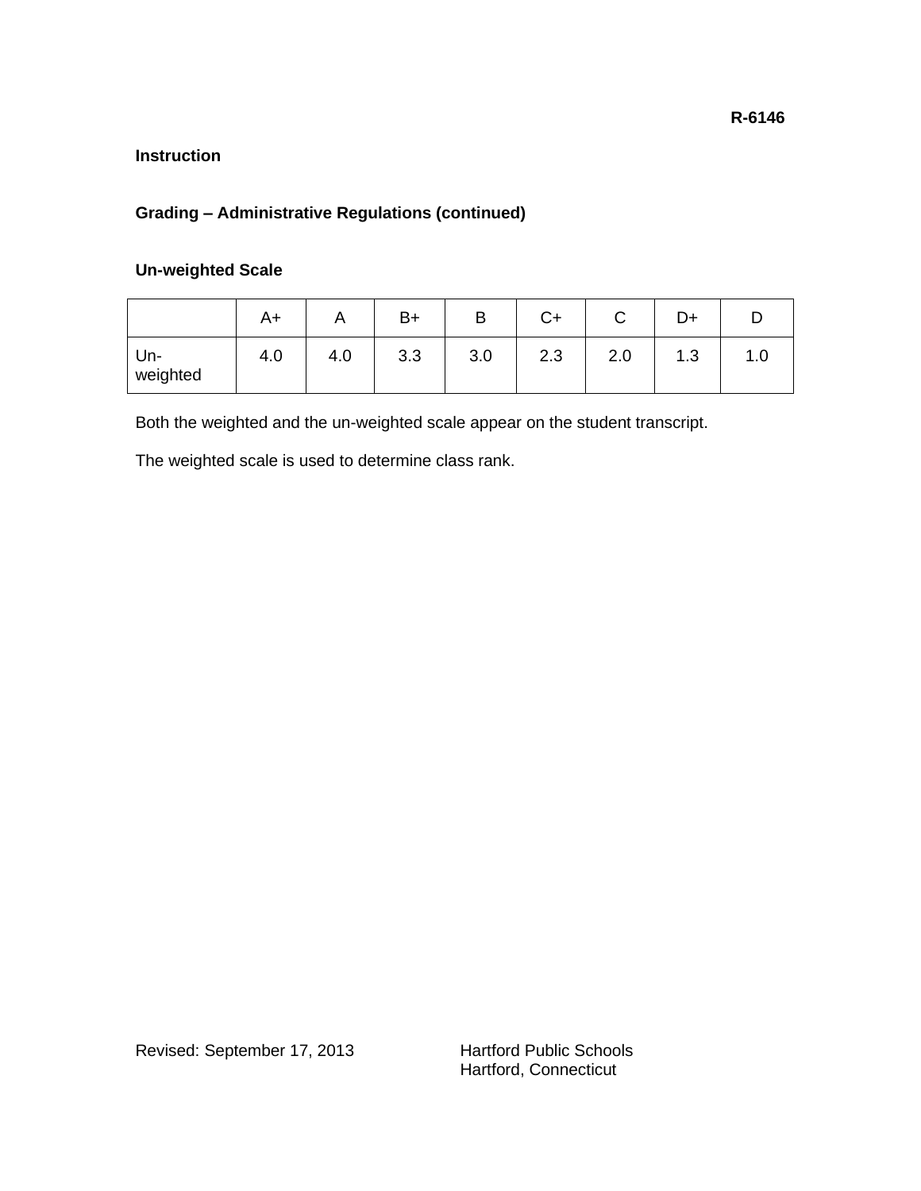**R-6146**

**Instruction**

**Grading – Administrative Regulations (continued)**

**Un-weighted Scale**

| | A+ | A | B+ | B | C+ | C | D+ | D |
|---|---|---|---|---|---|---|---|---|
| Un-weighted | 4.0 | 4.0 | 3.3 | 3.0 | 2.3 | 2.0 | 1.3 | 1.0 |

Both the weighted and the un-weighted scale appear on the student transcript.

The weighted scale is used to determine class rank.

Revised: September 17, 2013

Hartford Public Schools
Hartford, Connecticut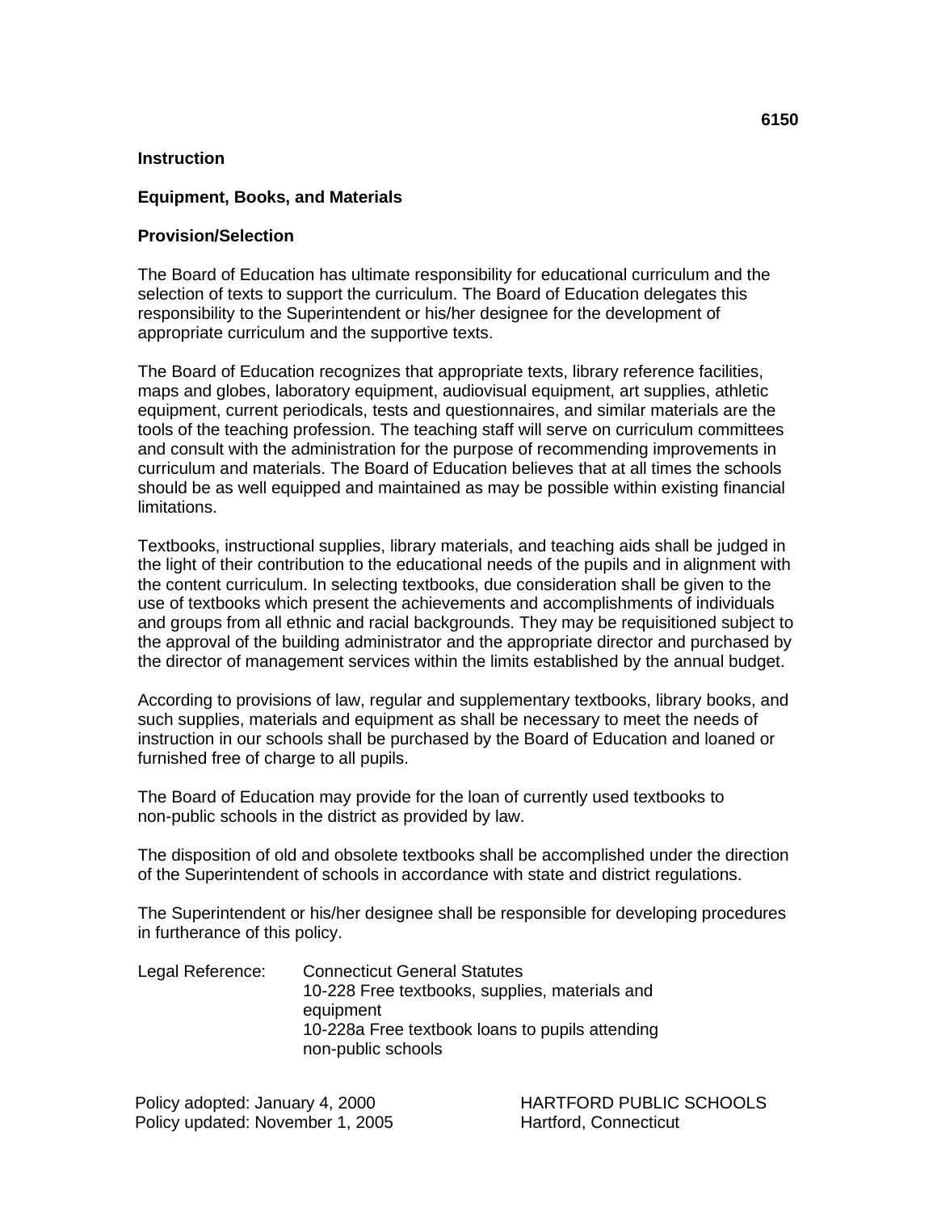**6150**

**Instruction**

**Equipment, Books, and Materials**

**Provision/Selection**

The Board of Education has ultimate responsibility for educational curriculum and the selection of texts to support the curriculum. The Board of Education delegates this responsibility to the Superintendent or his/her designee for the development of appropriate curriculum and the supportive texts.

The Board of Education recognizes that appropriate texts, library reference facilities, maps and globes, laboratory equipment, audiovisual equipment, art supplies, athletic equipment, current periodicals, tests and questionnaires, and similar materials are the tools of the teaching profession. The teaching staff will serve on curriculum committees and consult with the administration for the purpose of recommending improvements in curriculum and materials. The Board of Education believes that at all times the schools should be as well equipped and maintained as may be possible within existing financial limitations.

Textbooks, instructional supplies, library materials, and teaching aids shall be judged in the light of their contribution to the educational needs of the pupils and in alignment with the content curriculum. In selecting textbooks, due consideration shall be given to the use of textbooks which present the achievements and accomplishments of individuals and groups from all ethnic and racial backgrounds. They may be requisitioned subject to the approval of the building administrator and the appropriate director and purchased by the director of management services within the limits established by the annual budget.

According to provisions of law, regular and supplementary textbooks, library books, and such supplies, materials and equipment as shall be necessary to meet the needs of instruction in our schools shall be purchased by the Board of Education and loaned or furnished free of charge to all pupils.

The Board of Education may provide for the loan of currently used textbooks to non-public schools in the district as provided by law.

The disposition of old and obsolete textbooks shall be accomplished under the direction of the Superintendent of schools in accordance with state and district regulations.

The Superintendent or his/her designee shall be responsible for developing procedures in furtherance of this policy.

Legal Reference: Connecticut General Statutes
10-228 Free textbooks, supplies, materials and equipment
10-228a Free textbook loans to pupils attending non-public schools

Policy adopted: January 4, 2000
Policy updated: November 1, 2005

HARTFORD PUBLIC SCHOOLS
Hartford, Connecticut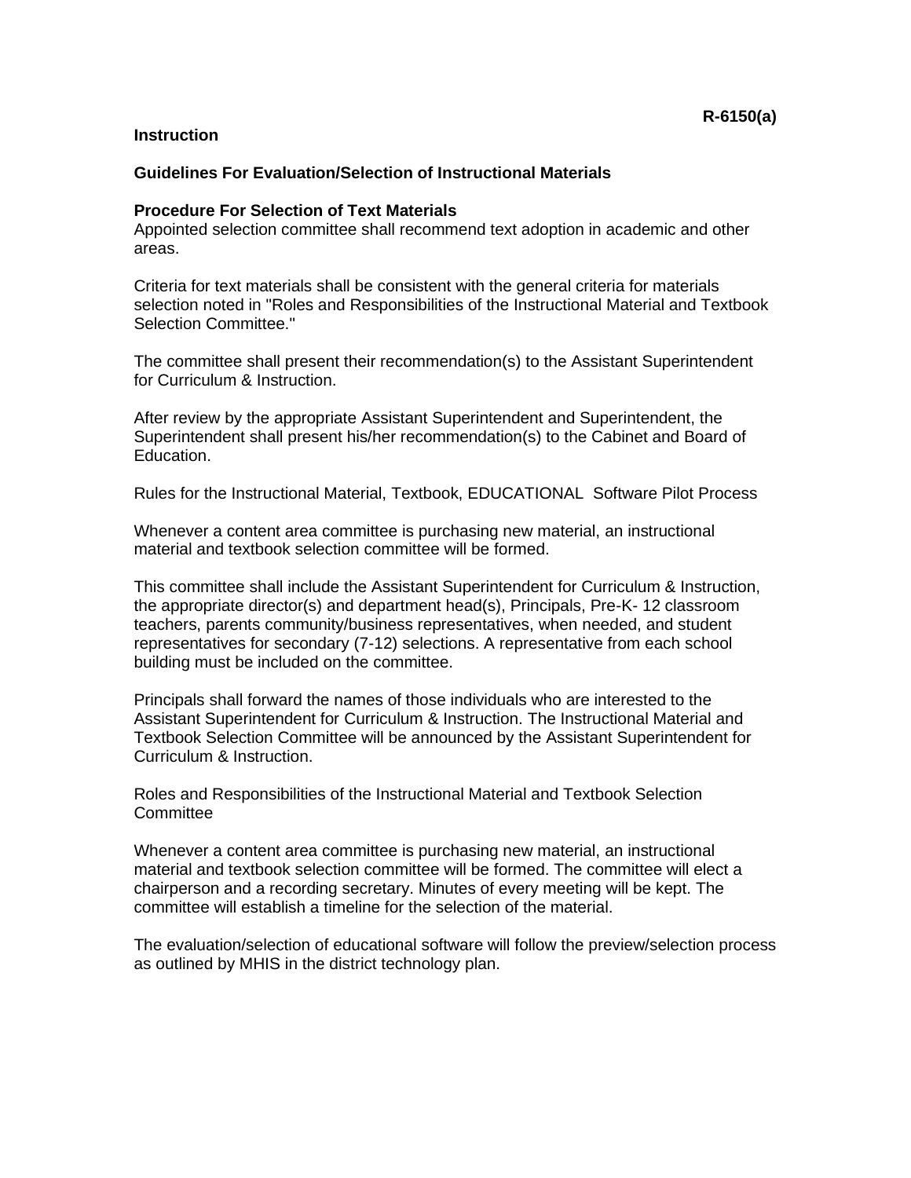**R-6150(a)**

**Instruction**

## Guidelines For Evaluation/Selection of Instructional Materials

### Procedure For Selection of Text Materials

Appointed selection committee shall recommend text adoption in academic and other areas.

Criteria for text materials shall be consistent with the general criteria for materials selection noted in "Roles and Responsibilities of the Instructional Material and Textbook Selection Committee."

The committee shall present their recommendation(s) to the Assistant Superintendent for Curriculum & Instruction.

After review by the appropriate Assistant Superintendent and Superintendent, the Superintendent shall present his/her recommendation(s) to the Cabinet and Board of Education.

Rules for the Instructional Material, Textbook, EDUCATIONAL Software Pilot Process

Whenever a content area committee is purchasing new material, an instructional material and textbook selection committee will be formed.

This committee shall include the Assistant Superintendent for Curriculum & Instruction, the appropriate director(s) and department head(s), Principals, Pre-K- 12 classroom teachers, parents community/business representatives, when needed, and student representatives for secondary (7-12) selections. A representative from each school building must be included on the committee.

Principals shall forward the names of those individuals who are interested to the Assistant Superintendent for Curriculum & Instruction. The Instructional Material and Textbook Selection Committee will be announced by the Assistant Superintendent for Curriculum & Instruction.

Roles and Responsibilities of the Instructional Material and Textbook Selection Committee

Whenever a content area committee is purchasing new material, an instructional material and textbook selection committee will be formed. The committee will elect a chairperson and a recording secretary. Minutes of every meeting will be kept. The committee will establish a timeline for the selection of the material.

The evaluation/selection of educational software will follow the preview/selection process as outlined by MHIS in the district technology plan.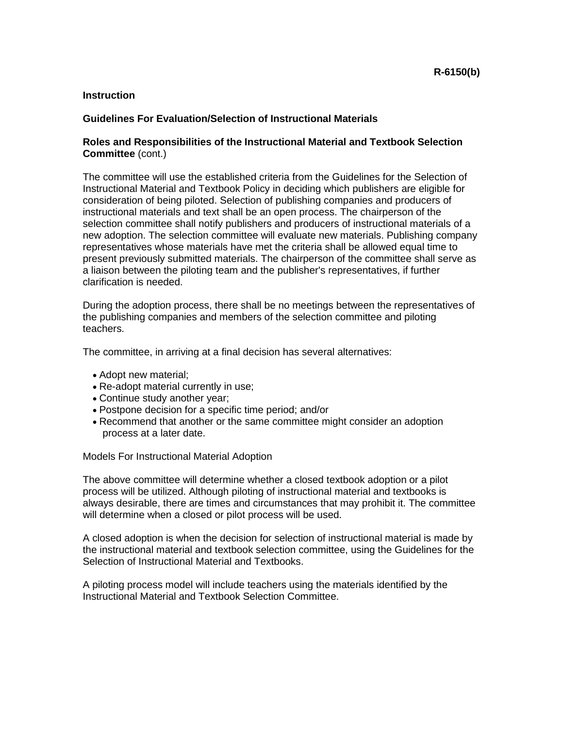**R-6150(b)**

**Instruction**

**Guidelines For Evaluation/Selection of Instructional Materials**

**Roles and Responsibilities of the Instructional Material and Textbook Selection Committee** (cont.)

The committee will use the established criteria from the Guidelines for the Selection of Instructional Material and Textbook Policy in deciding which publishers are eligible for consideration of being piloted. Selection of publishing companies and producers of instructional materials and text shall be an open process. The chairperson of the selection committee shall notify publishers and producers of instructional materials of a new adoption. The selection committee will evaluate new materials. Publishing company representatives whose materials have met the criteria shall be allowed equal time to present previously submitted materials. The chairperson of the committee shall serve as a liaison between the piloting team and the publisher's representatives, if further clarification is needed.

During the adoption process, there shall be no meetings between the representatives of the publishing companies and members of the selection committee and piloting teachers.

The committee, in arriving at a final decision has several alternatives:

- Adopt new material;
- Re-adopt material currently in use;
- Continue study another year;
- Postpone decision for a specific time period; and/or
- Recommend that another or the same committee might consider an adoption process at a later date.

Models For Instructional Material Adoption

The above committee will determine whether a closed textbook adoption or a pilot process will be utilized. Although piloting of instructional material and textbooks is always desirable, there are times and circumstances that may prohibit it. The committee will determine when a closed or pilot process will be used.

A closed adoption is when the decision for selection of instructional material is made by the instructional material and textbook selection committee, using the Guidelines for the Selection of Instructional Material and Textbooks.

A piloting process model will include teachers using the materials identified by the Instructional Material and Textbook Selection Committee.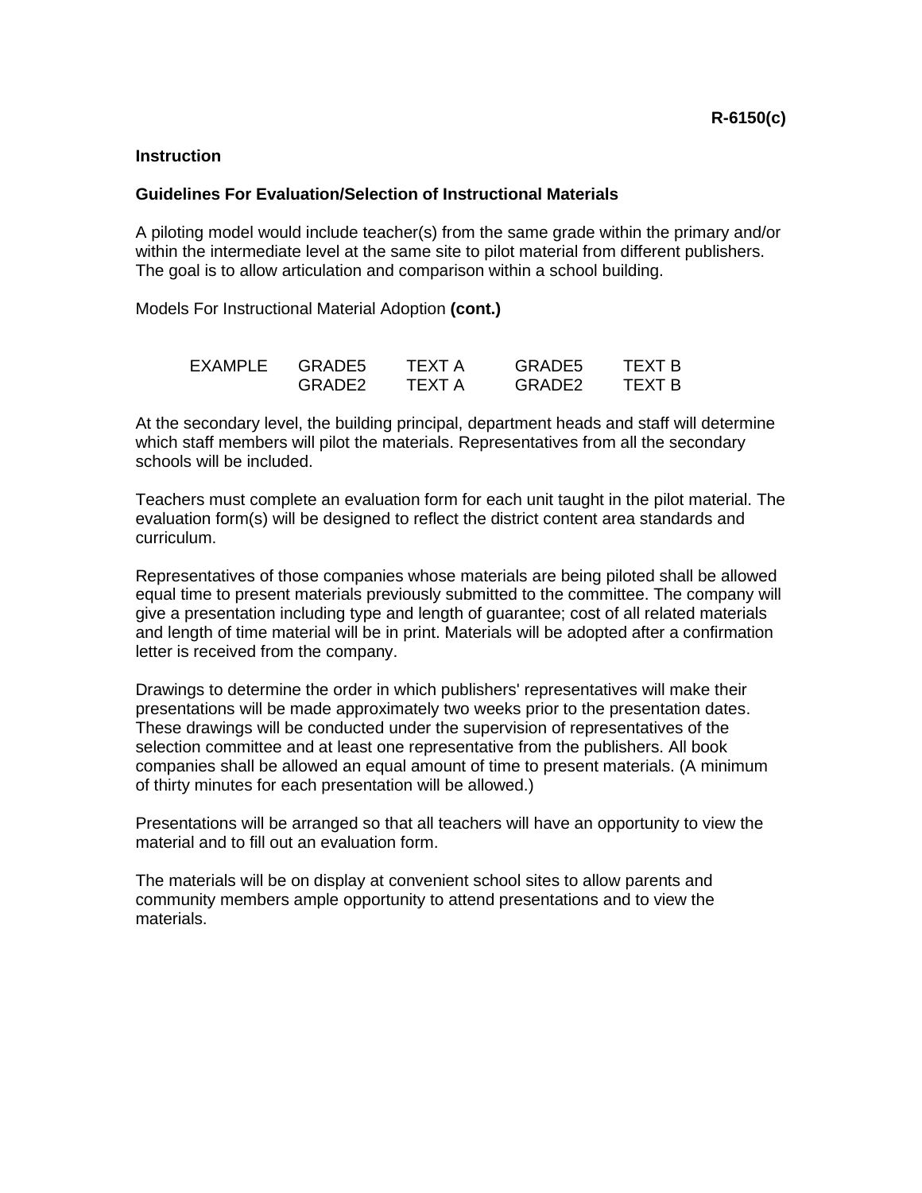**R-6150(c)**

**Instruction**

**Guidelines For Evaluation/Selection of Instructional Materials**

A piloting model would include teacher(s) from the same grade within the primary and/or within the intermediate level at the same site to pilot material from different publishers. The goal is to allow articulation and comparison within a school building.

Models For Instructional Material Adoption **(cont.)**

| EXAMPLE | GRADE5 | TEXT A | GRADE5 | TEXT B |
|---|---|---|---|---|
| | GRADE2 | TEXT A | GRADE2 | TEXT B |

At the secondary level, the building principal, department heads and staff will determine which staff members will pilot the materials. Representatives from all the secondary schools will be included.

Teachers must complete an evaluation form for each unit taught in the pilot material. The evaluation form(s) will be designed to reflect the district content area standards and curriculum.

Representatives of those companies whose materials are being piloted shall be allowed equal time to present materials previously submitted to the committee. The company will give a presentation including type and length of guarantee; cost of all related materials and length of time material will be in print. Materials will be adopted after a confirmation letter is received from the company.

Drawings to determine the order in which publishers' representatives will make their presentations will be made approximately two weeks prior to the presentation dates. These drawings will be conducted under the supervision of representatives of the selection committee and at least one representative from the publishers. All book companies shall be allowed an equal amount of time to present materials. (A minimum of thirty minutes for each presentation will be allowed.)

Presentations will be arranged so that all teachers will have an opportunity to view the material and to fill out an evaluation form.

The materials will be on display at convenient school sites to allow parents and community members ample opportunity to attend presentations and to view the materials.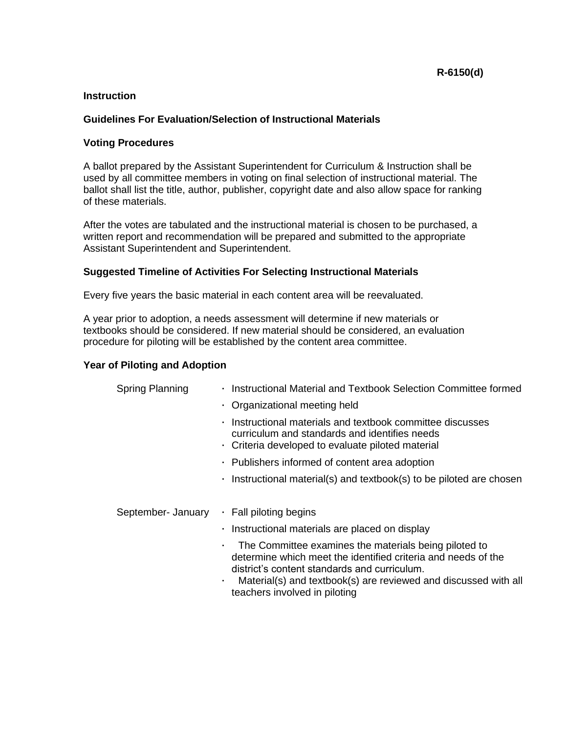**R-6150(d)**

**Instruction**

**Guidelines For Evaluation/Selection of Instructional Materials**

**Voting Procedures**

A ballot prepared by the Assistant Superintendent for Curriculum & Instruction shall be used by all committee members in voting on final selection of instructional material. The ballot shall list the title, author, publisher, copyright date and also allow space for ranking of these materials.

After the votes are tabulated and the instructional material is chosen to be purchased, a written report and recommendation will be prepared and submitted to the appropriate Assistant Superintendent and Superintendent.

**Suggested Timeline of Activities For Selecting Instructional Materials**

Every five years the basic material in each content area will be reevaluated.

A year prior to adoption, a needs assessment will determine if new materials or textbooks should be considered. If new material should be considered, an evaluation procedure for piloting will be established by the content area committee.

**Year of Piloting and Adoption**

Spring Planning

- Instructional Material and Textbook Selection Committee formed
- Organizational meeting held
- Instructional materials and textbook committee discusses curriculum and standards and identifies needs
- Criteria developed to evaluate piloted material
- Publishers informed of content area adoption
- Instructional material(s) and textbook(s) to be piloted are chosen

September- January

- Fall piloting begins
- Instructional materials are placed on display
- The Committee examines the materials being piloted to determine which meet the identified criteria and needs of the district's content standards and curriculum.
- Material(s) and textbook(s) are reviewed and discussed with all teachers involved in piloting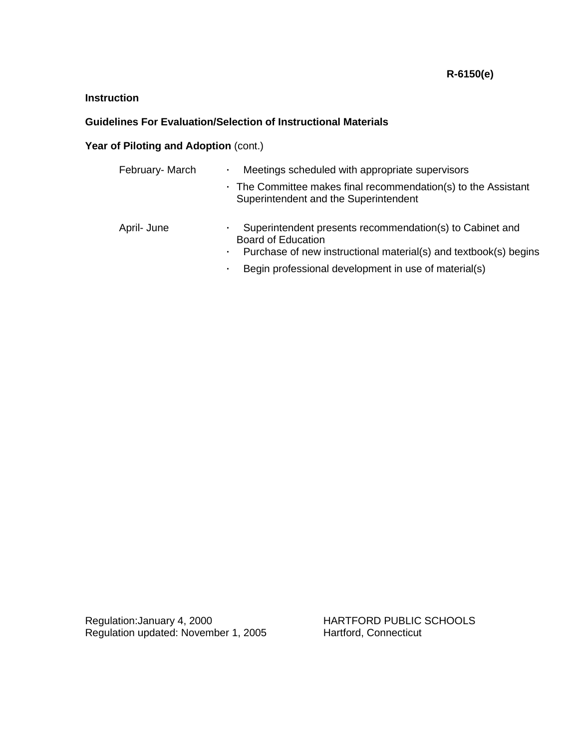R-6150(e)

**Instruction**

**Guidelines For Evaluation/Selection of Instructional Materials**

**Year of Piloting and Adoption** (cont.)

| | |
|---|---|
| February- March | · Meetings scheduled with appropriate supervisors<br>· The Committee makes final recommendation(s) to the Assistant Superintendent and the Superintendent |
| April- June | · Superintendent presents recommendation(s) to Cabinet and Board of Education<br>· Purchase of new instructional material(s) and textbook(s) begins<br>· Begin professional development in use of material(s) |

Regulation:January 4, 2000
Regulation updated: November 1, 2005

HARTFORD PUBLIC SCHOOLS
Hartford, Connecticut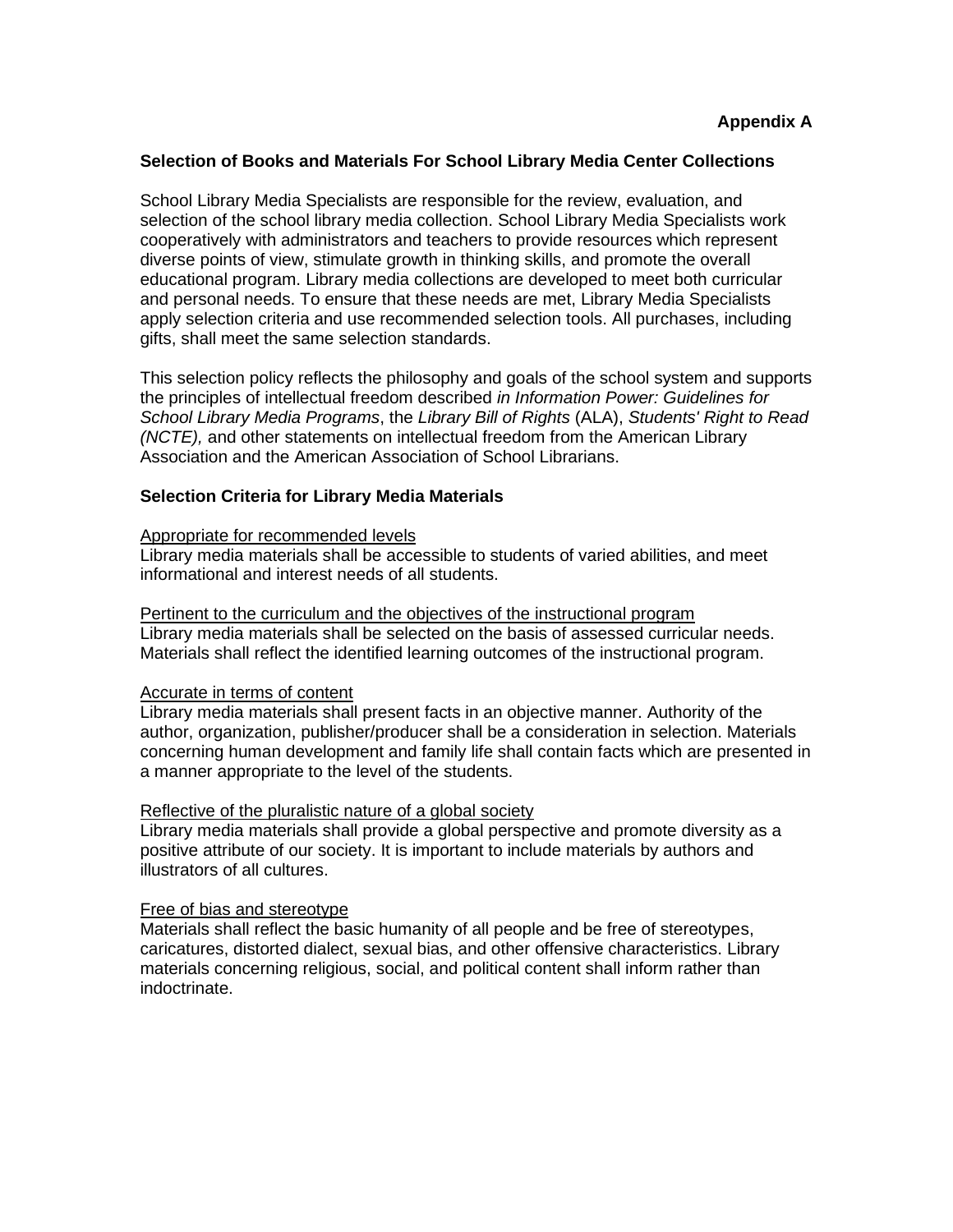**Appendix A**

**Selection of Books and Materials For School Library Media Center Collections**

School Library Media Specialists are responsible for the review, evaluation, and selection of the school library media collection. School Library Media Specialists work cooperatively with administrators and teachers to provide resources which represent diverse points of view, stimulate growth in thinking skills, and promote the overall educational program. Library media collections are developed to meet both curricular and personal needs. To ensure that these needs are met, Library Media Specialists apply selection criteria and use recommended selection tools. All purchases, including gifts, shall meet the same selection standards.

This selection policy reflects the philosophy and goals of the school system and supports the principles of intellectual freedom described *in Information Power: Guidelines for School Library Media Programs*, the *Library Bill of Rights* (ALA), *Students' Right to Read (NCTE),* and other statements on intellectual freedom from the American Library Association and the American Association of School Librarians.

**Selection Criteria for Library Media Materials**

<u>Appropriate for recommended levels</u>
Library media materials shall be accessible to students of varied abilities, and meet informational and interest needs of all students.

<u>Pertinent to the curriculum and the objectives of the instructional program</u>
Library media materials shall be selected on the basis of assessed curricular needs. Materials shall reflect the identified learning outcomes of the instructional program.

<u>Accurate in terms of content</u>
Library media materials shall present facts in an objective manner. Authority of the author, organization, publisher/producer shall be a consideration in selection. Materials concerning human development and family life shall contain facts which are presented in a manner appropriate to the level of the students.

<u>Reflective of the pluralistic nature of a global society</u>
Library media materials shall provide a global perspective and promote diversity as a positive attribute of our society. It is important to include materials by authors and illustrators of all cultures.

<u>Free of bias and stereotype</u>
Materials shall reflect the basic humanity of all people and be free of stereotypes, caricatures, distorted dialect, sexual bias, and other offensive characteristics. Library materials concerning religious, social, and political content shall inform rather than indoctrinate.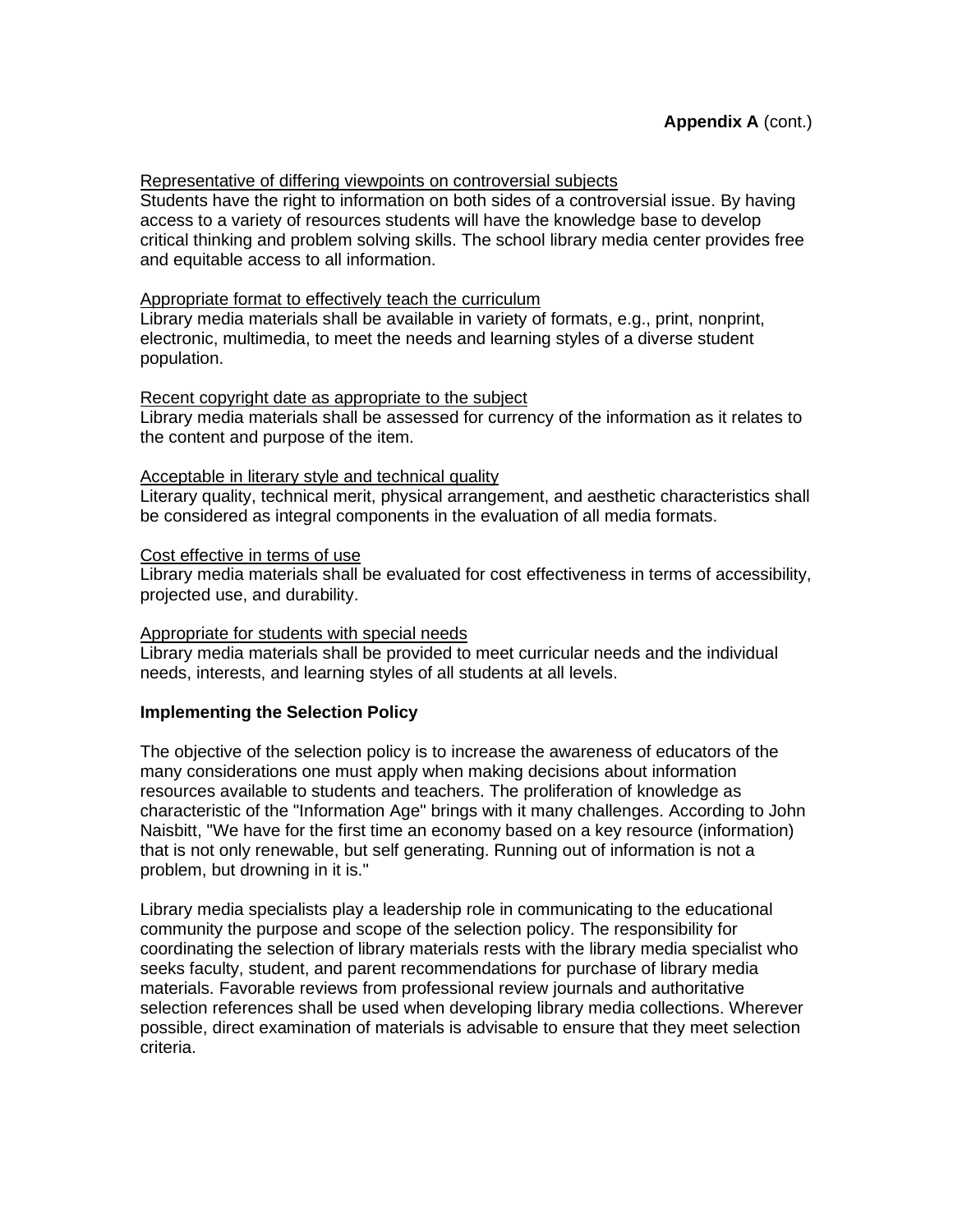**Appendix A** (cont.)

<u>Representative of differing viewpoints on controversial subjects</u>
Students have the right to information on both sides of a controversial issue. By having access to a variety of resources students will have the knowledge base to develop critical thinking and problem solving skills. The school library media center provides free and equitable access to all information.

<u>Appropriate format to effectively teach the curriculum</u>
Library media materials shall be available in variety of formats, e.g., print, nonprint, electronic, multimedia, to meet the needs and learning styles of a diverse student population.

<u>Recent copyright date as appropriate to the subject</u>
Library media materials shall be assessed for currency of the information as it relates to the content and purpose of the item.

<u>Acceptable in literary style and technical quality</u>
Literary quality, technical merit, physical arrangement, and aesthetic characteristics shall be considered as integral components in the evaluation of all media formats.

<u>Cost effective in terms of use</u>
Library media materials shall be evaluated for cost effectiveness in terms of accessibility, projected use, and durability.

<u>Appropriate for students with special needs</u>
Library media materials shall be provided to meet curricular needs and the individual needs, interests, and learning styles of all students at all levels.

**Implementing the Selection Policy**

The objective of the selection policy is to increase the awareness of educators of the many considerations one must apply when making decisions about information resources available to students and teachers. The proliferation of knowledge as characteristic of the "Information Age" brings with it many challenges. According to John Naisbitt, "We have for the first time an economy based on a key resource (information) that is not only renewable, but self generating. Running out of information is not a problem, but drowning in it is."

Library media specialists play a leadership role in communicating to the educational community the purpose and scope of the selection policy. The responsibility for coordinating the selection of library materials rests with the library media specialist who seeks faculty, student, and parent recommendations for purchase of library media materials. Favorable reviews from professional review journals and authoritative selection references shall be used when developing library media collections. Wherever possible, direct examination of materials is advisable to ensure that they meet selection criteria.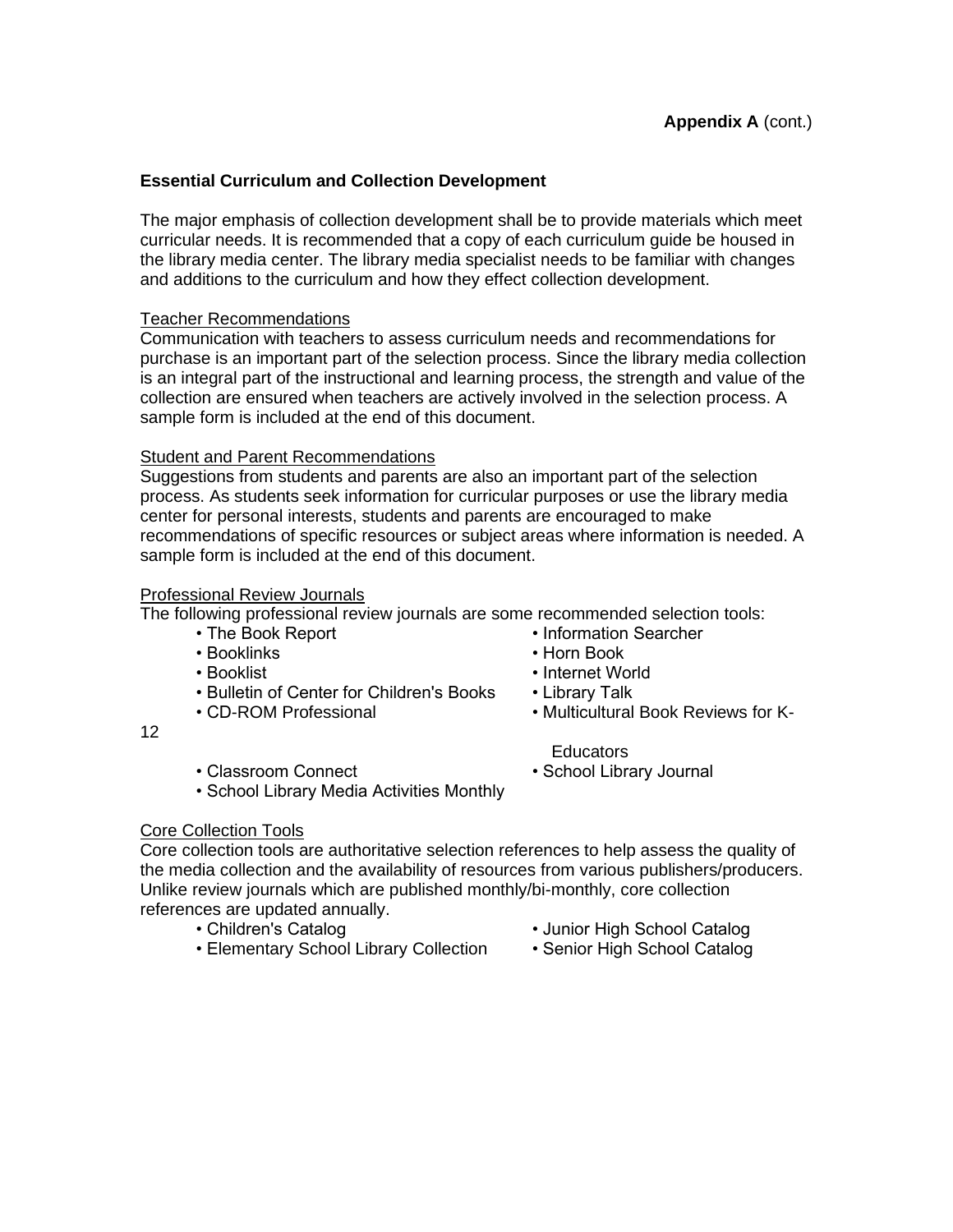**Appendix A** (cont.)

**Essential Curriculum and Collection Development**

The major emphasis of collection development shall be to provide materials which meet curricular needs. It is recommended that a copy of each curriculum guide be housed in the library media center. The library media specialist needs to be familiar with changes and additions to the curriculum and how they effect collection development.

Teacher Recommendations

Communication with teachers to assess curriculum needs and recommendations for purchase is an important part of the selection process. Since the library media collection is an integral part of the instructional and learning process, the strength and value of the collection are ensured when teachers are actively involved in the selection process. A sample form is included at the end of this document.

Student and Parent Recommendations

Suggestions from students and parents are also an important part of the selection process. As students seek information for curricular purposes or use the library media center for personal interests, students and parents are encouraged to make recommendations of specific resources or subject areas where information is needed. A sample form is included at the end of this document.

Professional Review Journals

The following professional review journals are some recommended selection tools:

- The Book Report
- Booklinks
- Booklist
- Bulletin of Center for Children's Books
- CD-ROM Professional
- Classroom Connect
- School Library Media Activities Monthly
- Information Searcher
- Horn Book
- Internet World
- Library Talk
- Multicultural Book Reviews for K-12 Educators
- School Library Journal

Core Collection Tools

Core collection tools are authoritative selection references to help assess the quality of the media collection and the availability of resources from various publishers/producers. Unlike review journals which are published monthly/bi-monthly, core collection references are updated annually.

- Children's Catalog
- Elementary School Library Collection
- Junior High School Catalog
- Senior High School Catalog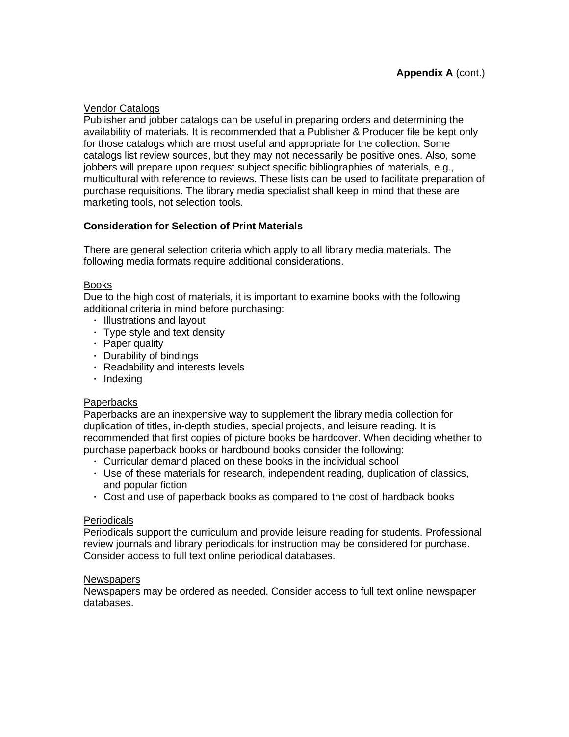**Appendix A** (cont.)

Vendor Catalogs
Publisher and jobber catalogs can be useful in preparing orders and determining the availability of materials. It is recommended that a Publisher & Producer file be kept only for those catalogs which are most useful and appropriate for the collection. Some catalogs list review sources, but they may not necessarily be positive ones. Also, some jobbers will prepare upon request subject specific bibliographies of materials, e.g., multicultural with reference to reviews. These lists can be used to facilitate preparation of purchase requisitions. The library media specialist shall keep in mind that these are marketing tools, not selection tools.

**Consideration for Selection of Print Materials**

There are general selection criteria which apply to all library media materials. The following media formats require additional considerations.

Books
Due to the high cost of materials, it is important to examine books with the following additional criteria in mind before purchasing:

- Illustrations and layout
- Type style and text density
- Paper quality
- Durability of bindings
- Readability and interests levels
- Indexing

Paperbacks
Paperbacks are an inexpensive way to supplement the library media collection for duplication of titles, in-depth studies, special projects, and leisure reading. It is recommended that first copies of picture books be hardcover. When deciding whether to purchase paperback books or hardbound books consider the following:

- Curricular demand placed on these books in the individual school
- Use of these materials for research, independent reading, duplication of classics, and popular fiction
- Cost and use of paperback books as compared to the cost of hardback books

Periodicals
Periodicals support the curriculum and provide leisure reading for students. Professional review journals and library periodicals for instruction may be considered for purchase. Consider access to full text online periodical databases.

Newspapers
Newspapers may be ordered as needed. Consider access to full text online newspaper databases.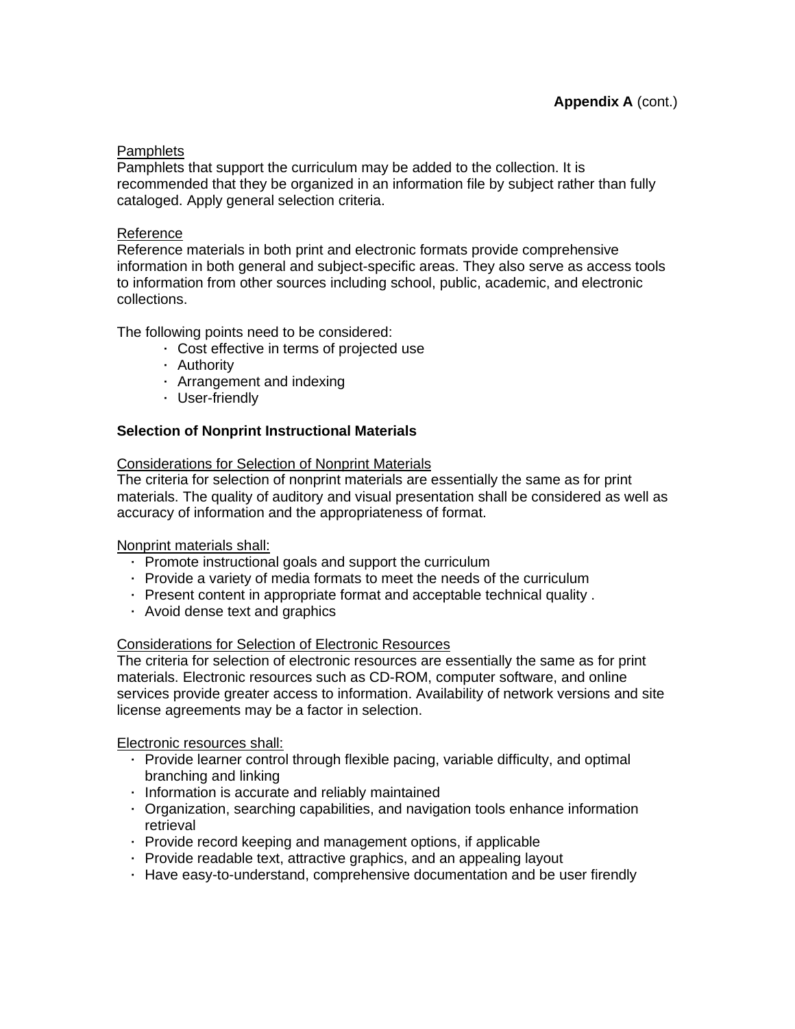**Appendix A** (cont.)

Pamphlets

Pamphlets that support the curriculum may be added to the collection. It is recommended that they be organized in an information file by subject rather than fully cataloged. Apply general selection criteria.

Reference

Reference materials in both print and electronic formats provide comprehensive information in both general and subject-specific areas. They also serve as access tools to information from other sources including school, public, academic, and electronic collections.

The following points need to be considered:

- Cost effective in terms of projected use
- Authority
- Arrangement and indexing
- User-friendly

**Selection of Nonprint Instructional Materials**

Considerations for Selection of Nonprint Materials

The criteria for selection of nonprint materials are essentially the same as for print materials. The quality of auditory and visual presentation shall be considered as well as accuracy of information and the appropriateness of format.

Nonprint materials shall:

- Promote instructional goals and support the curriculum
- Provide a variety of media formats to meet the needs of the curriculum
- Present content in appropriate format and acceptable technical quality .
- Avoid dense text and graphics

Considerations for Selection of Electronic Resources

The criteria for selection of electronic resources are essentially the same as for print materials. Electronic resources such as CD-ROM, computer software, and online services provide greater access to information. Availability of network versions and site license agreements may be a factor in selection.

Electronic resources shall:

- Provide learner control through flexible pacing, variable difficulty, and optimal branching and linking
- Information is accurate and reliably maintained
- Organization, searching capabilities, and navigation tools enhance information retrieval
- Provide record keeping and management options, if applicable
- Provide readable text, attractive graphics, and an appealing layout
- Have easy-to-understand, comprehensive documentation and be user firendly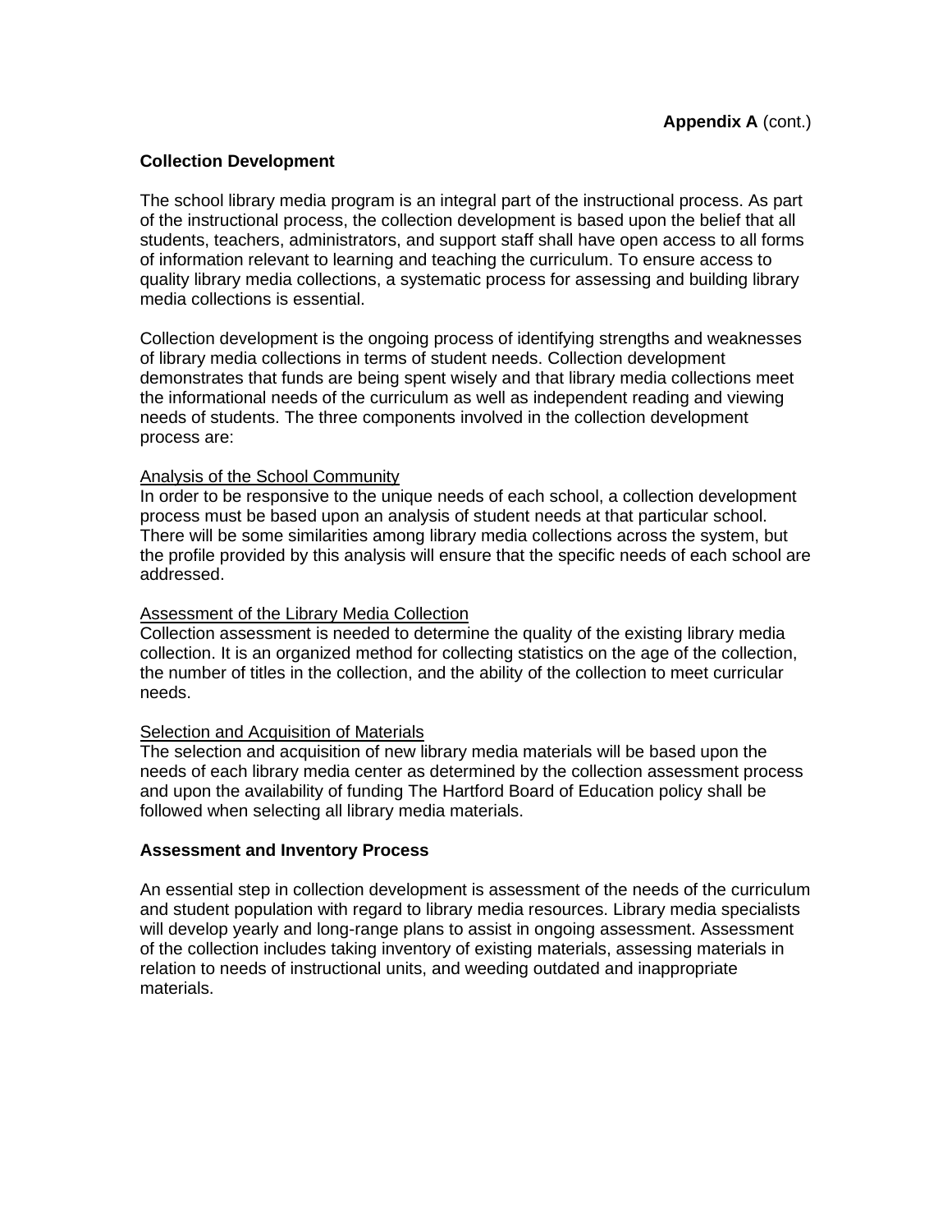**Appendix A** (cont.)

## Collection Development

The school library media program is an integral part of the instructional process. As part of the instructional process, the collection development is based upon the belief that all students, teachers, administrators, and support staff shall have open access to all forms of information relevant to learning and teaching the curriculum. To ensure access to quality library media collections, a systematic process for assessing and building library media collections is essential.

Collection development is the ongoing process of identifying strengths and weaknesses of library media collections in terms of student needs. Collection development demonstrates that funds are being spent wisely and that library media collections meet the informational needs of the curriculum as well as independent reading and viewing needs of students. The three components involved in the collection development process are:

<u>Analysis of the School Community</u>
In order to be responsive to the unique needs of each school, a collection development process must be based upon an analysis of student needs at that particular school. There will be some similarities among library media collections across the system, but the profile provided by this analysis will ensure that the specific needs of each school are addressed.

<u>Assessment of the Library Media Collection</u>
Collection assessment is needed to determine the quality of the existing library media collection. It is an organized method for collecting statistics on the age of the collection, the number of titles in the collection, and the ability of the collection to meet curricular needs.

<u>Selection and Acquisition of Materials</u>
The selection and acquisition of new library media materials will be based upon the needs of each library media center as determined by the collection assessment process and upon the availability of funding The Hartford Board of Education policy shall be followed when selecting all library media materials.

## Assessment and Inventory Process

An essential step in collection development is assessment of the needs of the curriculum and student population with regard to library media resources. Library media specialists will develop yearly and long-range plans to assist in ongoing assessment. Assessment of the collection includes taking inventory of existing materials, assessing materials in relation to needs of instructional units, and weeding outdated and inappropriate materials.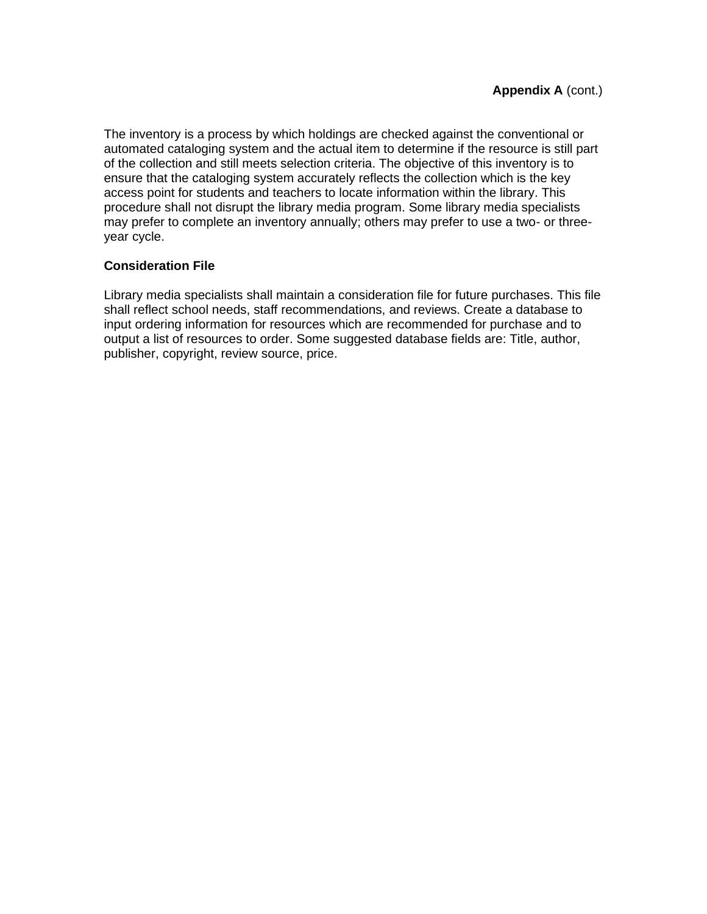**Appendix A** (cont.)

The inventory is a process by which holdings are checked against the conventional or automated cataloging system and the actual item to determine if the resource is still part of the collection and still meets selection criteria. The objective of this inventory is to ensure that the cataloging system accurately reflects the collection which is the key access point for students and teachers to locate information within the library. This procedure shall not disrupt the library media program. Some library media specialists may prefer to complete an inventory annually; others may prefer to use a two- or three-year cycle.

**Consideration File**

Library media specialists shall maintain a consideration file for future purchases. This file shall reflect school needs, staff recommendations, and reviews. Create a database to input ordering information for resources which are recommended for purchase and to output a list of resources to order. Some suggested database fields are: Title, author, publisher, copyright, review source, price.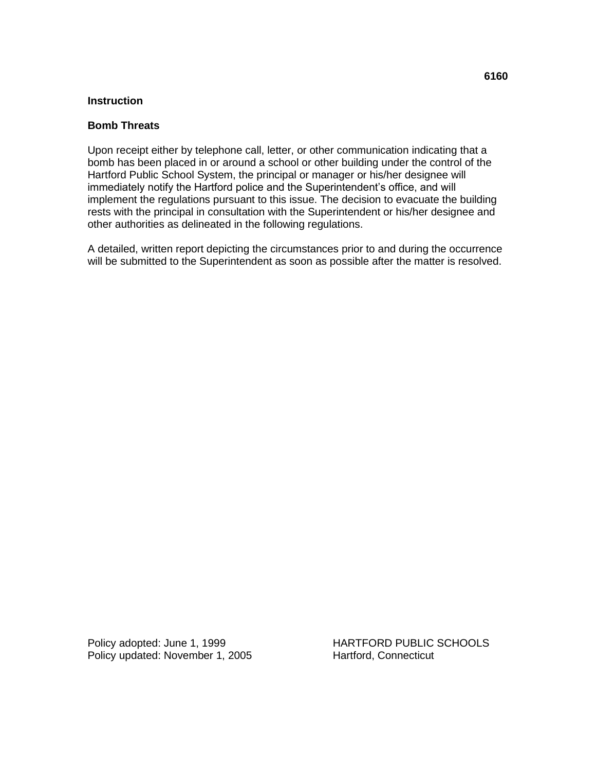6160

**Instruction**

**Bomb Threats**

Upon receipt either by telephone call, letter, or other communication indicating that a bomb has been placed in or around a school or other building under the control of the Hartford Public School System, the principal or manager or his/her designee will immediately notify the Hartford police and the Superintendent's office, and will implement the regulations pursuant to this issue. The decision to evacuate the building rests with the principal in consultation with the Superintendent or his/her designee and other authorities as delineated in the following regulations.

A detailed, written report depicting the circumstances prior to and during the occurrence will be submitted to the Superintendent as soon as possible after the matter is resolved.

Policy adopted: June 1, 1999
Policy updated: November 1, 2005

HARTFORD PUBLIC SCHOOLS
Hartford, Connecticut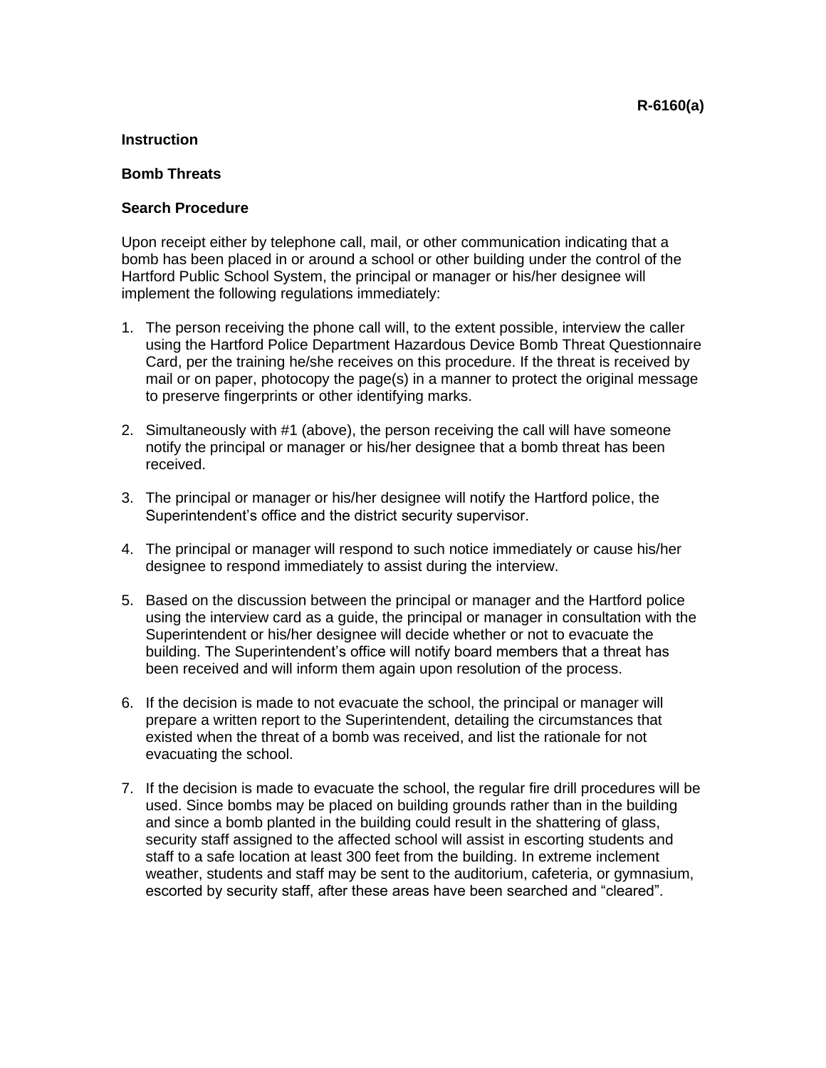**R-6160(a)**

**Instruction**

**Bomb Threats**

**Search Procedure**

Upon receipt either by telephone call, mail, or other communication indicating that a bomb has been placed in or around a school or other building under the control of the Hartford Public School System, the principal or manager or his/her designee will implement the following regulations immediately:

1. The person receiving the phone call will, to the extent possible, interview the caller using the Hartford Police Department Hazardous Device Bomb Threat Questionnaire Card, per the training he/she receives on this procedure. If the threat is received by mail or on paper, photocopy the page(s) in a manner to protect the original message to preserve fingerprints or other identifying marks.

2. Simultaneously with #1 (above), the person receiving the call will have someone notify the principal or manager or his/her designee that a bomb threat has been received.

3. The principal or manager or his/her designee will notify the Hartford police, the Superintendent's office and the district security supervisor.

4. The principal or manager will respond to such notice immediately or cause his/her designee to respond immediately to assist during the interview.

5. Based on the discussion between the principal or manager and the Hartford police using the interview card as a guide, the principal or manager in consultation with the Superintendent or his/her designee will decide whether or not to evacuate the building. The Superintendent's office will notify board members that a threat has been received and will inform them again upon resolution of the process.

6. If the decision is made to not evacuate the school, the principal or manager will prepare a written report to the Superintendent, detailing the circumstances that existed when the threat of a bomb was received, and list the rationale for not evacuating the school.

7. If the decision is made to evacuate the school, the regular fire drill procedures will be used. Since bombs may be placed on building grounds rather than in the building and since a bomb planted in the building could result in the shattering of glass, security staff assigned to the affected school will assist in escorting students and staff to a safe location at least 300 feet from the building. In extreme inclement weather, students and staff may be sent to the auditorium, cafeteria, or gymnasium, escorted by security staff, after these areas have been searched and "cleared".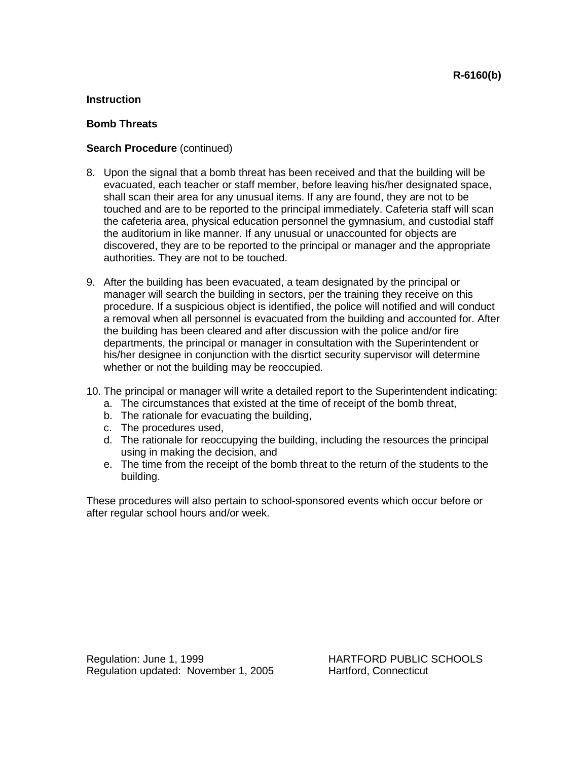**R-6160(b)**

**Instruction**

**Bomb Threats**

**Search Procedure** (continued)

8. Upon the signal that a bomb threat has been received and that the building will be evacuated, each teacher or staff member, before leaving his/her designated space, shall scan their area for any unusual items. If any are found, they are not to be touched and are to be reported to the principal immediately. Cafeteria staff will scan the cafeteria area, physical education personnel the gymnasium, and custodial staff the auditorium in like manner. If any unusual or unaccounted for objects are discovered, they are to be reported to the principal or manager and the appropriate authorities. They are not to be touched.

9. After the building has been evacuated, a team designated by the principal or manager will search the building in sectors, per the training they receive on this procedure. If a suspicious object is identified, the police will notified and will conduct a removal when all personnel is evacuated from the building and accounted for. After the building has been cleared and after discussion with the police and/or fire departments, the principal or manager in consultation with the Superintendent or his/her designee in conjunction with the disrtict security supervisor will determine whether or not the building may be reoccupied.

10. The principal or manager will write a detailed report to the Superintendent indicating:
    a. The circumstances that existed at the time of receipt of the bomb threat,
    b. The rationale for evacuating the building,
    c. The procedures used,
    d. The rationale for reoccupying the building, including the resources the principal using in making the decision, and
    e. The time from the receipt of the bomb threat to the return of the students to the building.

These procedures will also pertain to school-sponsored events which occur before or after regular school hours and/or week.

Regulation: June 1, 1999
Regulation updated: November 1, 2005

HARTFORD PUBLIC SCHOOLS
Hartford, Connecticut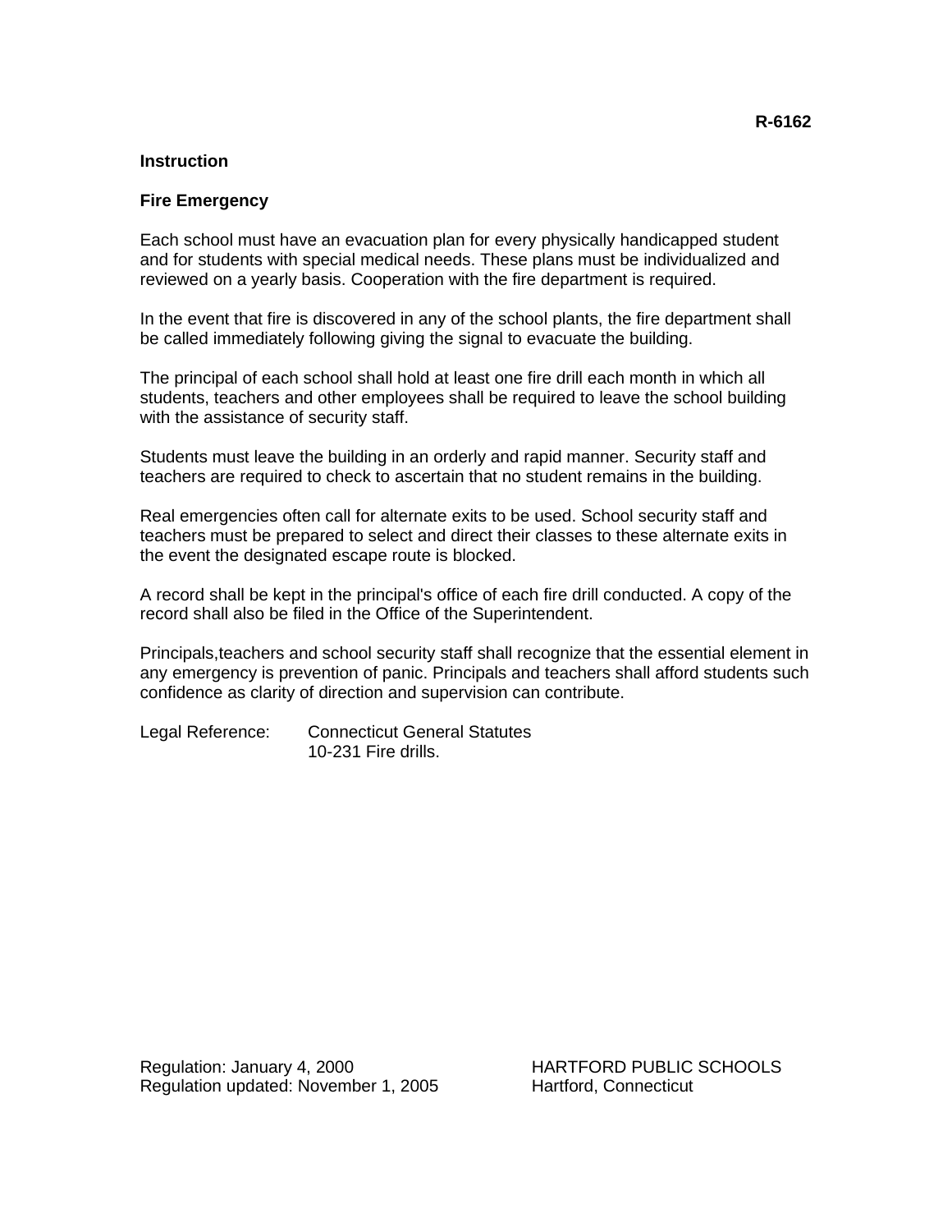**R-6162**

**Instruction**

**Fire Emergency**

Each school must have an evacuation plan for every physically handicapped student and for students with special medical needs. These plans must be individualized and reviewed on a yearly basis. Cooperation with the fire department is required.

In the event that fire is discovered in any of the school plants, the fire department shall be called immediately following giving the signal to evacuate the building.

The principal of each school shall hold at least one fire drill each month in which all students, teachers and other employees shall be required to leave the school building with the assistance of security staff.

Students must leave the building in an orderly and rapid manner. Security staff and teachers are required to check to ascertain that no student remains in the building.

Real emergencies often call for alternate exits to be used. School security staff and teachers must be prepared to select and direct their classes to these alternate exits in the event the designated escape route is blocked.

A record shall be kept in the principal's office of each fire drill conducted. A copy of the record shall also be filed in the Office of the Superintendent.

Principals,teachers and school security staff shall recognize that the essential element in any emergency is prevention of panic. Principals and teachers shall afford students such confidence as clarity of direction and supervision can contribute.

Legal Reference: Connecticut General Statutes
10-231 Fire drills.

Regulation: January 4, 2000
Regulation updated: November 1, 2005

HARTFORD PUBLIC SCHOOLS
Hartford, Connecticut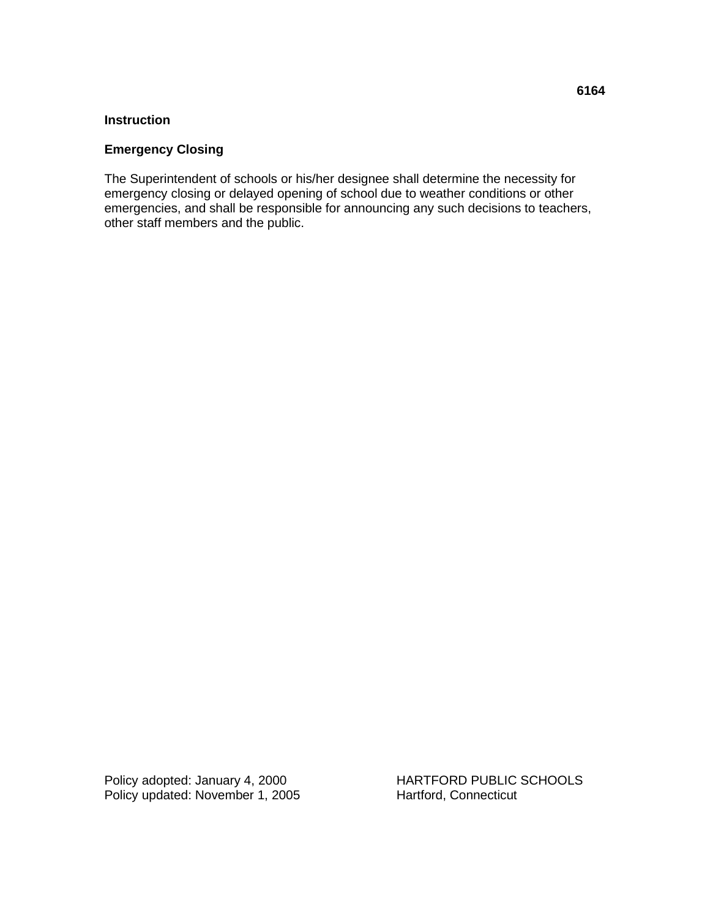**6164**

**Instruction**

## Emergency Closing

The Superintendent of schools or his/her designee shall determine the necessity for emergency closing or delayed opening of school due to weather conditions or other emergencies, and shall be responsible for announcing any such decisions to teachers, other staff members and the public.

Policy adopted: January 4, 2000
Policy updated: November 1, 2005

HARTFORD PUBLIC SCHOOLS
Hartford, Connecticut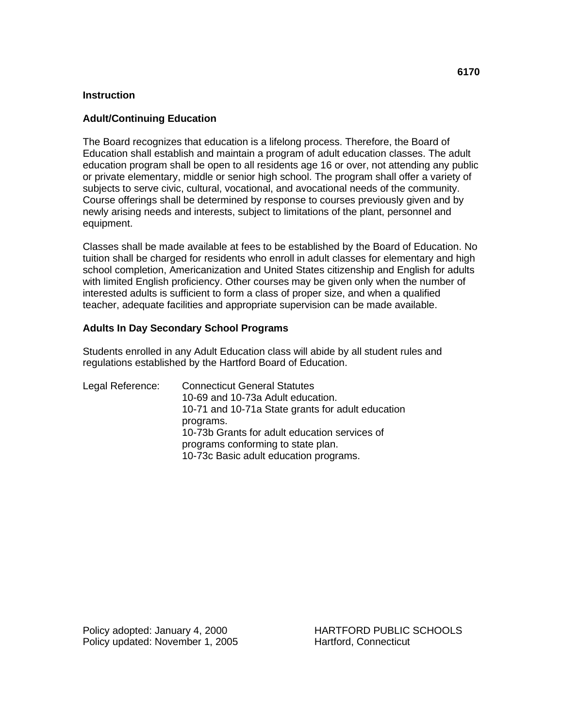6170

**Instruction**

## Adult/Continuing Education

The Board recognizes that education is a lifelong process. Therefore, the Board of Education shall establish and maintain a program of adult education classes. The adult education program shall be open to all residents age 16 or over, not attending any public or private elementary, middle or senior high school. The program shall offer a variety of subjects to serve civic, cultural, vocational, and avocational needs of the community. Course offerings shall be determined by response to courses previously given and by newly arising needs and interests, subject to limitations of the plant, personnel and equipment.

Classes shall be made available at fees to be established by the Board of Education. No tuition shall be charged for residents who enroll in adult classes for elementary and high school completion, Americanization and United States citizenship and English for adults with limited English proficiency. Other courses may be given only when the number of interested adults is sufficient to form a class of proper size, and when a qualified teacher, adequate facilities and appropriate supervision can be made available.

## Adults In Day Secondary School Programs

Students enrolled in any Adult Education class will abide by all student rules and regulations established by the Hartford Board of Education.

Legal Reference: Connecticut General Statutes
10-69 and 10-73a Adult education.
10-71 and 10-71a State grants for adult education programs.
10-73b Grants for adult education services of programs conforming to state plan.
10-73c Basic adult education programs.

Policy adopted: January 4, 2000
Policy updated: November 1, 2005

HARTFORD PUBLIC SCHOOLS
Hartford, Connecticut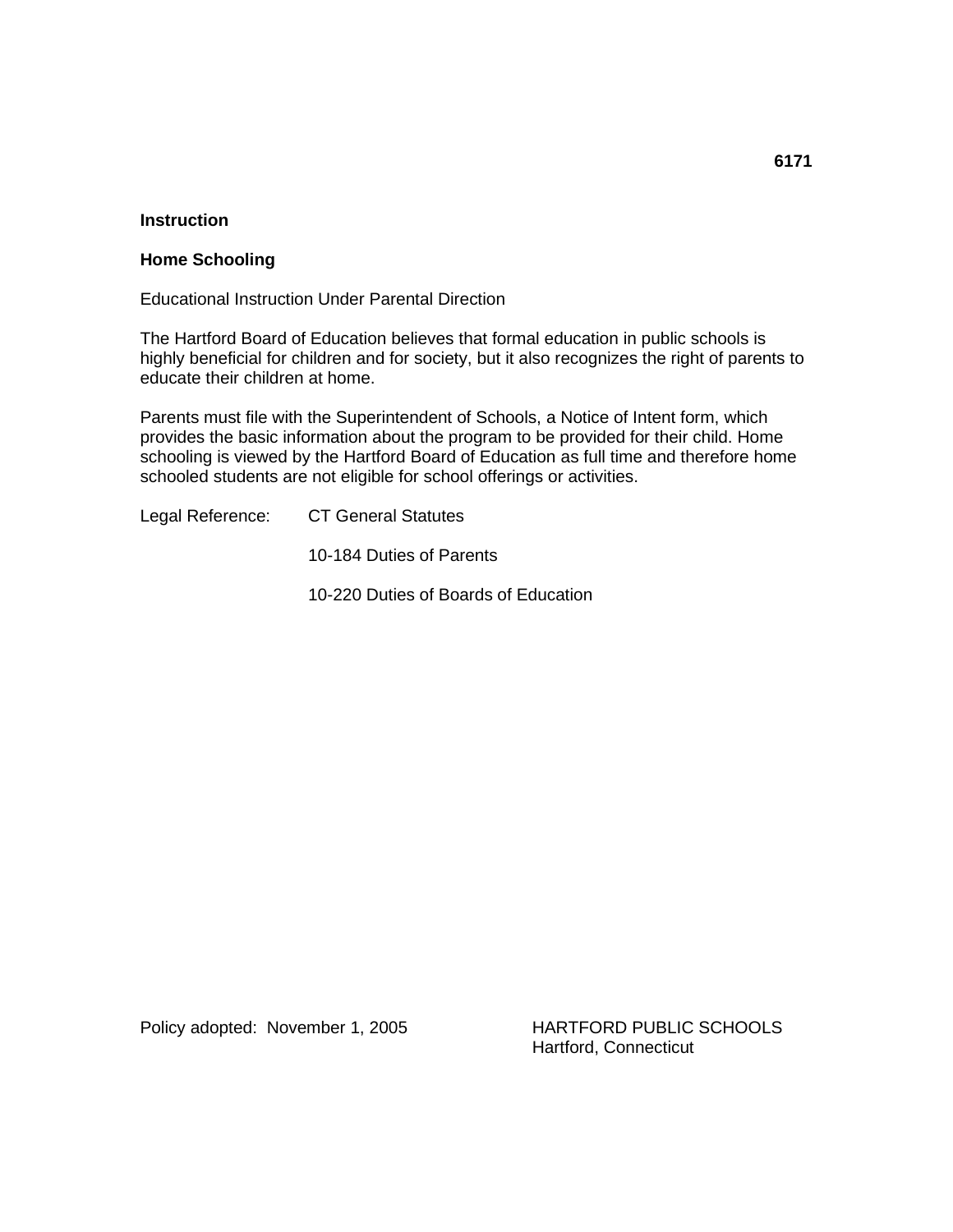**6171**

**Instruction**

**Home Schooling**

Educational Instruction Under Parental Direction

The Hartford Board of Education believes that formal education in public schools is highly beneficial for children and for society, but it also recognizes the right of parents to educate their children at home.

Parents must file with the Superintendent of Schools, a Notice of Intent form, which provides the basic information about the program to be provided for their child. Home schooling is viewed by the Hartford Board of Education as full time and therefore home schooled students are not eligible for school offerings or activities.

Legal Reference: CT General Statutes

10-184 Duties of Parents

10-220 Duties of Boards of Education

Policy adopted: November 1, 2005

HARTFORD PUBLIC SCHOOLS
Hartford, Connecticut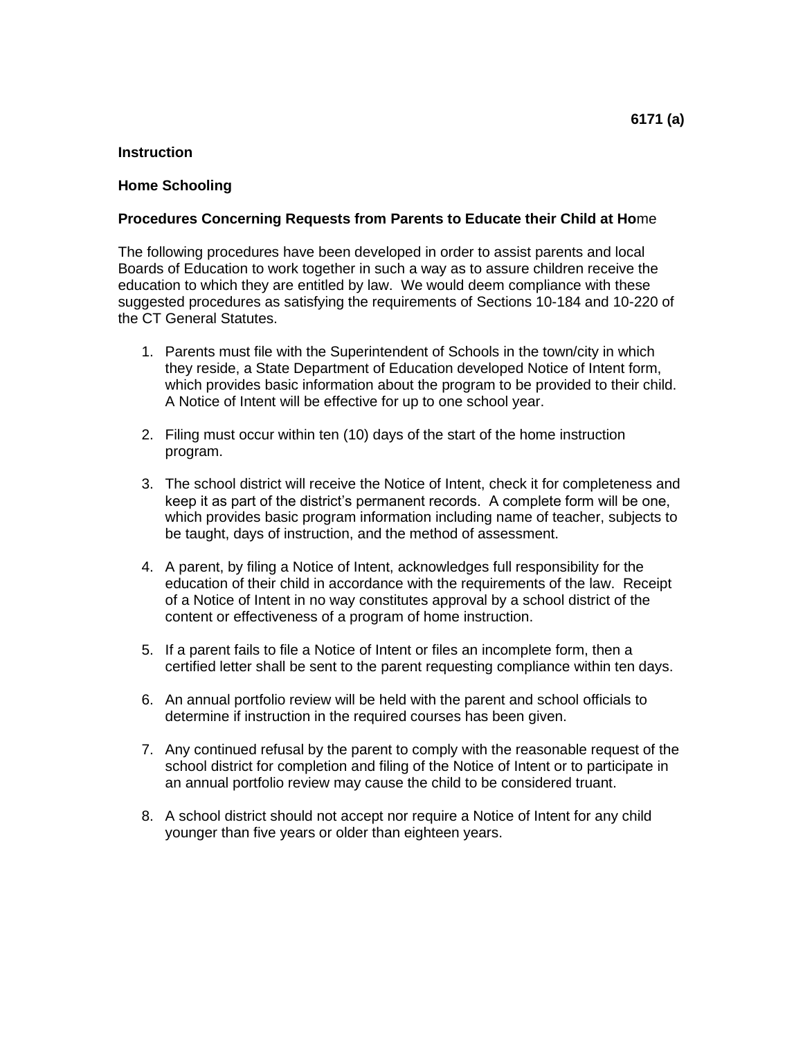**6171 (a)**

**Instruction**

**Home Schooling**

**Procedures Concerning Requests from Parents to Educate their Child at Ho**me

The following procedures have been developed in order to assist parents and local Boards of Education to work together in such a way as to assure children receive the education to which they are entitled by law. We would deem compliance with these suggested procedures as satisfying the requirements of Sections 10-184 and 10-220 of the CT General Statutes.

1. Parents must file with the Superintendent of Schools in the town/city in which they reside, a State Department of Education developed Notice of Intent form, which provides basic information about the program to be provided to their child. A Notice of Intent will be effective for up to one school year.

2. Filing must occur within ten (10) days of the start of the home instruction program.

3. The school district will receive the Notice of Intent, check it for completeness and keep it as part of the district's permanent records. A complete form will be one, which provides basic program information including name of teacher, subjects to be taught, days of instruction, and the method of assessment.

4. A parent, by filing a Notice of Intent, acknowledges full responsibility for the education of their child in accordance with the requirements of the law. Receipt of a Notice of Intent in no way constitutes approval by a school district of the content or effectiveness of a program of home instruction.

5. If a parent fails to file a Notice of Intent or files an incomplete form, then a certified letter shall be sent to the parent requesting compliance within ten days.

6. An annual portfolio review will be held with the parent and school officials to determine if instruction in the required courses has been given.

7. Any continued refusal by the parent to comply with the reasonable request of the school district for completion and filing of the Notice of Intent or to participate in an annual portfolio review may cause the child to be considered truant.

8. A school district should not accept nor require a Notice of Intent for any child younger than five years or older than eighteen years.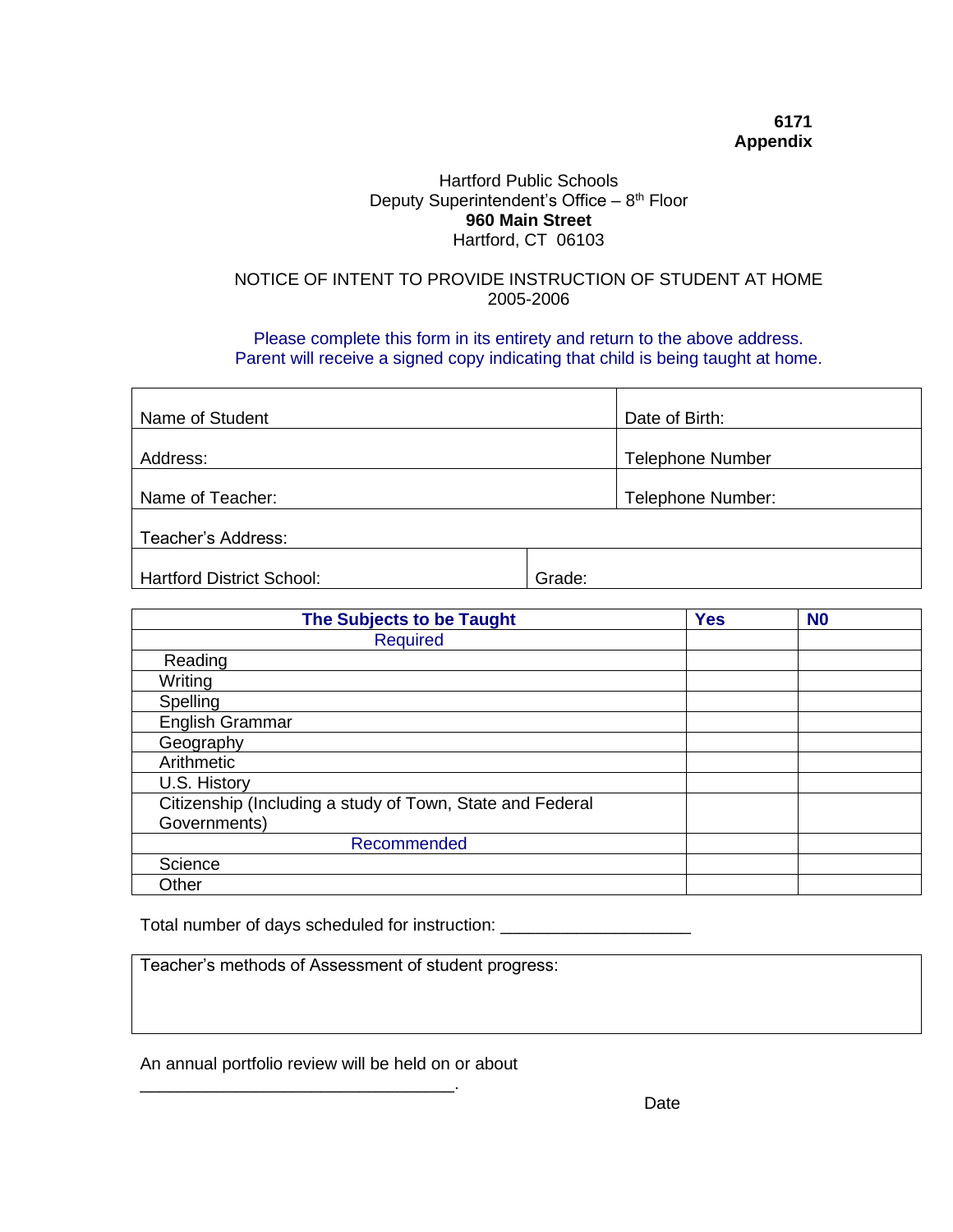**6171**
**Appendix**

Hartford Public Schools
Deputy Superintendent's Office – 8th Floor
**960 Main Street**
Hartford, CT 06103

NOTICE OF INTENT TO PROVIDE INSTRUCTION OF STUDENT AT HOME
2005-2006

Please complete this form in its entirety and return to the above address.
Parent will receive a signed copy indicating that child is being taught at home.

| | |
|---|---|
| Name of Student | Date of Birth: |
| Address: | Telephone Number |
| Name of Teacher: | Telephone Number: |
| Teacher's Address: | |
| Hartford District School: | Grade: |

| **The Subjects to be Taught** | **Yes** | **N0** |
|---|---|---|
| Required | | |
| Reading | | |
| Writing | | |
| Spelling | | |
| English Grammar | | |
| Geography | | |
| Arithmetic | | |
| U.S. History | | |
| Citizenship (Including a study of Town, State and Federal Governments) | | |
| Recommended | | |
| Science | | |
| Other | | |

Total number of days scheduled for instruction: ____________________

| Teacher's methods of Assessment of student progress: |
|---|
| |

An annual portfolio review will be held on or about
_________________________________.
Date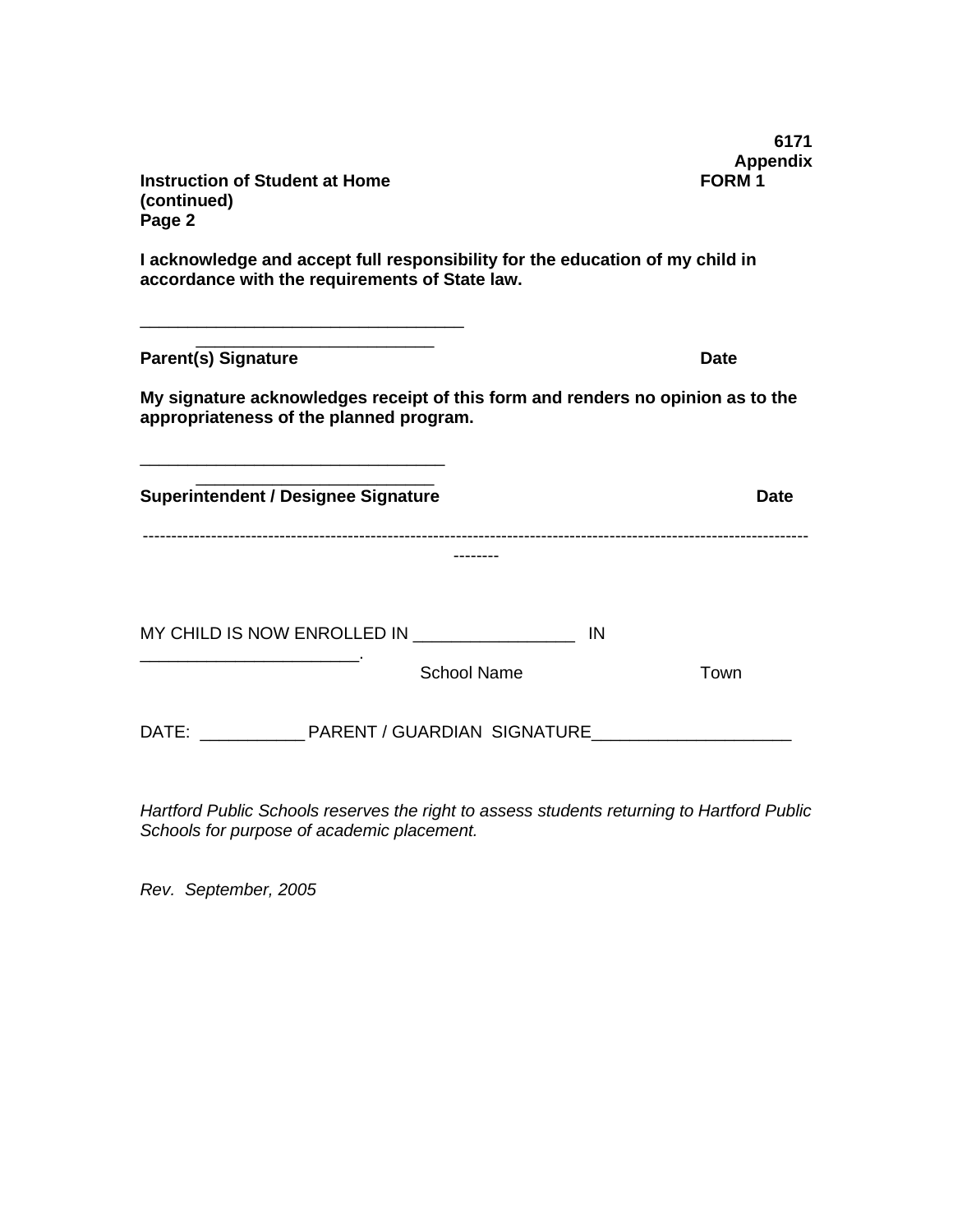**6171**
**Appendix**

**Instruction of Student at Home** **FORM 1**
**(continued)**
**Page 2**

**I acknowledge and accept full responsibility for the education of my child in accordance with the requirements of State law.**

___________________________________ ___________________________

**Parent(s) Signature** **Date**

**My signature acknowledges receipt of this form and renders no opinion as to the appropriateness of the planned program.**

_________________________________ ___________________________

**Superintendent / Designee Signature** **Date**

--------------------------------------------------------------------------------------------------------------------------------

MY CHILD IS NOW ENROLLED IN _________________ IN _______________________.

School Name Town

DATE: ___________ PARENT / GUARDIAN SIGNATURE_____________________

*Hartford Public Schools reserves the right to assess students returning to Hartford Public Schools for purpose of academic placement.*

*Rev. September, 2005*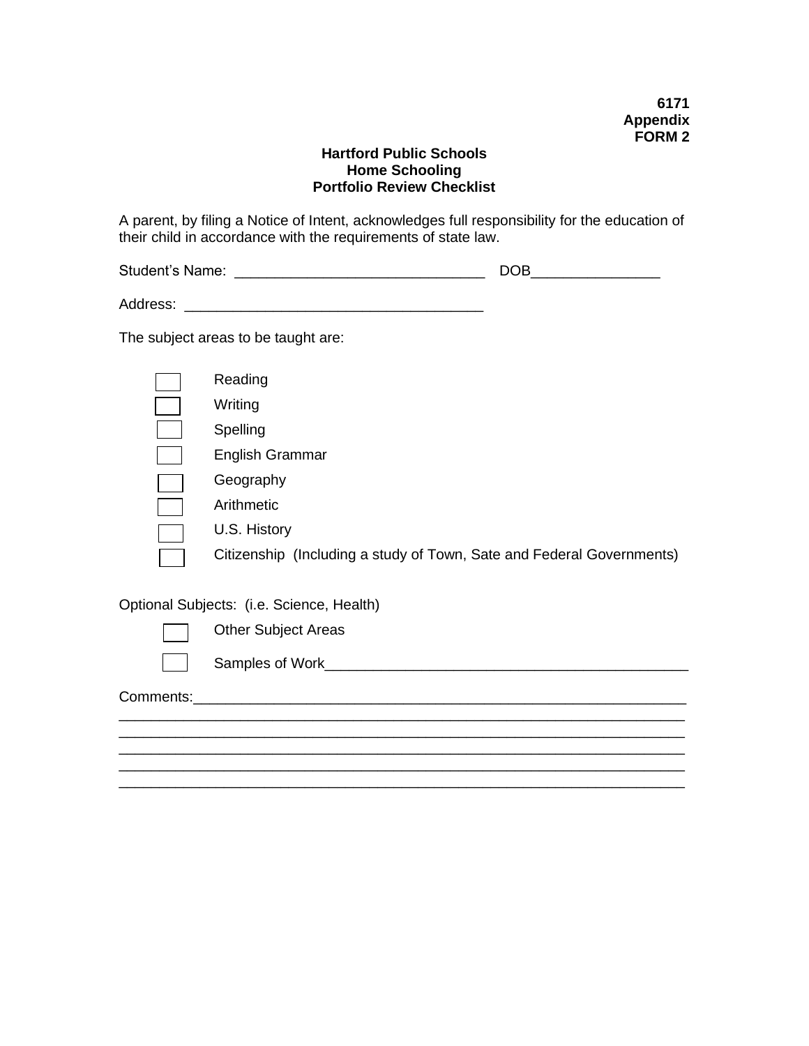**6171**
**Appendix**
**FORM 2**

**Hartford Public Schools**
**Home Schooling**
**Portfolio Review Checklist**

A parent, by filing a Notice of Intent, acknowledges full responsibility for the education of their child in accordance with the requirements of state law.

Student's Name: _______________________________ DOB________________

Address: ____________________________________

The subject areas to be taught are:

- ☐ Reading
- ☐ Writing
- ☐ Spelling
- ☐ English Grammar
- ☐ Geography
- ☐ Arithmetic
- ☐ U.S. History
- ☐ Citizenship (Including a study of Town, Sate and Federal Governments)

Optional Subjects: (i.e. Science, Health)

- ☐ Other Subject Areas
- ☐ Samples of Work____________________________________________

Comments:______________________________________________________________
______________________________________________________________________
______________________________________________________________________
______________________________________________________________________
______________________________________________________________________
______________________________________________________________________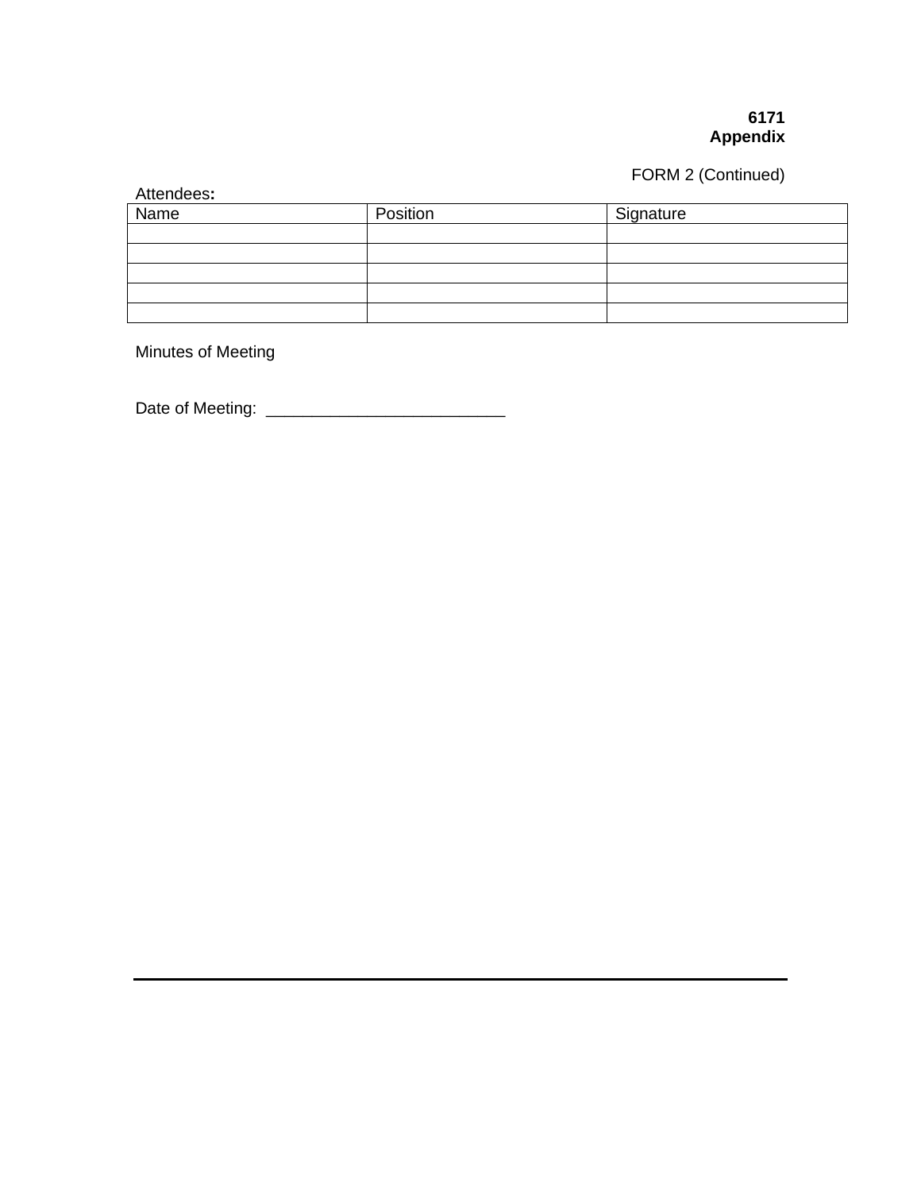**6171**
**Appendix**

FORM 2 (Continued)

Attendees**:**

| Name | Position | Signature |
|---|---|---|
| | | |
| | | |
| | | |
| | | |
| | | |

Minutes of Meeting

Date of Meeting: ___________________________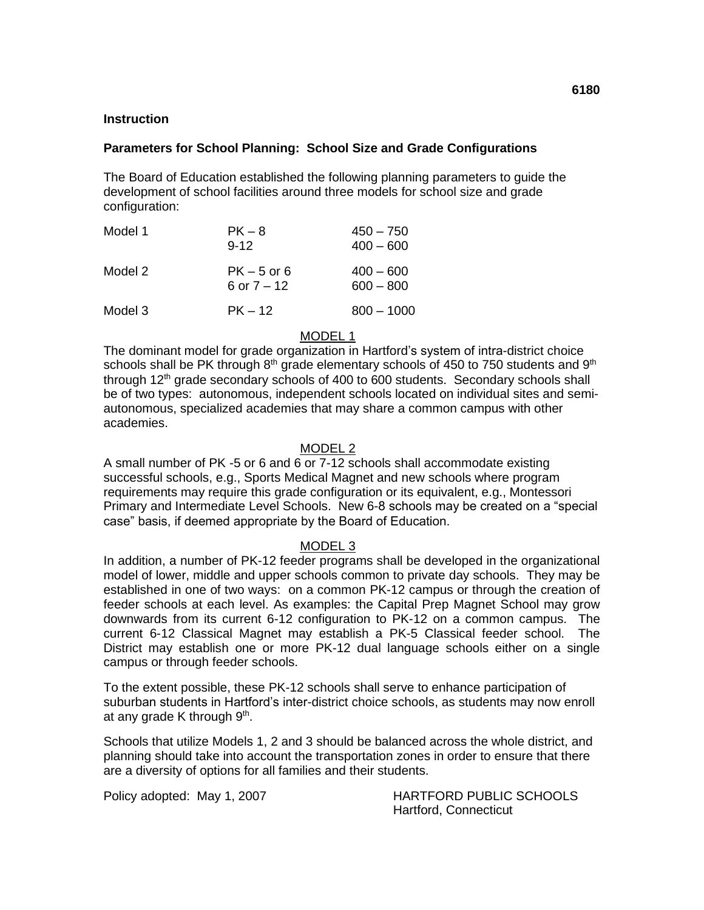**Instruction**

## Parameters for School Planning: School Size and Grade Configurations

The Board of Education established the following planning parameters to guide the development of school facilities around three models for school size and grade configuration:

| | | |
|---|---|---|
| Model 1 | PK – 8 | 450 – 750 |
| | 9-12 | 400 – 600 |
| Model 2 | PK – 5 or 6 | 400 – 600 |
| | 6 or 7 – 12 | 600 – 800 |
| Model 3 | PK – 12 | 800 – 1000 |

### MODEL 1

The dominant model for grade organization in Hartford's system of intra-district choice schools shall be PK through 8th grade elementary schools of 450 to 750 students and 9th through 12th grade secondary schools of 400 to 600 students. Secondary schools shall be of two types: autonomous, independent schools located on individual sites and semi-autonomous, specialized academies that may share a common campus with other academies.

### MODEL 2

A small number of PK -5 or 6 and 6 or 7-12 schools shall accommodate existing successful schools, e.g., Sports Medical Magnet and new schools where program requirements may require this grade configuration or its equivalent, e.g., Montessori Primary and Intermediate Level Schools. New 6-8 schools may be created on a "special case" basis, if deemed appropriate by the Board of Education.

### MODEL 3

In addition, a number of PK-12 feeder programs shall be developed in the organizational model of lower, middle and upper schools common to private day schools. They may be established in one of two ways: on a common PK-12 campus or through the creation of feeder schools at each level. As examples: the Capital Prep Magnet School may grow downwards from its current 6-12 configuration to PK-12 on a common campus. The current 6-12 Classical Magnet may establish a PK-5 Classical feeder school. The District may establish one or more PK-12 dual language schools either on a single campus or through feeder schools.

To the extent possible, these PK-12 schools shall serve to enhance participation of suburban students in Hartford's inter-district choice schools, as students may now enroll at any grade K through 9th.

Schools that utilize Models 1, 2 and 3 should be balanced across the whole district, and planning should take into account the transportation zones in order to ensure that there are a diversity of options for all families and their students.

Policy adopted: May 1, 2007

HARTFORD PUBLIC SCHOOLS
Hartford, Connecticut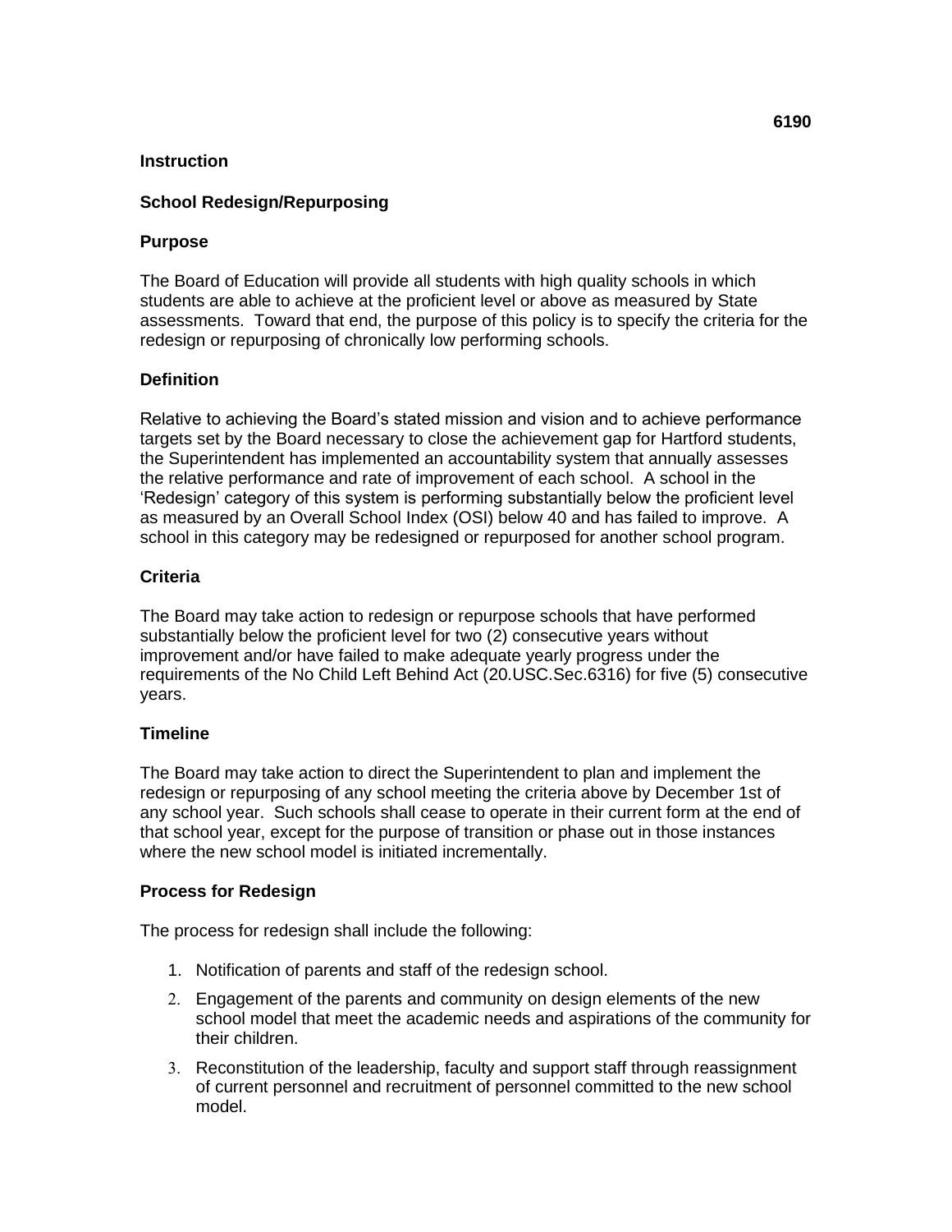6190

**Instruction**

## School Redesign/Repurposing

### Purpose

The Board of Education will provide all students with high quality schools in which students are able to achieve at the proficient level or above as measured by State assessments. Toward that end, the purpose of this policy is to specify the criteria for the redesign or repurposing of chronically low performing schools.

### Definition

Relative to achieving the Board's stated mission and vision and to achieve performance targets set by the Board necessary to close the achievement gap for Hartford students, the Superintendent has implemented an accountability system that annually assesses the relative performance and rate of improvement of each school. A school in the 'Redesign' category of this system is performing substantially below the proficient level as measured by an Overall School Index (OSI) below 40 and has failed to improve. A school in this category may be redesigned or repurposed for another school program.

### Criteria

The Board may take action to redesign or repurpose schools that have performed substantially below the proficient level for two (2) consecutive years without improvement and/or have failed to make adequate yearly progress under the requirements of the No Child Left Behind Act (20.USC.Sec.6316) for five (5) consecutive years.

### Timeline

The Board may take action to direct the Superintendent to plan and implement the redesign or repurposing of any school meeting the criteria above by December 1st of any school year. Such schools shall cease to operate in their current form at the end of that school year, except for the purpose of transition or phase out in those instances where the new school model is initiated incrementally.

### Process for Redesign

The process for redesign shall include the following:

1. Notification of parents and staff of the redesign school.
2. Engagement of the parents and community on design elements of the new school model that meet the academic needs and aspirations of the community for their children.
3. Reconstitution of the leadership, faculty and support staff through reassignment of current personnel and recruitment of personnel committed to the new school model.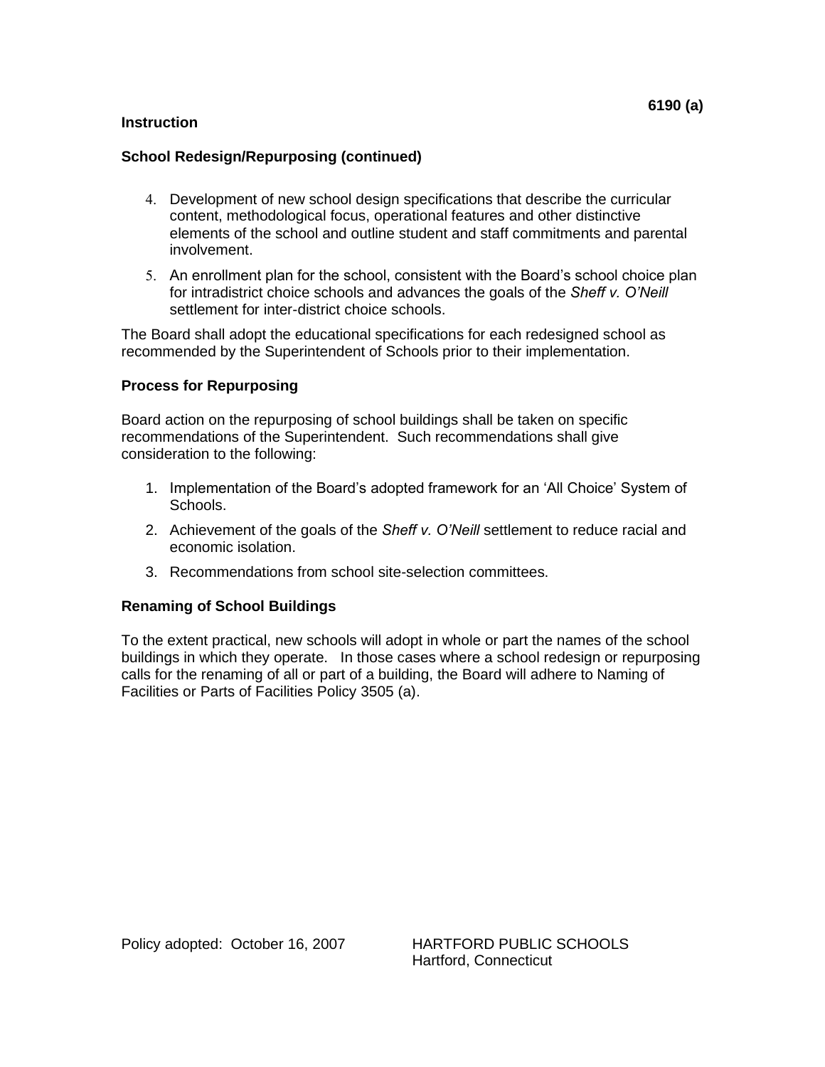**Instruction**

**School Redesign/Repurposing (continued)**

4. Development of new school design specifications that describe the curricular content, methodological focus, operational features and other distinctive elements of the school and outline student and staff commitments and parental involvement.
5. An enrollment plan for the school, consistent with the Board's school choice plan for intradistrict choice schools and advances the goals of the *Sheff v. O'Neill* settlement for inter-district choice schools.

The Board shall adopt the educational specifications for each redesigned school as recommended by the Superintendent of Schools prior to their implementation.

**Process for Repurposing**

Board action on the repurposing of school buildings shall be taken on specific recommendations of the Superintendent. Such recommendations shall give consideration to the following:

1. Implementation of the Board's adopted framework for an 'All Choice' System of Schools.
2. Achievement of the goals of the *Sheff v. O'Neill* settlement to reduce racial and economic isolation.
3. Recommendations from school site-selection committees.

**Renaming of School Buildings**

To the extent practical, new schools will adopt in whole or part the names of the school buildings in which they operate. In those cases where a school redesign or repurposing calls for the renaming of all or part of a building, the Board will adhere to Naming of Facilities or Parts of Facilities Policy 3505 (a).

Policy adopted: October 16, 2007

HARTFORD PUBLIC SCHOOLS
Hartford, Connecticut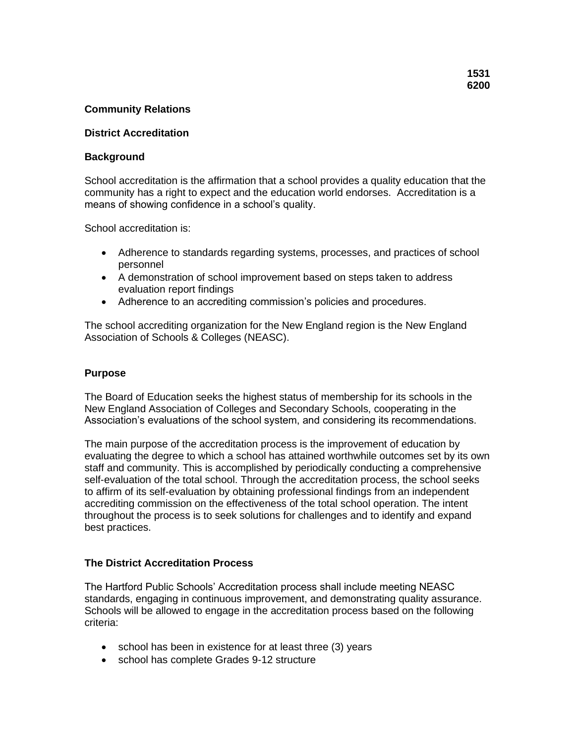**1531**
**6200**

## Community Relations

## District Accreditation

### Background

School accreditation is the affirmation that a school provides a quality education that the community has a right to expect and the education world endorses. Accreditation is a means of showing confidence in a school's quality.

School accreditation is:

- Adherence to standards regarding systems, processes, and practices of school personnel
- A demonstration of school improvement based on steps taken to address evaluation report findings
- Adherence to an accrediting commission's policies and procedures.

The school accrediting organization for the New England region is the New England Association of Schools & Colleges (NEASC).

### Purpose

The Board of Education seeks the highest status of membership for its schools in the New England Association of Colleges and Secondary Schools, cooperating in the Association's evaluations of the school system, and considering its recommendations.

The main purpose of the accreditation process is the improvement of education by evaluating the degree to which a school has attained worthwhile outcomes set by its own staff and community. This is accomplished by periodically conducting a comprehensive self-evaluation of the total school. Through the accreditation process, the school seeks to affirm of its self-evaluation by obtaining professional findings from an independent accrediting commission on the effectiveness of the total school operation. The intent throughout the process is to seek solutions for challenges and to identify and expand best practices.

### The District Accreditation Process

The Hartford Public Schools' Accreditation process shall include meeting NEASC standards, engaging in continuous improvement, and demonstrating quality assurance. Schools will be allowed to engage in the accreditation process based on the following criteria:

- school has been in existence for at least three (3) years
- school has complete Grades 9-12 structure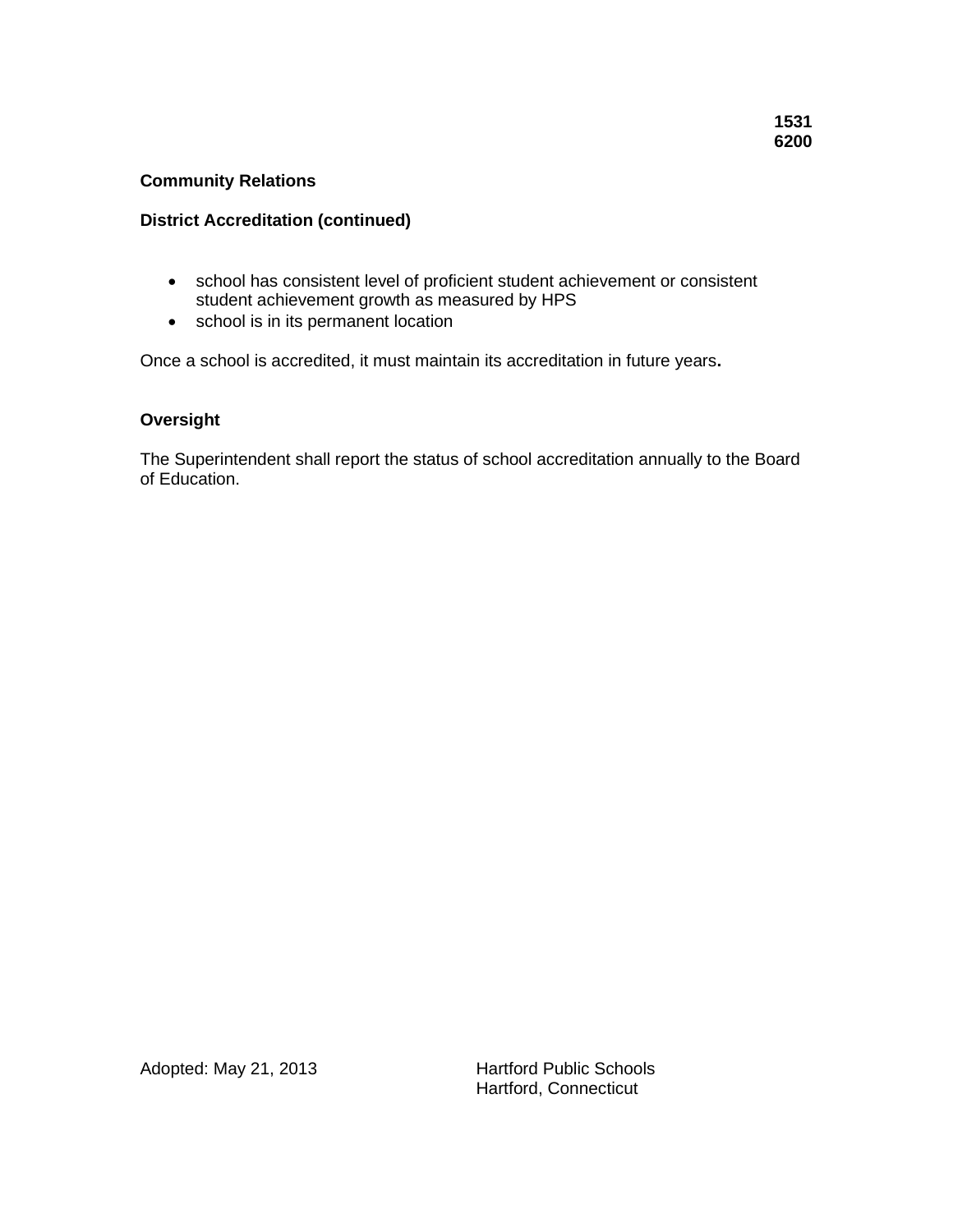**1531**
**6200**

**Community Relations**

**District Accreditation (continued)**

- school has consistent level of proficient student achievement or consistent student achievement growth as measured by HPS
- school is in its permanent location

Once a school is accredited, it must maintain its accreditation in future years**.**

**Oversight**

The Superintendent shall report the status of school accreditation annually to the Board of Education.

Adopted: May 21, 2013

Hartford Public Schools
Hartford, Connecticut